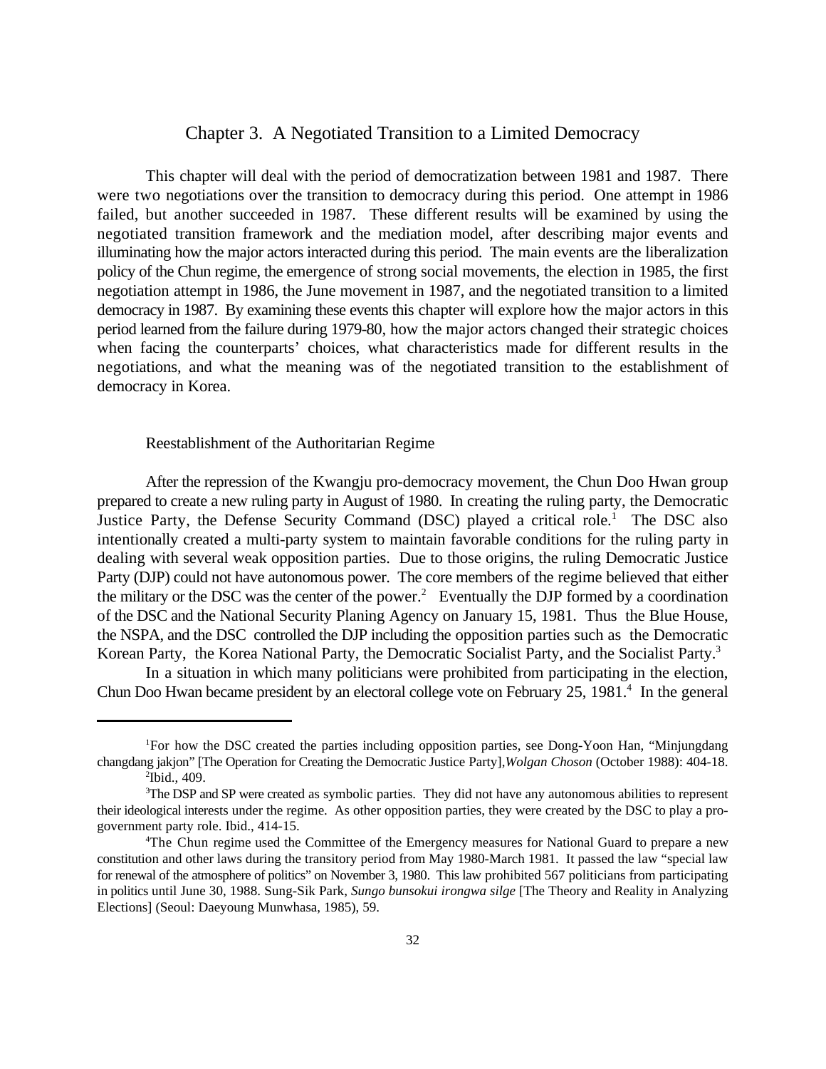# Chapter 3. A Negotiated Transition to a Limited Democracy

This chapter will deal with the period of democratization between 1981 and 1987. There were two negotiations over the transition to democracy during this period. One attempt in 1986 failed, but another succeeded in 1987. These different results will be examined by using the negotiated transition framework and the mediation model, after describing major events and illuminating how the major actors interacted during this period. The main events are the liberalization policy of the Chun regime, the emergence of strong social movements, the election in 1985, the first negotiation attempt in 1986, the June movement in 1987, and the negotiated transition to a limited democracy in 1987. By examining these events this chapter will explore how the major actors in this period learned from the failure during 1979-80, how the major actors changed their strategic choices when facing the counterparts' choices, what characteristics made for different results in the negotiations, and what the meaning was of the negotiated transition to the establishment of democracy in Korea.

## Reestablishment of the Authoritarian Regime

After the repression of the Kwangju pro-democracy movement, the Chun Doo Hwan group prepared to create a new ruling party in August of 1980. In creating the ruling party, the Democratic Justice Party, the Defense Security Command (DSC) played a critical role.[1] The DSC also intentionally created a multi-party system to maintain favorable conditions for the ruling party in dealing with several weak opposition parties. Due to those origins, the ruling Democratic Justice Party (DJP) could not have autonomous power. The core members of the regime believed that either the military or the DSC was the center of the power.[2] Eventually the DJP formed by a coordination of the DSC and the National Security Planing Agency on January 15, 1981. Thus the Blue House, the NSPA, and the DSC controlled the DJP including the opposition parties such as the Democratic Korean Party, the Korea National Party, the Democratic Socialist Party, and the Socialist Party.[3]

In a situation in which many politicians were prohibited from participating in the election, Chun Doo Hwan became president by an electoral college vote on February 25, 1981.[4] In the general

---

[1] For how the DSC created the parties including opposition parties, see Dong-Yoon Han, "Minjungdang changdang jakjon" [The Operation for Creating the Democratic Justice Party], *Wolgan Choson* (October 1988): 404-18.

[2] Ibid., 409.

[3] The DSP and SP were created as symbolic parties. They did not have any autonomous abilities to represent their ideological interests under the regime. As other opposition parties, they were created by the DSC to play a pro-government party role. Ibid., 414-15.

[4] The Chun regime used the Committee of the Emergency measures for National Guard to prepare a new constitution and other laws during the transitory period from May 1980-March 1981. It passed the law "special law for renewal of the atmosphere of politics" on November 3, 1980. This law prohibited 567 politicians from participating in politics until June 30, 1988. Sung-Sik Park, *Sungo bunsokui irongwa silge* [The Theory and Reality in Analyzing Elections] (Seoul: Daeyoung Munwhasa, 1985), 59.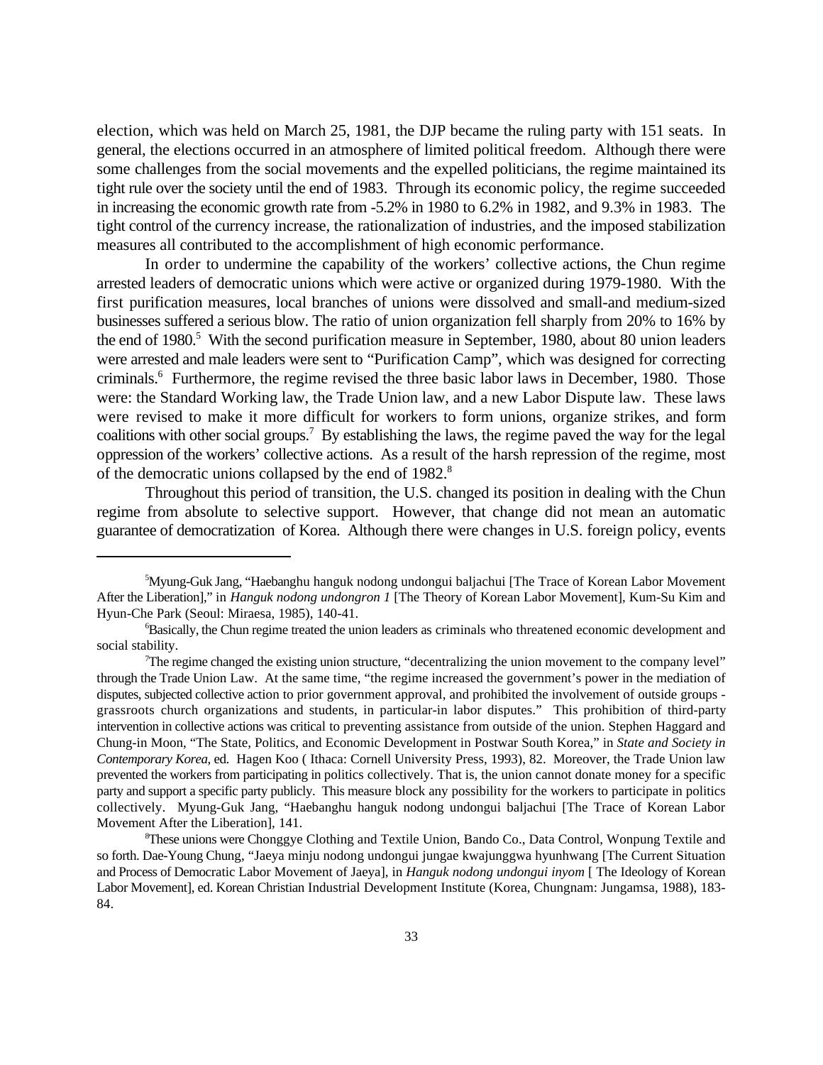election, which was held on March 25, 1981, the DJP became the ruling party with 151 seats. In general, the elections occurred in an atmosphere of limited political freedom. Although there were some challenges from the social movements and the expelled politicians, the regime maintained its tight rule over the society until the end of 1983. Through its economic policy, the regime succeeded in increasing the economic growth rate from -5.2% in 1980 to 6.2% in 1982, and 9.3% in 1983. The tight control of the currency increase, the rationalization of industries, and the imposed stabilization measures all contributed to the accomplishment of high economic performance.

In order to undermine the capability of the workers' collective actions, the Chun regime arrested leaders of democratic unions which were active or organized during 1979-1980. With the first purification measures, local branches of unions were dissolved and small-and medium-sized businesses suffered a serious blow. The ratio of union organization fell sharply from 20% to 16% by the end of 1980.[5] With the second purification measure in September, 1980, about 80 union leaders were arrested and male leaders were sent to "Purification Camp", which was designed for correcting criminals.[6] Furthermore, the regime revised the three basic labor laws in December, 1980. Those were: the Standard Working law, the Trade Union law, and a new Labor Dispute law. These laws were revised to make it more difficult for workers to form unions, organize strikes, and form coalitions with other social groups.[7] By establishing the laws, the regime paved the way for the legal oppression of the workers' collective actions. As a result of the harsh repression of the regime, most of the democratic unions collapsed by the end of 1982.[8]

Throughout this period of transition, the U.S. changed its position in dealing with the Chun regime from absolute to selective support. However, that change did not mean an automatic guarantee of democratization of Korea. Although there were changes in U.S. foreign policy, events

---

[5] Myung-Guk Jang, "Haebanghu hanguk nodong undongui baljachui [The Trace of Korean Labor Movement After the Liberation]," in *Hanguk nodong undongron 1* [The Theory of Korean Labor Movement], Kum-Su Kim and Hyun-Che Park (Seoul: Miraesa, 1985), 140-41.

[6] Basically, the Chun regime treated the union leaders as criminals who threatened economic development and social stability.

[7] The regime changed the existing union structure, "decentralizing the union movement to the company level" through the Trade Union Law. At the same time, "the regime increased the government's power in the mediation of disputes, subjected collective action to prior government approval, and prohibited the involvement of outside groups - grassroots church organizations and students, in particular-in labor disputes." This prohibition of third-party intervention in collective actions was critical to preventing assistance from outside of the union. Stephen Haggard and Chung-in Moon, "The State, Politics, and Economic Development in Postwar South Korea," in *State and Society in Contemporary Korea*, ed. Hagen Koo ( Ithaca: Cornell University Press, 1993), 82. Moreover, the Trade Union law prevented the workers from participating in politics collectively. That is, the union cannot donate money for a specific party and support a specific party publicly. This measure block any possibility for the workers to participate in politics collectively. Myung-Guk Jang, "Haebanghu hanguk nodong undongui baljachui [The Trace of Korean Labor Movement After the Liberation], 141.

[8] These unions were Chonggye Clothing and Textile Union, Bando Co., Data Control, Wonpung Textile and so forth. Dae-Young Chung, "Jaeya minju nodong undongui jungae kwajunggwa hyunhwang [The Current Situation and Process of Democratic Labor Movement of Jaeya], in *Hanguk nodong undongui inyom* [ The Ideology of Korean Labor Movement], ed. Korean Christian Industrial Development Institute (Korea, Chungnam: Jungamsa, 1988), 183-84.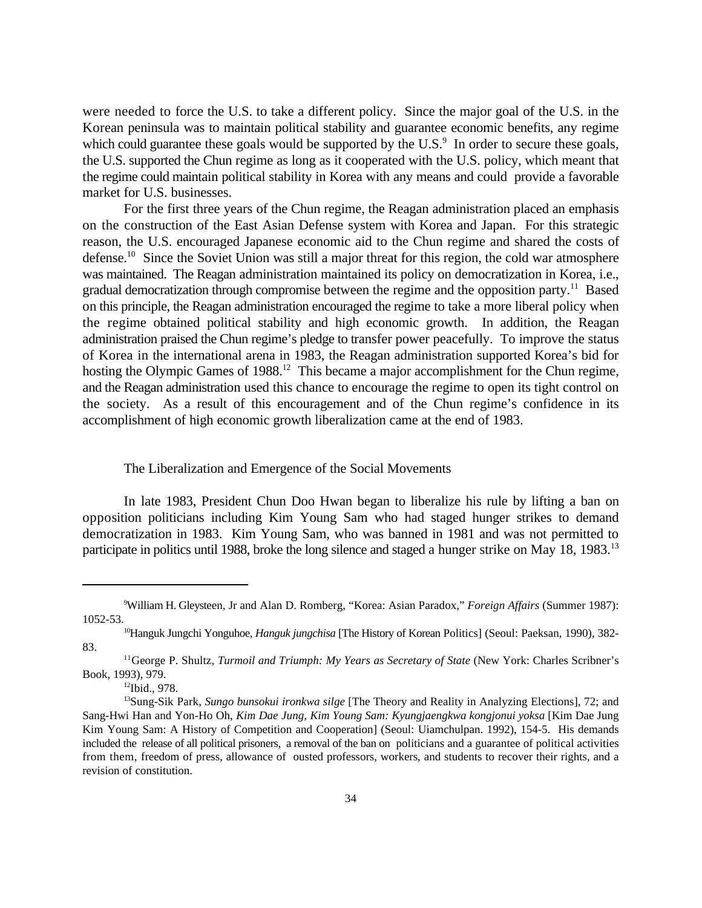were needed to force the U.S. to take a different policy. Since the major goal of the U.S. in the Korean peninsula was to maintain political stability and guarantee economic benefits, any regime which could guarantee these goals would be supported by the U.S.[9] In order to secure these goals, the U.S. supported the Chun regime as long as it cooperated with the U.S. policy, which meant that the regime could maintain political stability in Korea with any means and could provide a favorable market for U.S. businesses.

For the first three years of the Chun regime, the Reagan administration placed an emphasis on the construction of the East Asian Defense system with Korea and Japan. For this strategic reason, the U.S. encouraged Japanese economic aid to the Chun regime and shared the costs of defense.[10] Since the Soviet Union was still a major threat for this region, the cold war atmosphere was maintained. The Reagan administration maintained its policy on democratization in Korea, i.e., gradual democratization through compromise between the regime and the opposition party.[11] Based on this principle, the Reagan administration encouraged the regime to take a more liberal policy when the regime obtained political stability and high economic growth. In addition, the Reagan administration praised the Chun regime's pledge to transfer power peacefully. To improve the status of Korea in the international arena in 1983, the Reagan administration supported Korea's bid for hosting the Olympic Games of 1988.[12] This became a major accomplishment for the Chun regime, and the Reagan administration used this chance to encourage the regime to open its tight control on the society. As a result of this encouragement and of the Chun regime's confidence in its accomplishment of high economic growth liberalization came at the end of 1983.

## The Liberalization and Emergence of the Social Movements

In late 1983, President Chun Doo Hwan began to liberalize his rule by lifting a ban on opposition politicians including Kim Young Sam who had staged hunger strikes to demand democratization in 1983. Kim Young Sam, who was banned in 1981 and was not permitted to participate in politics until 1988, broke the long silence and staged a hunger strike on May 18, 1983.[13]

---

[9] William H. Gleysteen, Jr and Alan D. Romberg, "Korea: Asian Paradox," *Foreign Affairs* (Summer 1987): 1052-53.

[10] Hanguk Jungchi Yonguhoe, *Hanguk jungchisa* [The History of Korean Politics] (Seoul: Paeksan, 1990), 382-83.

[11] George P. Shultz, *Turmoil and Triumph: My Years as Secretary of State* (New York: Charles Scribner's Book, 1993), 979.

[12] Ibid., 978.

[13] Sung-Sik Park, *Sungo bunsokui ironkwa silge* [The Theory and Reality in Analyzing Elections], 72; and Sang-Hwi Han and Yon-Ho Oh, *Kim Dae Jung, Kim Young Sam: Kyungjaengkwa kongjonui yoksa* [Kim Dae Jung Kim Young Sam: A History of Competition and Cooperation] (Seoul: Uiamchulpan. 1992), 154-5. His demands included the release of all political prisoners, a removal of the ban on politicians and a guarantee of political activities from them, freedom of press, allowance of ousted professors, workers, and students to recover their rights, and a revision of constitution.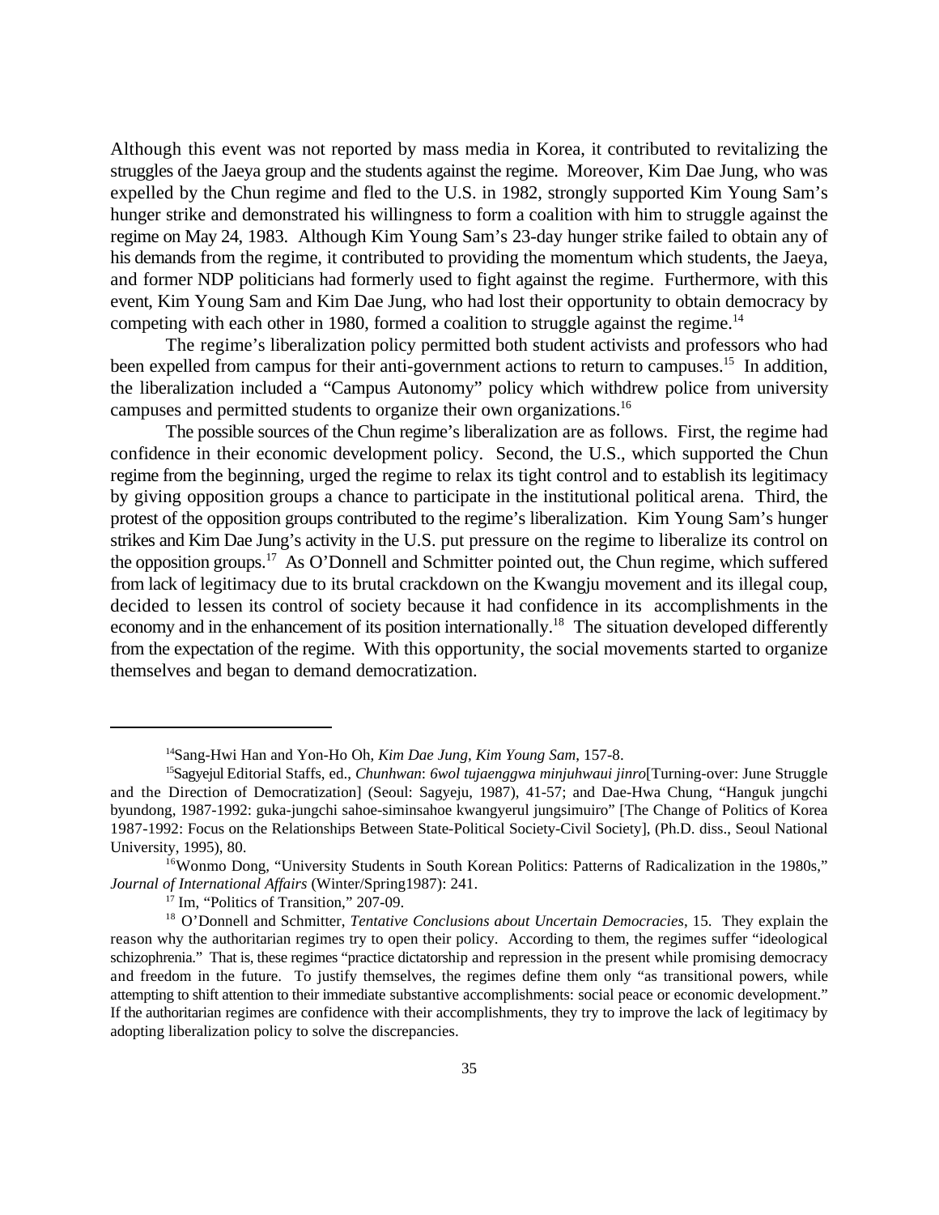Although this event was not reported by mass media in Korea, it contributed to revitalizing the struggles of the Jaeya group and the students against the regime. Moreover, Kim Dae Jung, who was expelled by the Chun regime and fled to the U.S. in 1982, strongly supported Kim Young Sam's hunger strike and demonstrated his willingness to form a coalition with him to struggle against the regime on May 24, 1983. Although Kim Young Sam's 23-day hunger strike failed to obtain any of his demands from the regime, it contributed to providing the momentum which students, the Jaeya, and former NDP politicians had formerly used to fight against the regime. Furthermore, with this event, Kim Young Sam and Kim Dae Jung, who had lost their opportunity to obtain democracy by competing with each other in 1980, formed a coalition to struggle against the regime.[14]

The regime's liberalization policy permitted both student activists and professors who had been expelled from campus for their anti-government actions to return to campuses.[15] In addition, the liberalization included a "Campus Autonomy" policy which withdrew police from university campuses and permitted students to organize their own organizations.[16]

The possible sources of the Chun regime's liberalization are as follows. First, the regime had confidence in their economic development policy. Second, the U.S., which supported the Chun regime from the beginning, urged the regime to relax its tight control and to establish its legitimacy by giving opposition groups a chance to participate in the institutional political arena. Third, the protest of the opposition groups contributed to the regime's liberalization. Kim Young Sam's hunger strikes and Kim Dae Jung's activity in the U.S. put pressure on the regime to liberalize its control on the opposition groups.[17] As O'Donnell and Schmitter pointed out, the Chun regime, which suffered from lack of legitimacy due to its brutal crackdown on the Kwangju movement and its illegal coup, decided to lessen its control of society because it had confidence in its accomplishments in the economy and in the enhancement of its position internationally.[18] The situation developed differently from the expectation of the regime. With this opportunity, the social movements started to organize themselves and began to demand democratization.

---

[14] Sang-Hwi Han and Yon-Ho Oh, *Kim Dae Jung, Kim Young Sam*, 157-8.

[15] Sagyejul Editorial Staffs, ed., *Chunhwan*: *6wol tujaenggwa minjuhwaui jinro*[Turning-over: June Struggle and the Direction of Democratization] (Seoul: Sagyeju, 1987), 41-57; and Dae-Hwa Chung, "Hanguk jungchi byundong, 1987-1992: guka-jungchi sahoe-siminsahoe kwangyerul jungsimuiro" [The Change of Politics of Korea 1987-1992: Focus on the Relationships Between State-Political Society-Civil Society], (Ph.D. diss., Seoul National University, 1995), 80.

[16] Wonmo Dong, "University Students in South Korean Politics: Patterns of Radicalization in the 1980s," *Journal of International Affairs* (Winter/Spring1987): 241.

[17] Im, "Politics of Transition," 207-09.

[18] O'Donnell and Schmitter, *Tentative Conclusions about Uncertain Democracies*, 15. They explain the reason why the authoritarian regimes try to open their policy. According to them, the regimes suffer "ideological schizophrenia." That is, these regimes "practice dictatorship and repression in the present while promising democracy and freedom in the future. To justify themselves, the regimes define them only "as transitional powers, while attempting to shift attention to their immediate substantive accomplishments: social peace or economic development." If the authoritarian regimes are confidence with their accomplishments, they try to improve the lack of legitimacy by adopting liberalization policy to solve the discrepancies.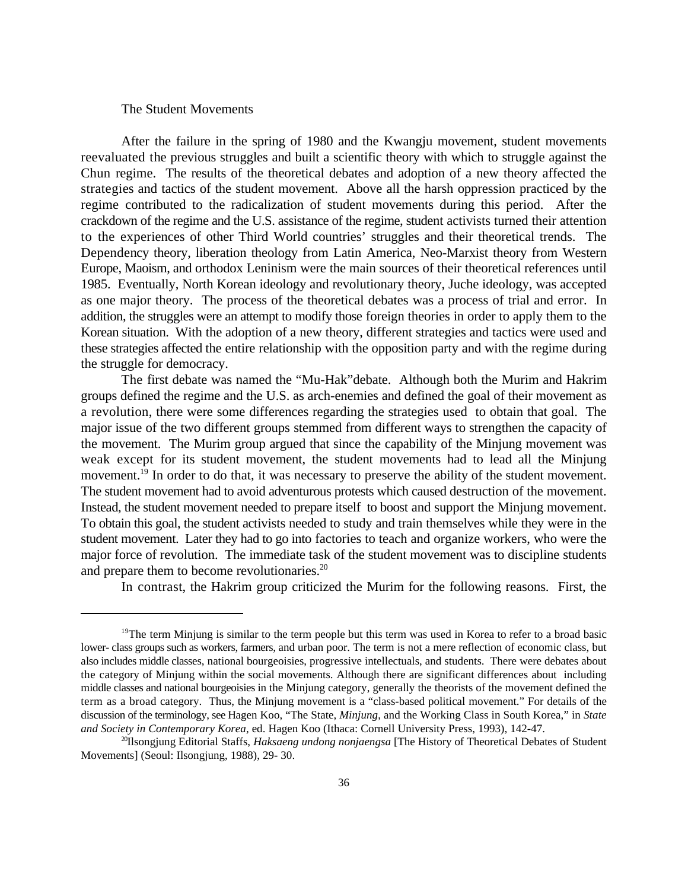## The Student Movements

After the failure in the spring of 1980 and the Kwangju movement, student movements reevaluated the previous struggles and built a scientific theory with which to struggle against the Chun regime. The results of the theoretical debates and adoption of a new theory affected the strategies and tactics of the student movement. Above all the harsh oppression practiced by the regime contributed to the radicalization of student movements during this period. After the crackdown of the regime and the U.S. assistance of the regime, student activists turned their attention to the experiences of other Third World countries' struggles and their theoretical trends. The Dependency theory, liberation theology from Latin America, Neo-Marxist theory from Western Europe, Maoism, and orthodox Leninism were the main sources of their theoretical references until 1985. Eventually, North Korean ideology and revolutionary theory, Juche ideology, was accepted as one major theory. The process of the theoretical debates was a process of trial and error. In addition, the struggles were an attempt to modify those foreign theories in order to apply them to the Korean situation. With the adoption of a new theory, different strategies and tactics were used and these strategies affected the entire relationship with the opposition party and with the regime during the struggle for democracy.

The first debate was named the "Mu-Hak"debate. Although both the Murim and Hakrim groups defined the regime and the U.S. as arch-enemies and defined the goal of their movement as a revolution, there were some differences regarding the strategies used to obtain that goal. The major issue of the two different groups stemmed from different ways to strengthen the capacity of the movement. The Murim group argued that since the capability of the Minjung movement was weak except for its student movement, the student movements had to lead all the Minjung movement.[19] In order to do that, it was necessary to preserve the ability of the student movement. The student movement had to avoid adventurous protests which caused destruction of the movement. Instead, the student movement needed to prepare itself to boost and support the Minjung movement. To obtain this goal, the student activists needed to study and train themselves while they were in the student movement. Later they had to go into factories to teach and organize workers, who were the major force of revolution. The immediate task of the student movement was to discipline students and prepare them to become revolutionaries.[20]

In contrast, the Hakrim group criticized the Murim for the following reasons. First, the

---

[19]The term Minjung is similar to the term people but this term was used in Korea to refer to a broad basic lower- class groups such as workers, farmers, and urban poor. The term is not a mere reflection of economic class, but also includes middle classes, national bourgeoisies, progressive intellectuals, and students. There were debates about the category of Minjung within the social movements. Although there are significant differences about including middle classes and national bourgeoisies in the Minjung category, generally the theorists of the movement defined the term as a broad category. Thus, the Minjung movement is a "class-based political movement." For details of the discussion of the terminology, see Hagen Koo, "The State, *Minjung*, and the Working Class in South Korea," in *State and Society in Contemporary Korea*, ed. Hagen Koo (Ithaca: Cornell University Press, 1993), 142-47.

[20]Ilsongjung Editorial Staffs, *Haksaeng undong nonjaengsa* [The History of Theoretical Debates of Student Movements] (Seoul: Ilsongjung, 1988), 29- 30.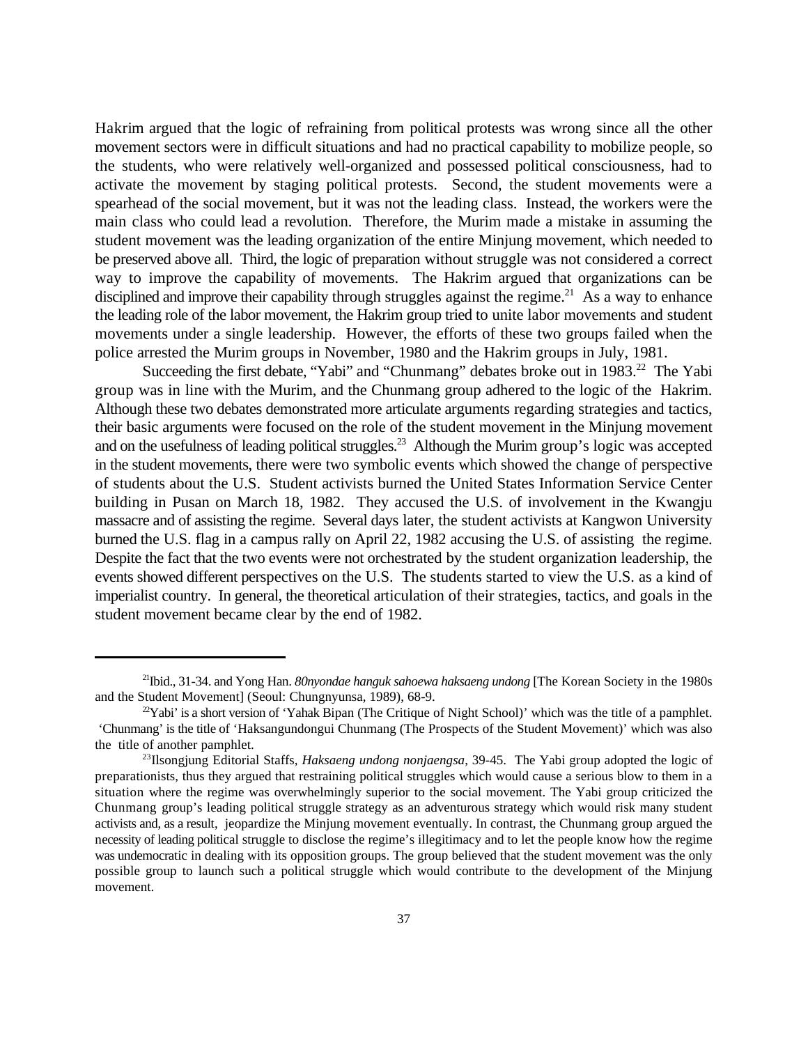Hakrim argued that the logic of refraining from political protests was wrong since all the other movement sectors were in difficult situations and had no practical capability to mobilize people, so the students, who were relatively well-organized and possessed political consciousness, had to activate the movement by staging political protests. Second, the student movements were a spearhead of the social movement, but it was not the leading class. Instead, the workers were the main class who could lead a revolution. Therefore, the Murim made a mistake in assuming the student movement was the leading organization of the entire Minjung movement, which needed to be preserved above all. Third, the logic of preparation without struggle was not considered a correct way to improve the capability of movements. The Hakrim argued that organizations can be disciplined and improve their capability through struggles against the regime.[21] As a way to enhance the leading role of the labor movement, the Hakrim group tried to unite labor movements and student movements under a single leadership. However, the efforts of these two groups failed when the police arrested the Murim groups in November, 1980 and the Hakrim groups in July, 1981.

Succeeding the first debate, "Yabi" and "Chunmang" debates broke out in 1983.[22] The Yabi group was in line with the Murim, and the Chunmang group adhered to the logic of the Hakrim. Although these two debates demonstrated more articulate arguments regarding strategies and tactics, their basic arguments were focused on the role of the student movement in the Minjung movement and on the usefulness of leading political struggles.[23] Although the Murim group's logic was accepted in the student movements, there were two symbolic events which showed the change of perspective of students about the U.S. Student activists burned the United States Information Service Center building in Pusan on March 18, 1982. They accused the U.S. of involvement in the Kwangju massacre and of assisting the regime. Several days later, the student activists at Kangwon University burned the U.S. flag in a campus rally on April 22, 1982 accusing the U.S. of assisting the regime. Despite the fact that the two events were not orchestrated by the student organization leadership, the events showed different perspectives on the U.S. The students started to view the U.S. as a kind of imperialist country. In general, the theoretical articulation of their strategies, tactics, and goals in the student movement became clear by the end of 1982.

---

[21]Ibid., 31-34. and Yong Han. *80nyondae hanguk sahoewa haksaeng undong* [The Korean Society in the 1980s and the Student Movement] (Seoul: Chungnyunsa, 1989), 68-9.

[22]Yabi' is a short version of 'Yahak Bipan (The Critique of Night School)' which was the title of a pamphlet. 'Chunmang' is the title of 'Haksangundongui Chunmang (The Prospects of the Student Movement)' which was also the title of another pamphlet.

[23]Ilsongjung Editorial Staffs, *Haksaeng undong nonjaengsa*, 39-45. The Yabi group adopted the logic of preparationists, thus they argued that restraining political struggles which would cause a serious blow to them in a situation where the regime was overwhelmingly superior to the social movement. The Yabi group criticized the Chunmang group's leading political struggle strategy as an adventurous strategy which would risk many student activists and, as a result, jeopardize the Minjung movement eventually. In contrast, the Chunmang group argued the necessity of leading political struggle to disclose the regime's illegitimacy and to let the people know how the regime was undemocratic in dealing with its opposition groups. The group believed that the student movement was the only possible group to launch such a political struggle which would contribute to the development of the Minjung movement.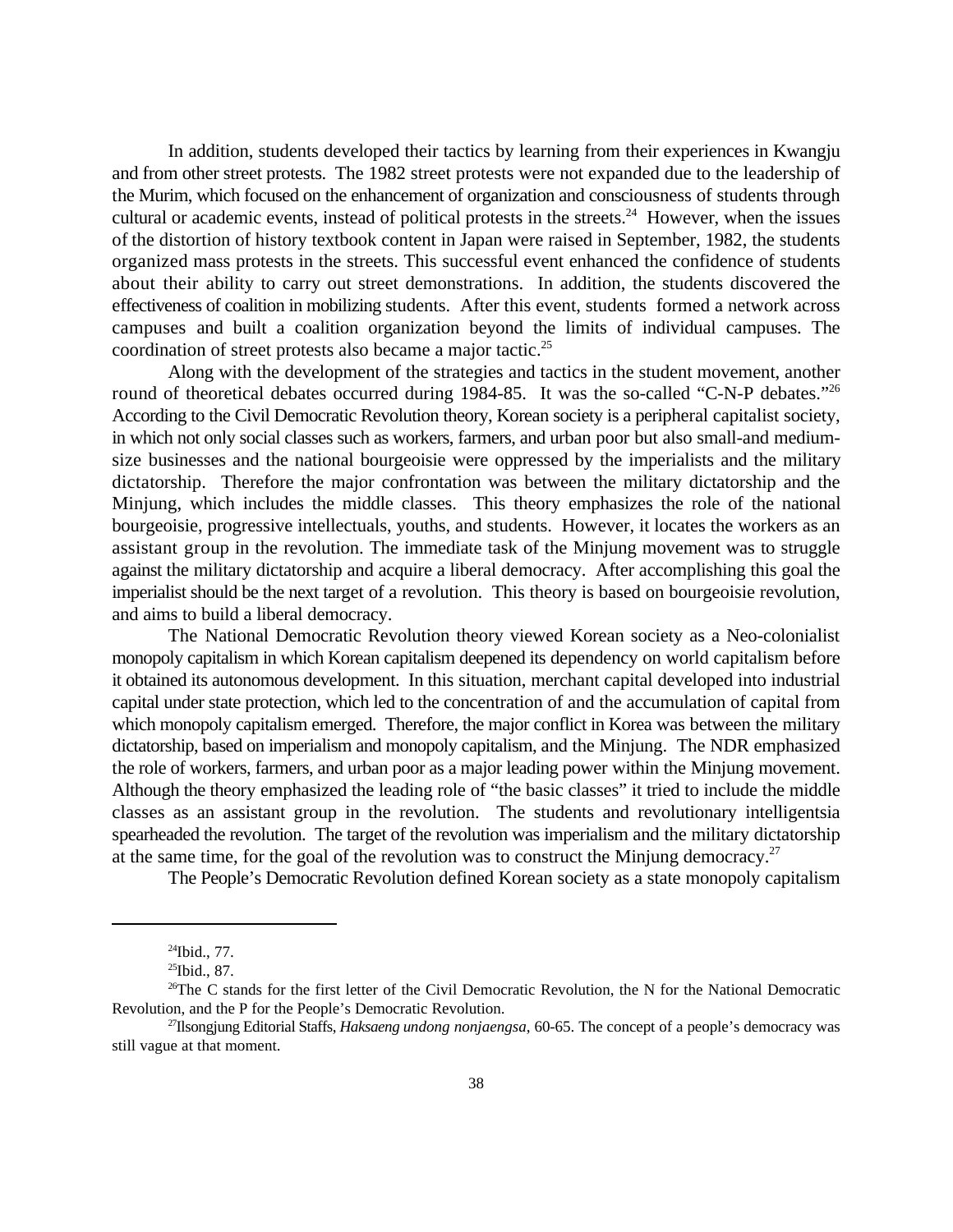In addition, students developed their tactics by learning from their experiences in Kwangju and from other street protests. The 1982 street protests were not expanded due to the leadership of the Murim, which focused on the enhancement of organization and consciousness of students through cultural or academic events, instead of political protests in the streets.[24] However, when the issues of the distortion of history textbook content in Japan were raised in September, 1982, the students organized mass protests in the streets. This successful event enhanced the confidence of students about their ability to carry out street demonstrations. In addition, the students discovered the effectiveness of coalition in mobilizing students. After this event, students formed a network across campuses and built a coalition organization beyond the limits of individual campuses. The coordination of street protests also became a major tactic.[25]

Along with the development of the strategies and tactics in the student movement, another round of theoretical debates occurred during 1984-85. It was the so-called "C-N-P debates."[26] According to the Civil Democratic Revolution theory, Korean society is a peripheral capitalist society, in which not only social classes such as workers, farmers, and urban poor but also small-and medium-size businesses and the national bourgeoisie were oppressed by the imperialists and the military dictatorship. Therefore the major confrontation was between the military dictatorship and the Minjung, which includes the middle classes. This theory emphasizes the role of the national bourgeoisie, progressive intellectuals, youths, and students. However, it locates the workers as an assistant group in the revolution. The immediate task of the Minjung movement was to struggle against the military dictatorship and acquire a liberal democracy. After accomplishing this goal the imperialist should be the next target of a revolution. This theory is based on bourgeoisie revolution, and aims to build a liberal democracy.

The National Democratic Revolution theory viewed Korean society as a Neo-colonialist monopoly capitalism in which Korean capitalism deepened its dependency on world capitalism before it obtained its autonomous development. In this situation, merchant capital developed into industrial capital under state protection, which led to the concentration of and the accumulation of capital from which monopoly capitalism emerged. Therefore, the major conflict in Korea was between the military dictatorship, based on imperialism and monopoly capitalism, and the Minjung. The NDR emphasized the role of workers, farmers, and urban poor as a major leading power within the Minjung movement. Although the theory emphasized the leading role of "the basic classes" it tried to include the middle classes as an assistant group in the revolution. The students and revolutionary intelligentsia spearheaded the revolution. The target of the revolution was imperialism and the military dictatorship at the same time, for the goal of the revolution was to construct the Minjung democracy.[27]

The People's Democratic Revolution defined Korean society as a state monopoly capitalism

---

[24] Ibid., 77.

[25] Ibid., 87.

[26] The C stands for the first letter of the Civil Democratic Revolution, the N for the National Democratic Revolution, and the P for the People's Democratic Revolution.

[27] Ilsongjung Editorial Staffs, *Haksaeng undong nonjaengsa*, 60-65. The concept of a people's democracy was still vague at that moment.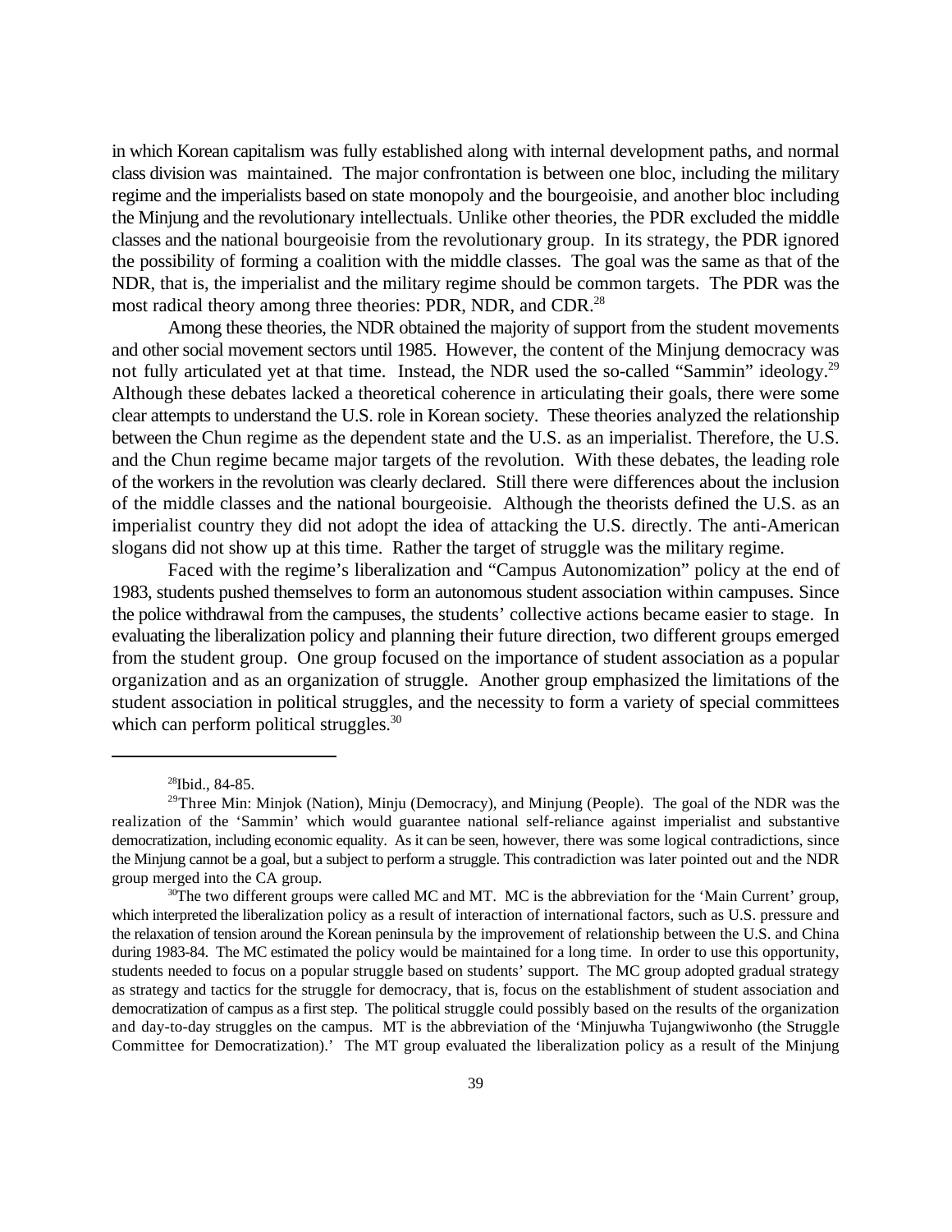in which Korean capitalism was fully established along with internal development paths, and normal class division was maintained. The major confrontation is between one bloc, including the military regime and the imperialists based on state monopoly and the bourgeoisie, and another bloc including the Minjung and the revolutionary intellectuals. Unlike other theories, the PDR excluded the middle classes and the national bourgeoisie from the revolutionary group. In its strategy, the PDR ignored the possibility of forming a coalition with the middle classes. The goal was the same as that of the NDR, that is, the imperialist and the military regime should be common targets. The PDR was the most radical theory among three theories: PDR, NDR, and CDR.[28]

Among these theories, the NDR obtained the majority of support from the student movements and other social movement sectors until 1985. However, the content of the Minjung democracy was not fully articulated yet at that time. Instead, the NDR used the so-called "Sammin" ideology.[29] Although these debates lacked a theoretical coherence in articulating their goals, there were some clear attempts to understand the U.S. role in Korean society. These theories analyzed the relationship between the Chun regime as the dependent state and the U.S. as an imperialist. Therefore, the U.S. and the Chun regime became major targets of the revolution. With these debates, the leading role of the workers in the revolution was clearly declared. Still there were differences about the inclusion of the middle classes and the national bourgeoisie. Although the theorists defined the U.S. as an imperialist country they did not adopt the idea of attacking the U.S. directly. The anti-American slogans did not show up at this time. Rather the target of struggle was the military regime.

Faced with the regime's liberalization and "Campus Autonomization" policy at the end of 1983, students pushed themselves to form an autonomous student association within campuses. Since the police withdrawal from the campuses, the students' collective actions became easier to stage. In evaluating the liberalization policy and planning their future direction, two different groups emerged from the student group. One group focused on the importance of student association as a popular organization and as an organization of struggle. Another group emphasized the limitations of the student association in political struggles, and the necessity to form a variety of special committees which can perform political struggles.[30]

---

[28]Ibid., 84-85.

[29]Three Min: Minjok (Nation), Minju (Democracy), and Minjung (People). The goal of the NDR was the realization of the 'Sammin' which would guarantee national self-reliance against imperialist and substantive democratization, including economic equality. As it can be seen, however, there was some logical contradictions, since the Minjung cannot be a goal, but a subject to perform a struggle. This contradiction was later pointed out and the NDR group merged into the CA group.

[30]The two different groups were called MC and MT. MC is the abbreviation for the 'Main Current' group, which interpreted the liberalization policy as a result of interaction of international factors, such as U.S. pressure and the relaxation of tension around the Korean peninsula by the improvement of relationship between the U.S. and China during 1983-84. The MC estimated the policy would be maintained for a long time. In order to use this opportunity, students needed to focus on a popular struggle based on students' support. The MC group adopted gradual strategy as strategy and tactics for the struggle for democracy, that is, focus on the establishment of student association and democratization of campus as a first step. The political struggle could possibly based on the results of the organization and day-to-day struggles on the campus. MT is the abbreviation of the 'Minjuwha Tujangwiwonho (the Struggle Committee for Democratization).' The MT group evaluated the liberalization policy as a result of the Minjung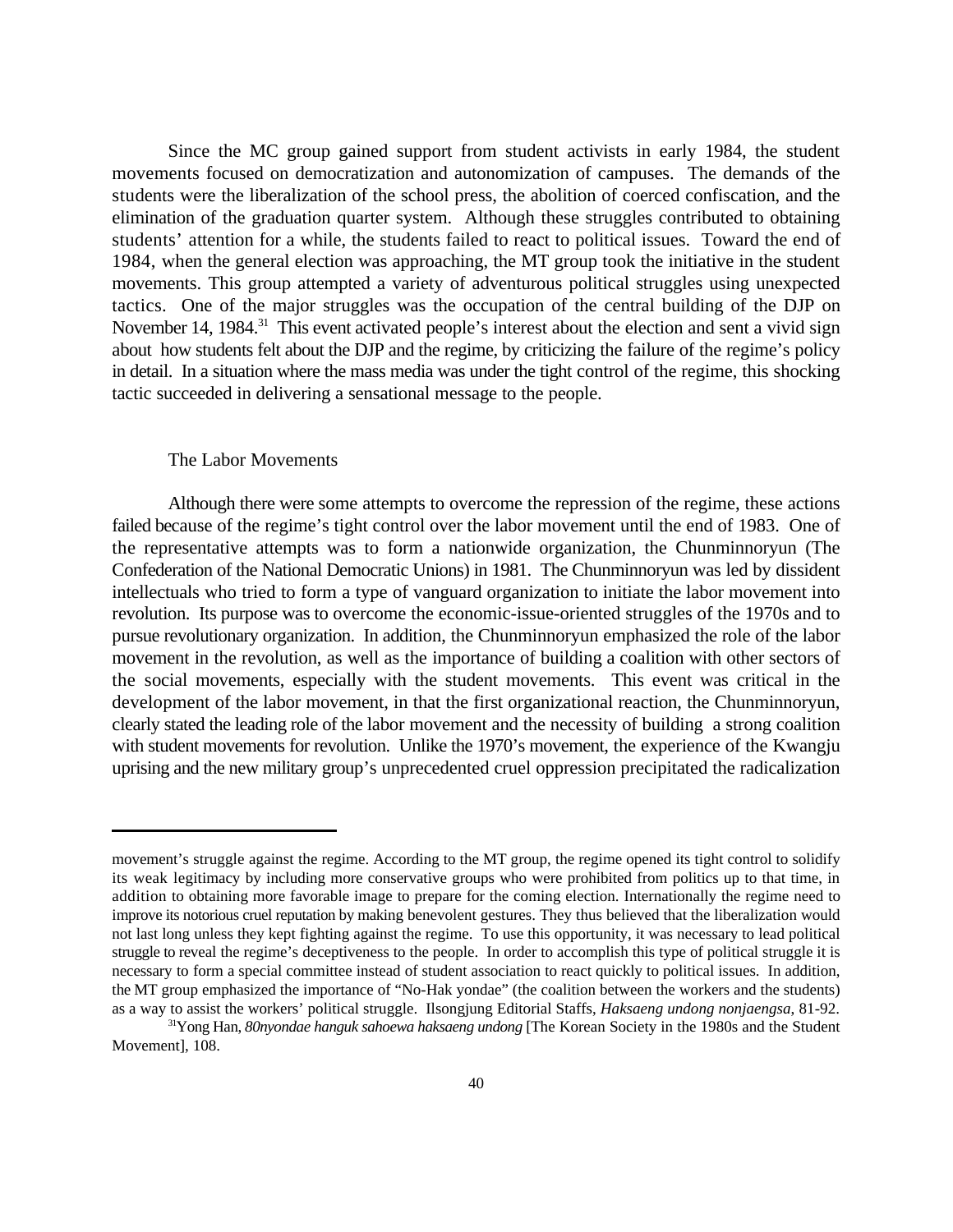Since the MC group gained support from student activists in early 1984, the student movements focused on democratization and autonomization of campuses. The demands of the students were the liberalization of the school press, the abolition of coerced confiscation, and the elimination of the graduation quarter system. Although these struggles contributed to obtaining students' attention for a while, the students failed to react to political issues. Toward the end of 1984, when the general election was approaching, the MT group took the initiative in the student movements. This group attempted a variety of adventurous political struggles using unexpected tactics. One of the major struggles was the occupation of the central building of the DJP on November 14, 1984.[31] This event activated people's interest about the election and sent a vivid sign about how students felt about the DJP and the regime, by criticizing the failure of the regime's policy in detail. In a situation where the mass media was under the tight control of the regime, this shocking tactic succeeded in delivering a sensational message to the people.

### The Labor Movements

Although there were some attempts to overcome the repression of the regime, these actions failed because of the regime's tight control over the labor movement until the end of 1983. One of the representative attempts was to form a nationwide organization, the Chunminnoryun (The Confederation of the National Democratic Unions) in 1981. The Chunminnoryun was led by dissident intellectuals who tried to form a type of vanguard organization to initiate the labor movement into revolution. Its purpose was to overcome the economic-issue-oriented struggles of the 1970s and to pursue revolutionary organization. In addition, the Chunminnoryun emphasized the role of the labor movement in the revolution, as well as the importance of building a coalition with other sectors of the social movements, especially with the student movements. This event was critical in the development of the labor movement, in that the first organizational reaction, the Chunminnoryun, clearly stated the leading role of the labor movement and the necessity of building a strong coalition with student movements for revolution. Unlike the 1970's movement, the experience of the Kwangju uprising and the new military group's unprecedented cruel oppression precipitated the radicalization

---

movement's struggle against the regime. According to the MT group, the regime opened its tight control to solidify its weak legitimacy by including more conservative groups who were prohibited from politics up to that time, in addition to obtaining more favorable image to prepare for the coming election. Internationally the regime need to improve its notorious cruel reputation by making benevolent gestures. They thus believed that the liberalization would not last long unless they kept fighting against the regime. To use this opportunity, it was necessary to lead political struggle to reveal the regime's deceptiveness to the people. In order to accomplish this type of political struggle it is necessary to form a special committee instead of student association to react quickly to political issues. In addition, the MT group emphasized the importance of "No-Hak yondae" (the coalition between the workers and the students) as a way to assist the workers' political struggle. Ilsongjung Editorial Staffs, *Haksaeng undong nonjaengsa*, 81-92.

[31] Yong Han, *80nyondae hanguk sahoewa haksaeng undong* [The Korean Society in the 1980s and the Student Movement], 108.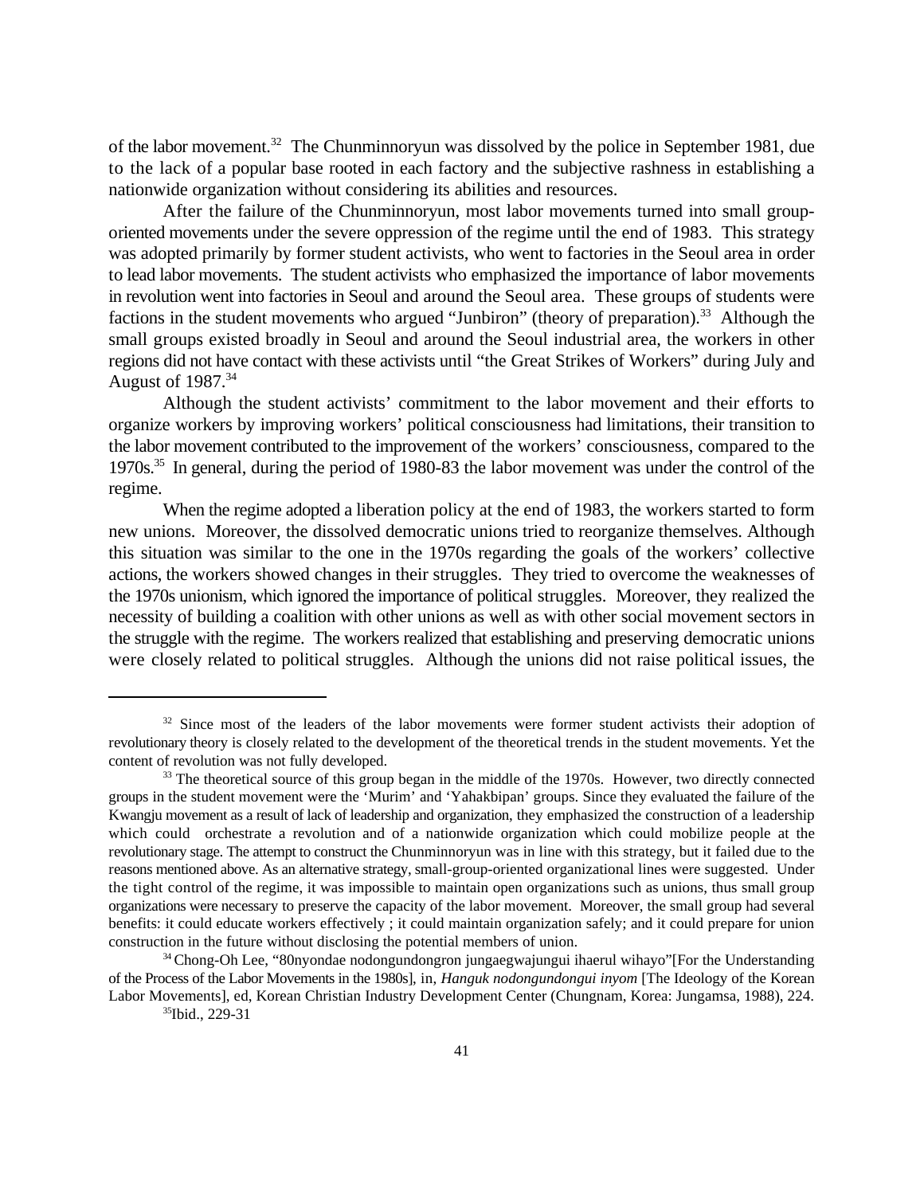of the labor movement.[32] The Chunminnoryun was dissolved by the police in September 1981, due to the lack of a popular base rooted in each factory and the subjective rashness in establishing a nationwide organization without considering its abilities and resources.

After the failure of the Chunminnoryun, most labor movements turned into small group-oriented movements under the severe oppression of the regime until the end of 1983. This strategy was adopted primarily by former student activists, who went to factories in the Seoul area in order to lead labor movements. The student activists who emphasized the importance of labor movements in revolution went into factories in Seoul and around the Seoul area. These groups of students were factions in the student movements who argued "Junbiron" (theory of preparation).[33] Although the small groups existed broadly in Seoul and around the Seoul industrial area, the workers in other regions did not have contact with these activists until "the Great Strikes of Workers" during July and August of 1987.[34]

Although the student activists' commitment to the labor movement and their efforts to organize workers by improving workers' political consciousness had limitations, their transition to the labor movement contributed to the improvement of the workers' consciousness, compared to the 1970s.[35] In general, during the period of 1980-83 the labor movement was under the control of the regime.

When the regime adopted a liberation policy at the end of 1983, the workers started to form new unions. Moreover, the dissolved democratic unions tried to reorganize themselves. Although this situation was similar to the one in the 1970s regarding the goals of the workers' collective actions, the workers showed changes in their struggles. They tried to overcome the weaknesses of the 1970s unionism, which ignored the importance of political struggles. Moreover, they realized the necessity of building a coalition with other unions as well as with other social movement sectors in the struggle with the regime. The workers realized that establishing and preserving democratic unions were closely related to political struggles. Although the unions did not raise political issues, the

---

[32] Since most of the leaders of the labor movements were former student activists their adoption of revolutionary theory is closely related to the development of the theoretical trends in the student movements. Yet the content of revolution was not fully developed.

[33] The theoretical source of this group began in the middle of the 1970s. However, two directly connected groups in the student movement were the 'Murim' and 'Yahakbipan' groups. Since they evaluated the failure of the Kwangju movement as a result of lack of leadership and organization, they emphasized the construction of a leadership which could orchestrate a revolution and of a nationwide organization which could mobilize people at the revolutionary stage. The attempt to construct the Chunminnoryun was in line with this strategy, but it failed due to the reasons mentioned above. As an alternative strategy, small-group-oriented organizational lines were suggested. Under the tight control of the regime, it was impossible to maintain open organizations such as unions, thus small group organizations were necessary to preserve the capacity of the labor movement. Moreover, the small group had several benefits: it could educate workers effectively ; it could maintain organization safely; and it could prepare for union construction in the future without disclosing the potential members of union.

[34] Chong-Oh Lee, "80nyondae nodongundongron jungaegwajungui ihaerul wihayo"[For the Understanding of the Process of the Labor Movements in the 1980s], in, *Hanguk nodongundongui inyom* [The Ideology of the Korean Labor Movements], ed, Korean Christian Industry Development Center (Chungnam, Korea: Jungamsa, 1988), 224.

[35] Ibid., 229-31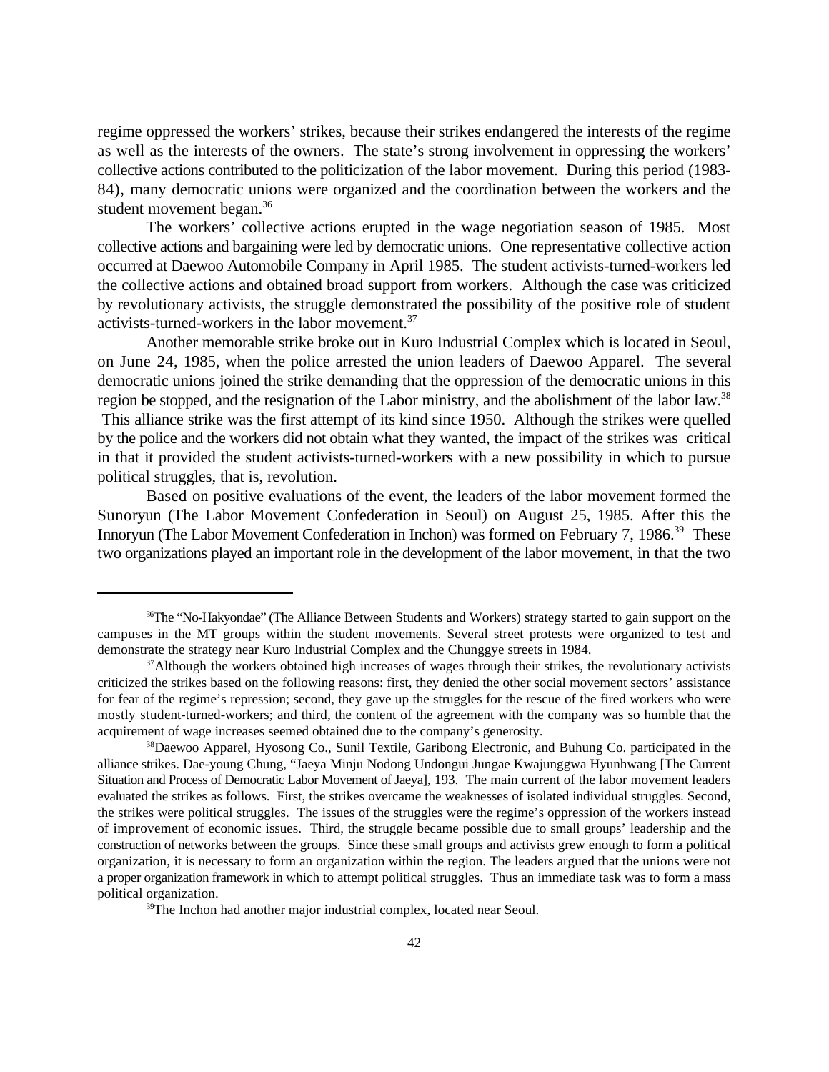regime oppressed the workers' strikes, because their strikes endangered the interests of the regime as well as the interests of the owners. The state's strong involvement in oppressing the workers' collective actions contributed to the politicization of the labor movement. During this period (1983-84), many democratic unions were organized and the coordination between the workers and the student movement began.[36]

The workers' collective actions erupted in the wage negotiation season of 1985. Most collective actions and bargaining were led by democratic unions. One representative collective action occurred at Daewoo Automobile Company in April 1985. The student activists-turned-workers led the collective actions and obtained broad support from workers. Although the case was criticized by revolutionary activists, the struggle demonstrated the possibility of the positive role of student activists-turned-workers in the labor movement.[37]

Another memorable strike broke out in Kuro Industrial Complex which is located in Seoul, on June 24, 1985, when the police arrested the union leaders of Daewoo Apparel. The several democratic unions joined the strike demanding that the oppression of the democratic unions in this region be stopped, and the resignation of the Labor ministry, and the abolishment of the labor law.[38] This alliance strike was the first attempt of its kind since 1950. Although the strikes were quelled by the police and the workers did not obtain what they wanted, the impact of the strikes was critical in that it provided the student activists-turned-workers with a new possibility in which to pursue political struggles, that is, revolution.

Based on positive evaluations of the event, the leaders of the labor movement formed the Sunoryun (The Labor Movement Confederation in Seoul) on August 25, 1985. After this the Innoryun (The Labor Movement Confederation in Inchon) was formed on February 7, 1986.[39] These two organizations played an important role in the development of the labor movement, in that the two

---

[36]The "No-Hakyondae" (The Alliance Between Students and Workers) strategy started to gain support on the campuses in the MT groups within the student movements. Several street protests were organized to test and demonstrate the strategy near Kuro Industrial Complex and the Chunggye streets in 1984.

[37]Although the workers obtained high increases of wages through their strikes, the revolutionary activists criticized the strikes based on the following reasons: first, they denied the other social movement sectors' assistance for fear of the regime's repression; second, they gave up the struggles for the rescue of the fired workers who were mostly student-turned-workers; and third, the content of the agreement with the company was so humble that the acquirement of wage increases seemed obtained due to the company's generosity.

[38]Daewoo Apparel, Hyosong Co., Sunil Textile, Garibong Electronic, and Buhung Co. participated in the alliance strikes. Dae-young Chung, "Jaeya Minju Nodong Undongui Jungae Kwajunggwa Hyunhwang [The Current Situation and Process of Democratic Labor Movement of Jaeya], 193. The main current of the labor movement leaders evaluated the strikes as follows. First, the strikes overcame the weaknesses of isolated individual struggles. Second, the strikes were political struggles. The issues of the struggles were the regime's oppression of the workers instead of improvement of economic issues. Third, the struggle became possible due to small groups' leadership and the construction of networks between the groups. Since these small groups and activists grew enough to form a political organization, it is necessary to form an organization within the region. The leaders argued that the unions were not a proper organization framework in which to attempt political struggles. Thus an immediate task was to form a mass political organization.

[39]The Inchon had another major industrial complex, located near Seoul.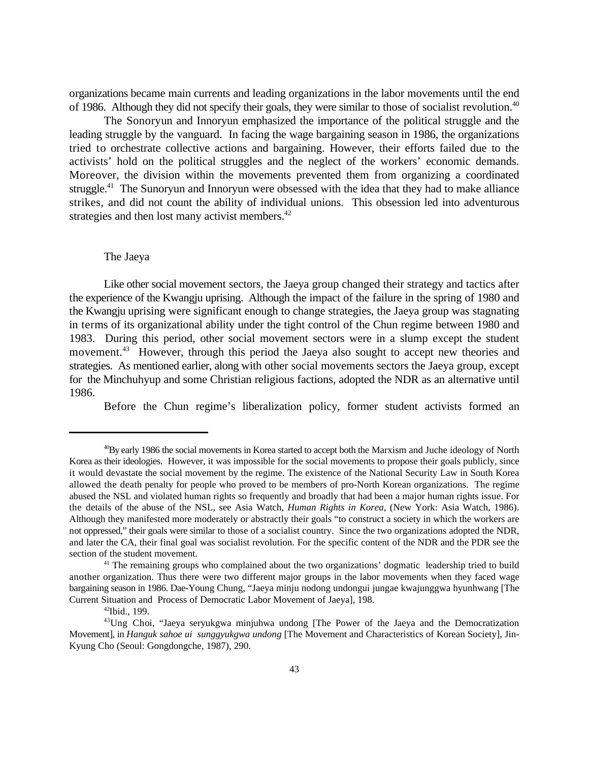organizations became main currents and leading organizations in the labor movements until the end of 1986. Although they did not specify their goals, they were similar to those of socialist revolution.[40]

The Sonoryun and Innoryun emphasized the importance of the political struggle and the leading struggle by the vanguard. In facing the wage bargaining season in 1986, the organizations tried to orchestrate collective actions and bargaining. However, their efforts failed due to the activists' hold on the political struggles and the neglect of the workers' economic demands. Moreover, the division within the movements prevented them from organizing a coordinated struggle.[41] The Sunoryun and Innoryun were obsessed with the idea that they had to make alliance strikes, and did not count the ability of individual unions. This obsession led into adventurous strategies and then lost many activist members.[42]

### The Jaeya

Like other social movement sectors, the Jaeya group changed their strategy and tactics after the experience of the Kwangju uprising. Although the impact of the failure in the spring of 1980 and the Kwangju uprising were significant enough to change strategies, the Jaeya group was stagnating in terms of its organizational ability under the tight control of the Chun regime between 1980 and 1983. During this period, other social movement sectors were in a slump except the student movement.[43] However, through this period the Jaeya also sought to accept new theories and strategies. As mentioned earlier, along with other social movements sectors the Jaeya group, except for the Minchuhyup and some Christian religious factions, adopted the NDR as an alternative until 1986.

Before the Chun regime's liberalization policy, former student activists formed an

---

[40]By early 1986 the social movements in Korea started to accept both the Marxism and Juche ideology of North Korea as their ideologies. However, it was impossible for the social movements to propose their goals publicly, since it would devastate the social movement by the regime. The existence of the National Security Law in South Korea allowed the death penalty for people who proved to be members of pro-North Korean organizations. The regime abused the NSL and violated human rights so frequently and broadly that had been a major human rights issue. For the details of the abuse of the NSL, see Asia Watch, *Human Rights in Korea*, (New York: Asia Watch, 1986). Although they manifested more moderately or abstractly their goals "to construct a society in which the workers are not oppressed," their goals were similar to those of a socialist country. Since the two organizations adopted the NDR, and later the CA, their final goal was socialist revolution. For the specific content of the NDR and the PDR see the section of the student movement.

[41] The remaining groups who complained about the two organizations' dogmatic leadership tried to build another organization. Thus there were two different major groups in the labor movements when they faced wage bargaining season in 1986. Dae-Young Chung, "Jaeya minju nodong undongui jungae kwajunggwa hyunhwang [The Current Situation and Process of Democratic Labor Movement of Jaeya], 198.

[42]Ibid., 199.

[43]Ung Choi, "Jaeya seryukgwa minjuhwa undong [The Power of the Jaeya and the Democratization Movement], in *Hanguk sahoe ui sunggyukgwa undong* [The Movement and Characteristics of Korean Society], Jin-Kyung Cho (Seoul: Gongdongche, 1987), 290.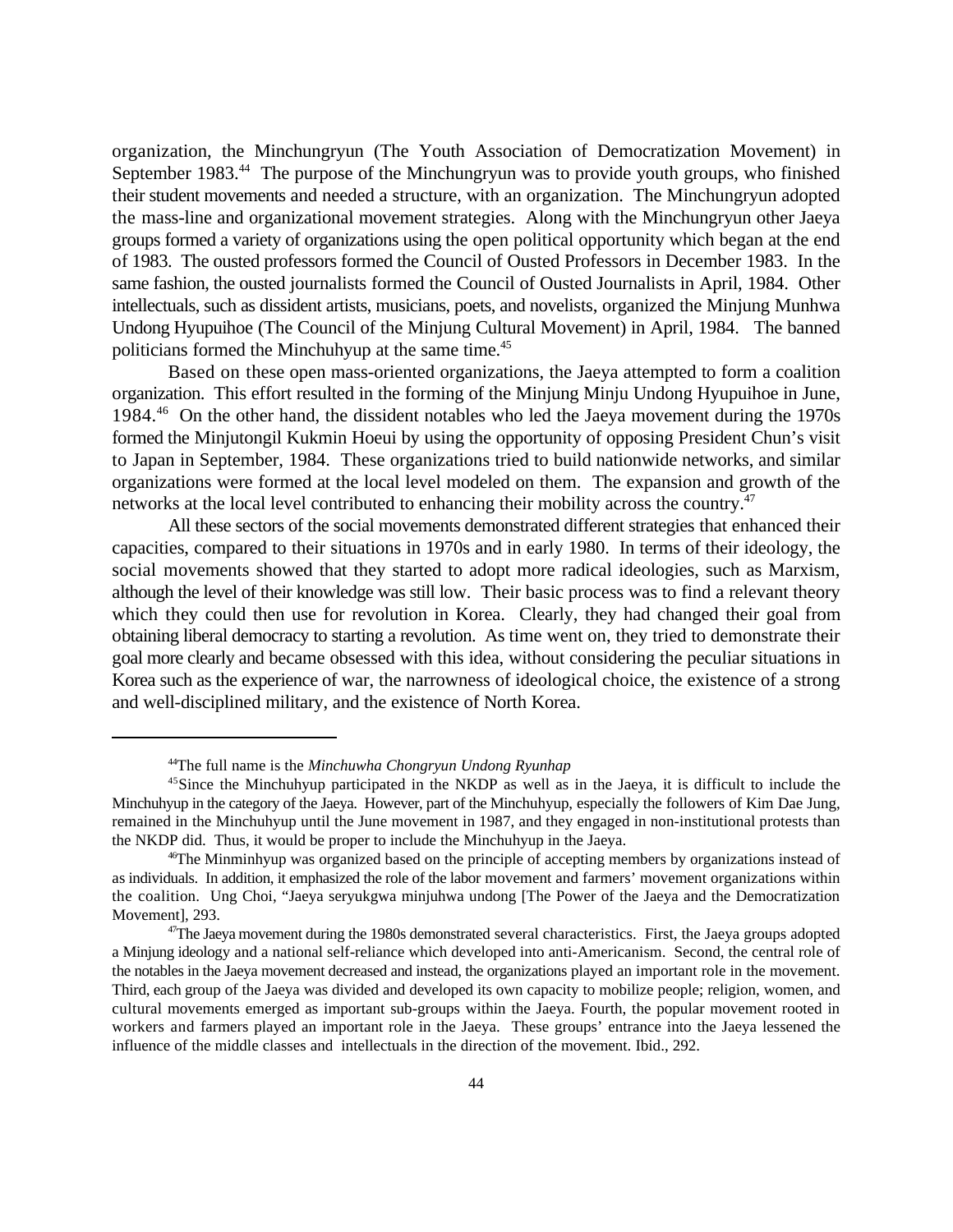organization, the Minchungryun (The Youth Association of Democratization Movement) in September 1983.[44] The purpose of the Minchungryun was to provide youth groups, who finished their student movements and needed a structure, with an organization. The Minchungryun adopted the mass-line and organizational movement strategies. Along with the Minchungryun other Jaeya groups formed a variety of organizations using the open political opportunity which began at the end of 1983. The ousted professors formed the Council of Ousted Professors in December 1983. In the same fashion, the ousted journalists formed the Council of Ousted Journalists in April, 1984. Other intellectuals, such as dissident artists, musicians, poets, and novelists, organized the Minjung Munhwa Undong Hyupuihoe (The Council of the Minjung Cultural Movement) in April, 1984. The banned politicians formed the Minchuhyup at the same time.[45]

Based on these open mass-oriented organizations, the Jaeya attempted to form a coalition organization. This effort resulted in the forming of the Minjung Minju Undong Hyupuihoe in June, 1984.[46] On the other hand, the dissident notables who led the Jaeya movement during the 1970s formed the Minjutongil Kukmin Hoeui by using the opportunity of opposing President Chun's visit to Japan in September, 1984. These organizations tried to build nationwide networks, and similar organizations were formed at the local level modeled on them. The expansion and growth of the networks at the local level contributed to enhancing their mobility across the country.[47]

All these sectors of the social movements demonstrated different strategies that enhanced their capacities, compared to their situations in 1970s and in early 1980. In terms of their ideology, the social movements showed that they started to adopt more radical ideologies, such as Marxism, although the level of their knowledge was still low. Their basic process was to find a relevant theory which they could then use for revolution in Korea. Clearly, they had changed their goal from obtaining liberal democracy to starting a revolution. As time went on, they tried to demonstrate their goal more clearly and became obsessed with this idea, without considering the peculiar situations in Korea such as the experience of war, the narrowness of ideological choice, the existence of a strong and well-disciplined military, and the existence of North Korea.

---

[44]The full name is the *Minchuwha Chongryun Undong Ryunhap*

[45]Since the Minchuhyup participated in the NKDP as well as in the Jaeya, it is difficult to include the Minchuhyup in the category of the Jaeya. However, part of the Minchuhyup, especially the followers of Kim Dae Jung, remained in the Minchuhyup until the June movement in 1987, and they engaged in non-institutional protests than the NKDP did. Thus, it would be proper to include the Minchuhyup in the Jaeya.

[46]The Minminhyup was organized based on the principle of accepting members by organizations instead of as individuals. In addition, it emphasized the role of the labor movement and farmers' movement organizations within the coalition. Ung Choi, "Jaeya seryukgwa minjuhwa undong [The Power of the Jaeya and the Democratization Movement], 293.

[47]The Jaeya movement during the 1980s demonstrated several characteristics. First, the Jaeya groups adopted a Minjung ideology and a national self-reliance which developed into anti-Americanism. Second, the central role of the notables in the Jaeya movement decreased and instead, the organizations played an important role in the movement. Third, each group of the Jaeya was divided and developed its own capacity to mobilize people; religion, women, and cultural movements emerged as important sub-groups within the Jaeya. Fourth, the popular movement rooted in workers and farmers played an important role in the Jaeya. These groups' entrance into the Jaeya lessened the influence of the middle classes and intellectuals in the direction of the movement. Ibid., 292.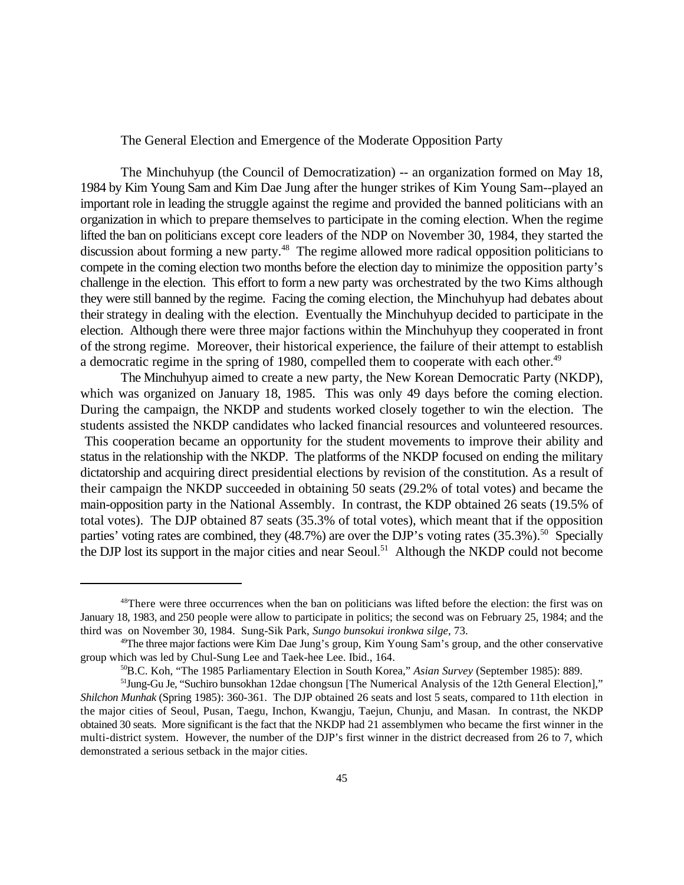## The General Election and Emergence of the Moderate Opposition Party

The Minchuhyup (the Council of Democratization) -- an organization formed on May 18, 1984 by Kim Young Sam and Kim Dae Jung after the hunger strikes of Kim Young Sam--played an important role in leading the struggle against the regime and provided the banned politicians with an organization in which to prepare themselves to participate in the coming election. When the regime lifted the ban on politicians except core leaders of the NDP on November 30, 1984, they started the discussion about forming a new party.[48] The regime allowed more radical opposition politicians to compete in the coming election two months before the election day to minimize the opposition party's challenge in the election. This effort to form a new party was orchestrated by the two Kims although they were still banned by the regime. Facing the coming election, the Minchuhyup had debates about their strategy in dealing with the election. Eventually the Minchuhyup decided to participate in the election. Although there were three major factions within the Minchuhyup they cooperated in front of the strong regime. Moreover, their historical experience, the failure of their attempt to establish a democratic regime in the spring of 1980, compelled them to cooperate with each other.[49]

The Minchuhyup aimed to create a new party, the New Korean Democratic Party (NKDP), which was organized on January 18, 1985. This was only 49 days before the coming election. During the campaign, the NKDP and students worked closely together to win the election. The students assisted the NKDP candidates who lacked financial resources and volunteered resources. This cooperation became an opportunity for the student movements to improve their ability and status in the relationship with the NKDP. The platforms of the NKDP focused on ending the military dictatorship and acquiring direct presidential elections by revision of the constitution. As a result of their campaign the NKDP succeeded in obtaining 50 seats (29.2% of total votes) and became the main-opposition party in the National Assembly. In contrast, the KDP obtained 26 seats (19.5% of total votes). The DJP obtained 87 seats (35.3% of total votes), which meant that if the opposition parties' voting rates are combined, they (48.7%) are over the DJP's voting rates (35.3%).[50] Specially the DJP lost its support in the major cities and near Seoul.[51] Although the NKDP could not become

---

[48] There were three occurrences when the ban on politicians was lifted before the election: the first was on January 18, 1983, and 250 people were allow to participate in politics; the second was on February 25, 1984; and the third was on November 30, 1984. Sung-Sik Park, *Sungo bunsokui ironkwa silge*, 73.

[49] The three major factions were Kim Dae Jung's group, Kim Young Sam's group, and the other conservative group which was led by Chul-Sung Lee and Taek-hee Lee. Ibid., 164.

[50] B.C. Koh, "The 1985 Parliamentary Election in South Korea," *Asian Survey* (September 1985): 889.

[51] Jung-Gu Je, "Suchiro bunsokhan 12dae chongsun [The Numerical Analysis of the 12th General Election]," *Shilchon Munhak* (Spring 1985): 360-361. The DJP obtained 26 seats and lost 5 seats, compared to 11th election in the major cities of Seoul, Pusan, Taegu, Inchon, Kwangju, Taejun, Chunju, and Masan. In contrast, the NKDP obtained 30 seats. More significant is the fact that the NKDP had 21 assemblymen who became the first winner in the multi-district system. However, the number of the DJP's first winner in the district decreased from 26 to 7, which demonstrated a serious setback in the major cities.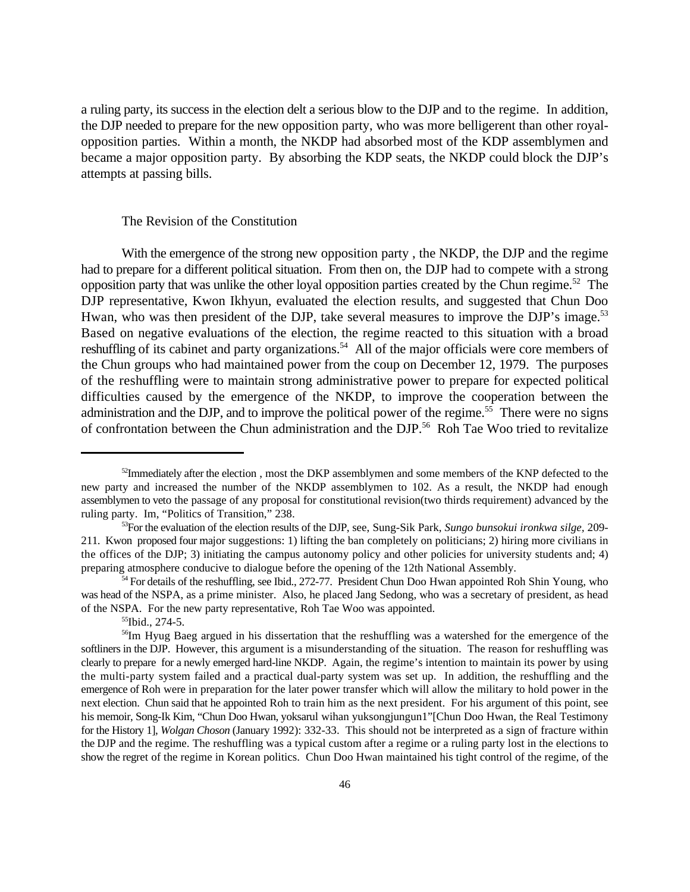a ruling party, its success in the election delt a serious blow to the DJP and to the regime. In addition, the DJP needed to prepare for the new opposition party, who was more belligerent than other royal-opposition parties. Within a month, the NKDP had absorbed most of the KDP assemblymen and became a major opposition party. By absorbing the KDP seats, the NKDP could block the DJP's attempts at passing bills.

### The Revision of the Constitution

With the emergence of the strong new opposition party , the NKDP, the DJP and the regime had to prepare for a different political situation. From then on, the DJP had to compete with a strong opposition party that was unlike the other loyal opposition parties created by the Chun regime.[52] The DJP representative, Kwon Ikhyun, evaluated the election results, and suggested that Chun Doo Hwan, who was then president of the DJP, take several measures to improve the DJP's image.[53] Based on negative evaluations of the election, the regime reacted to this situation with a broad reshuffling of its cabinet and party organizations.[54] All of the major officials were core members of the Chun groups who had maintained power from the coup on December 12, 1979. The purposes of the reshuffling were to maintain strong administrative power to prepare for expected political difficulties caused by the emergence of the NKDP, to improve the cooperation between the administration and the DJP, and to improve the political power of the regime.[55] There were no signs of confrontation between the Chun administration and the DJP.[56] Roh Tae Woo tried to revitalize

---

[52]Immediately after the election , most the DKP assemblymen and some members of the KNP defected to the new party and increased the number of the NKDP assemblymen to 102. As a result, the NKDP had enough assemblymen to veto the passage of any proposal for constitutional revision(two thirds requirement) advanced by the ruling party. Im, "Politics of Transition," 238.

[53]For the evaluation of the election results of the DJP, see, Sung-Sik Park, *Sungo bunsokui ironkwa silge,* 209-211. Kwon proposed four major suggestions: 1) lifting the ban completely on politicians; 2) hiring more civilians in the offices of the DJP; 3) initiating the campus autonomy policy and other policies for university students and; 4) preparing atmosphere conducive to dialogue before the opening of the 12th National Assembly.

[54] For details of the reshuffling, see Ibid., 272-77. President Chun Doo Hwan appointed Roh Shin Young, who was head of the NSPA, as a prime minister. Also, he placed Jang Sedong, who was a secretary of president, as head of the NSPA. For the new party representative, Roh Tae Woo was appointed.

[55]Ibid., 274-5.

[56]Im Hyug Baeg argued in his dissertation that the reshuffling was a watershed for the emergence of the softliners in the DJP. However, this argument is a misunderstanding of the situation. The reason for reshuffling was clearly to prepare for a newly emerged hard-line NKDP. Again, the regime's intention to maintain its power by using the multi-party system failed and a practical dual-party system was set up. In addition, the reshuffling and the emergence of Roh were in preparation for the later power transfer which will allow the military to hold power in the next election. Chun said that he appointed Roh to train him as the next president. For his argument of this point, see his memoir, Song-Ik Kim, "Chun Doo Hwan, yoksarul wihan yuksongjungun1"[Chun Doo Hwan, the Real Testimony for the History 1], *Wolgan Choson* (January 1992): 332-33. This should not be interpreted as a sign of fracture within the DJP and the regime. The reshuffling was a typical custom after a regime or a ruling party lost in the elections to show the regret of the regime in Korean politics. Chun Doo Hwan maintained his tight control of the regime, of the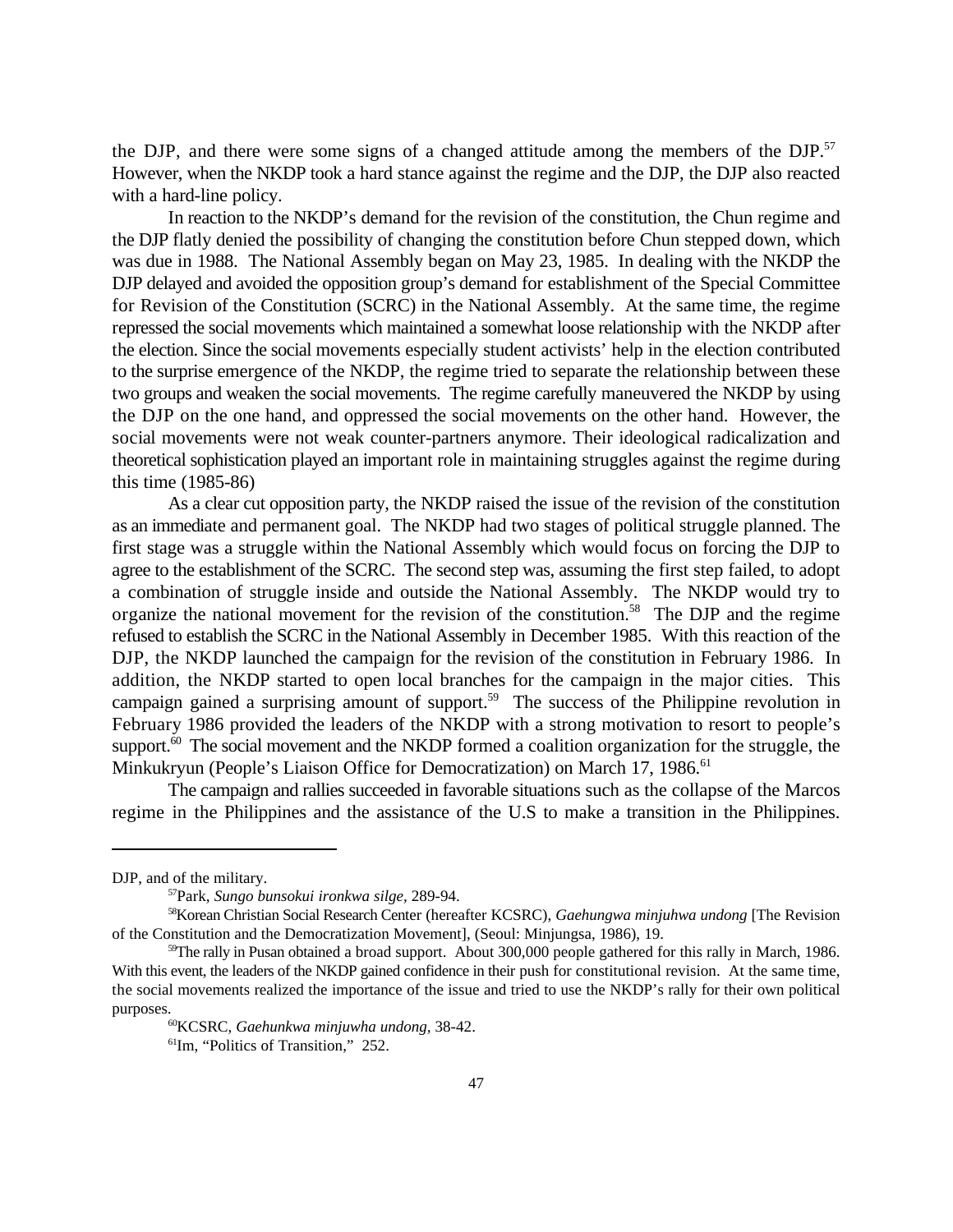the DJP, and there were some signs of a changed attitude among the members of the DJP.[57] However, when the NKDP took a hard stance against the regime and the DJP, the DJP also reacted with a hard-line policy.

In reaction to the NKDP's demand for the revision of the constitution, the Chun regime and the DJP flatly denied the possibility of changing the constitution before Chun stepped down, which was due in 1988. The National Assembly began on May 23, 1985. In dealing with the NKDP the DJP delayed and avoided the opposition group's demand for establishment of the Special Committee for Revision of the Constitution (SCRC) in the National Assembly. At the same time, the regime repressed the social movements which maintained a somewhat loose relationship with the NKDP after the election. Since the social movements especially student activists' help in the election contributed to the surprise emergence of the NKDP, the regime tried to separate the relationship between these two groups and weaken the social movements. The regime carefully maneuvered the NKDP by using the DJP on the one hand, and oppressed the social movements on the other hand. However, the social movements were not weak counter-partners anymore. Their ideological radicalization and theoretical sophistication played an important role in maintaining struggles against the regime during this time (1985-86)

As a clear cut opposition party, the NKDP raised the issue of the revision of the constitution as an immediate and permanent goal. The NKDP had two stages of political struggle planned. The first stage was a struggle within the National Assembly which would focus on forcing the DJP to agree to the establishment of the SCRC. The second step was, assuming the first step failed, to adopt a combination of struggle inside and outside the National Assembly. The NKDP would try to organize the national movement for the revision of the constitution.[58] The DJP and the regime refused to establish the SCRC in the National Assembly in December 1985. With this reaction of the DJP, the NKDP launched the campaign for the revision of the constitution in February 1986. In addition, the NKDP started to open local branches for the campaign in the major cities. This campaign gained a surprising amount of support.[59] The success of the Philippine revolution in February 1986 provided the leaders of the NKDP with a strong motivation to resort to people's support.[60] The social movement and the NKDP formed a coalition organization for the struggle, the Minkukryun (People's Liaison Office for Democratization) on March 17, 1986.[61]

The campaign and rallies succeeded in favorable situations such as the collapse of the Marcos regime in the Philippines and the assistance of the U.S to make a transition in the Philippines.

---

DJP, and of the military.

[57] Park, *Sungo bunsokui ironkwa silge*, 289-94.

[58] Korean Christian Social Research Center (hereafter KCSRC), *Gaehungwa minjuhwa undong* [The Revision of the Constitution and the Democratization Movement], (Seoul: Minjungsa, 1986), 19.

[59] The rally in Pusan obtained a broad support. About 300,000 people gathered for this rally in March, 1986. With this event, the leaders of the NKDP gained confidence in their push for constitutional revision. At the same time, the social movements realized the importance of the issue and tried to use the NKDP's rally for their own political purposes.

[60] KCSRC, *Gaehunkwa minjuwha undong,* 38-42.

[61] Im, "Politics of Transition," 252.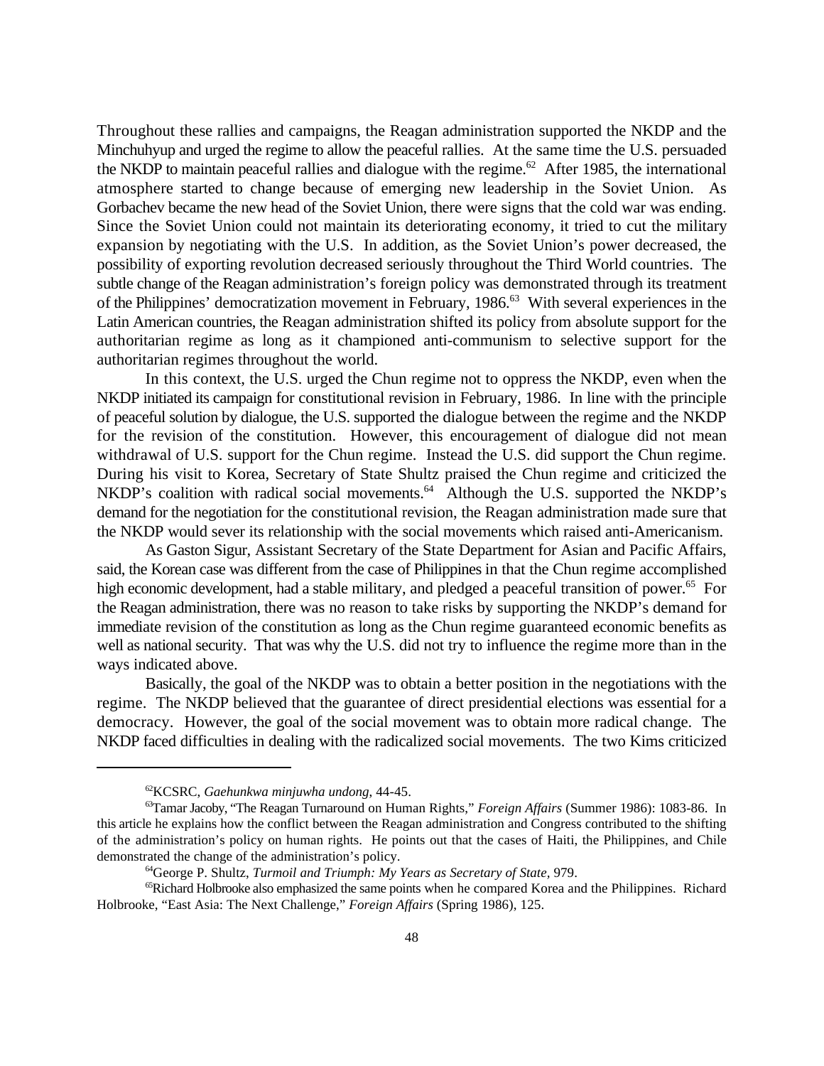Throughout these rallies and campaigns, the Reagan administration supported the NKDP and the Minchuhyup and urged the regime to allow the peaceful rallies. At the same time the U.S. persuaded the NKDP to maintain peaceful rallies and dialogue with the regime.[62] After 1985, the international atmosphere started to change because of emerging new leadership in the Soviet Union. As Gorbachev became the new head of the Soviet Union, there were signs that the cold war was ending. Since the Soviet Union could not maintain its deteriorating economy, it tried to cut the military expansion by negotiating with the U.S. In addition, as the Soviet Union's power decreased, the possibility of exporting revolution decreased seriously throughout the Third World countries. The subtle change of the Reagan administration's foreign policy was demonstrated through its treatment of the Philippines' democratization movement in February, 1986.[63] With several experiences in the Latin American countries, the Reagan administration shifted its policy from absolute support for the authoritarian regime as long as it championed anti-communism to selective support for the authoritarian regimes throughout the world.

In this context, the U.S. urged the Chun regime not to oppress the NKDP, even when the NKDP initiated its campaign for constitutional revision in February, 1986. In line with the principle of peaceful solution by dialogue, the U.S. supported the dialogue between the regime and the NKDP for the revision of the constitution. However, this encouragement of dialogue did not mean withdrawal of U.S. support for the Chun regime. Instead the U.S. did support the Chun regime. During his visit to Korea, Secretary of State Shultz praised the Chun regime and criticized the NKDP's coalition with radical social movements.[64] Although the U.S. supported the NKDP's demand for the negotiation for the constitutional revision, the Reagan administration made sure that the NKDP would sever its relationship with the social movements which raised anti-Americanism.

As Gaston Sigur, Assistant Secretary of the State Department for Asian and Pacific Affairs, said, the Korean case was different from the case of Philippines in that the Chun regime accomplished high economic development, had a stable military, and pledged a peaceful transition of power.[65] For the Reagan administration, there was no reason to take risks by supporting the NKDP's demand for immediate revision of the constitution as long as the Chun regime guaranteed economic benefits as well as national security. That was why the U.S. did not try to influence the regime more than in the ways indicated above.

Basically, the goal of the NKDP was to obtain a better position in the negotiations with the regime. The NKDP believed that the guarantee of direct presidential elections was essential for a democracy. However, the goal of the social movement was to obtain more radical change. The NKDP faced difficulties in dealing with the radicalized social movements. The two Kims criticized

---

[62] KCSRC, *Gaehunkwa minjuwha undong*, 44-45.

[63] Tamar Jacoby, "The Reagan Turnaround on Human Rights," *Foreign Affairs* (Summer 1986): 1083-86. In this article he explains how the conflict between the Reagan administration and Congress contributed to the shifting of the administration's policy on human rights. He points out that the cases of Haiti, the Philippines, and Chile demonstrated the change of the administration's policy.

[64] George P. Shultz, *Turmoil and Triumph: My Years as Secretary of State*, 979.

[65] Richard Holbrooke also emphasized the same points when he compared Korea and the Philippines. Richard Holbrooke, "East Asia: The Next Challenge," *Foreign Affairs* (Spring 1986), 125.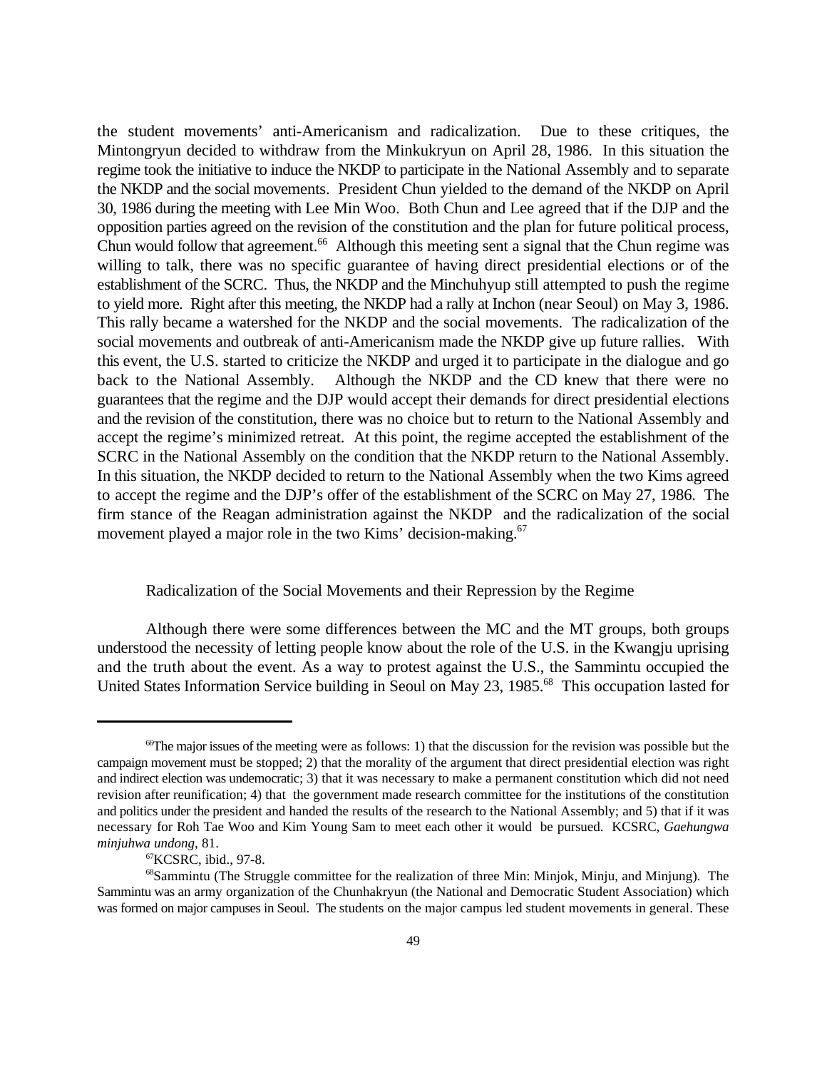the student movements' anti-Americanism and radicalization. Due to these critiques, the Mintongryun decided to withdraw from the Minkukryun on April 28, 1986. In this situation the regime took the initiative to induce the NKDP to participate in the National Assembly and to separate the NKDP and the social movements. President Chun yielded to the demand of the NKDP on April 30, 1986 during the meeting with Lee Min Woo. Both Chun and Lee agreed that if the DJP and the opposition parties agreed on the revision of the constitution and the plan for future political process, Chun would follow that agreement.[66] Although this meeting sent a signal that the Chun regime was willing to talk, there was no specific guarantee of having direct presidential elections or of the establishment of the SCRC. Thus, the NKDP and the Minchuhyup still attempted to push the regime to yield more. Right after this meeting, the NKDP had a rally at Inchon (near Seoul) on May 3, 1986. This rally became a watershed for the NKDP and the social movements. The radicalization of the social movements and outbreak of anti-Americanism made the NKDP give up future rallies. With this event, the U.S. started to criticize the NKDP and urged it to participate in the dialogue and go back to the National Assembly. Although the NKDP and the CD knew that there were no guarantees that the regime and the DJP would accept their demands for direct presidential elections and the revision of the constitution, there was no choice but to return to the National Assembly and accept the regime's minimized retreat. At this point, the regime accepted the establishment of the SCRC in the National Assembly on the condition that the NKDP return to the National Assembly. In this situation, the NKDP decided to return to the National Assembly when the two Kims agreed to accept the regime and the DJP's offer of the establishment of the SCRC on May 27, 1986. The firm stance of the Reagan administration against the NKDP and the radicalization of the social movement played a major role in the two Kims' decision-making.[67]

## Radicalization of the Social Movements and their Repression by the Regime

Although there were some differences between the MC and the MT groups, both groups understood the necessity of letting people know about the role of the U.S. in the Kwangju uprising and the truth about the event. As a way to protest against the U.S., the Sammintu occupied the United States Information Service building in Seoul on May 23, 1985.[68] This occupation lasted for

---

[66]The major issues of the meeting were as follows: 1) that the discussion for the revision was possible but the campaign movement must be stopped; 2) that the morality of the argument that direct presidential election was right and indirect election was undemocratic; 3) that it was necessary to make a permanent constitution which did not need revision after reunification; 4) that the government made research committee for the institutions of the constitution and politics under the president and handed the results of the research to the National Assembly; and 5) that if it was necessary for Roh Tae Woo and Kim Young Sam to meet each other it would be pursued. KCSRC, *Gaehungwa minjuhwa undong*, 81.

[67]KCSRC, ibid., 97-8.

[68]Sammintu (The Struggle committee for the realization of three Min: Minjok, Minju, and Minjung). The Sammintu was an army organization of the Chunhakryun (the National and Democratic Student Association) which was formed on major campuses in Seoul. The students on the major campus led student movements in general. These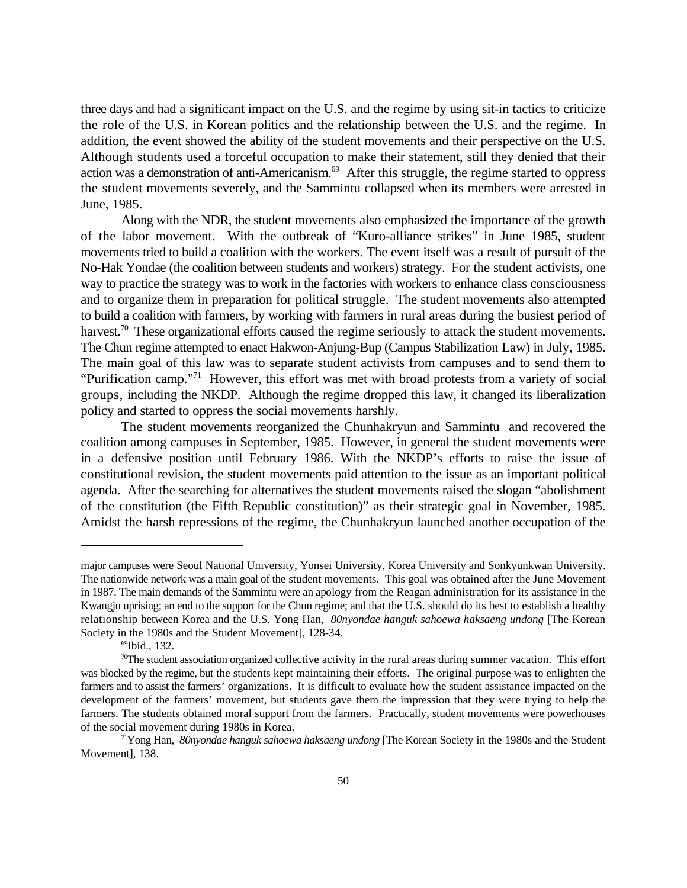three days and had a significant impact on the U.S. and the regime by using sit-in tactics to criticize the role of the U.S. in Korean politics and the relationship between the U.S. and the regime. In addition, the event showed the ability of the student movements and their perspective on the U.S. Although students used a forceful occupation to make their statement, still they denied that their action was a demonstration of anti-Americanism.[69] After this struggle, the regime started to oppress the student movements severely, and the Sammintu collapsed when its members were arrested in June, 1985.

Along with the NDR, the student movements also emphasized the importance of the growth of the labor movement. With the outbreak of "Kuro-alliance strikes" in June 1985, student movements tried to build a coalition with the workers. The event itself was a result of pursuit of the No-Hak Yondae (the coalition between students and workers) strategy. For the student activists, one way to practice the strategy was to work in the factories with workers to enhance class consciousness and to organize them in preparation for political struggle. The student movements also attempted to build a coalition with farmers, by working with farmers in rural areas during the busiest period of harvest.[70] These organizational efforts caused the regime seriously to attack the student movements. The Chun regime attempted to enact Hakwon-Anjung-Bup (Campus Stabilization Law) in July, 1985. The main goal of this law was to separate student activists from campuses and to send them to "Purification camp."[71] However, this effort was met with broad protests from a variety of social groups, including the NKDP. Although the regime dropped this law, it changed its liberalization policy and started to oppress the social movements harshly.

The student movements reorganized the Chunhakryun and Sammintu and recovered the coalition among campuses in September, 1985. However, in general the student movements were in a defensive position until February 1986. With the NKDP's efforts to raise the issue of constitutional revision, the student movements paid attention to the issue as an important political agenda. After the searching for alternatives the student movements raised the slogan "abolishment of the constitution (the Fifth Republic constitution)" as their strategic goal in November, 1985. Amidst the harsh repressions of the regime, the Chunhakryun launched another occupation of the

---

major campuses were Seoul National University, Yonsei University, Korea University and Sonkyunkwan University. The nationwide network was a main goal of the student movements. This goal was obtained after the June Movement in 1987. The main demands of the Sammintu were an apology from the Reagan administration for its assistance in the Kwangju uprising; an end to the support for the Chun regime; and that the U.S. should do its best to establish a healthy relationship between Korea and the U.S. Yong Han, *80nyondae hanguk sahoewa haksaeng undong* [The Korean Society in the 1980s and the Student Movement], 128-34.

[69] Ibid., 132.

[70] The student association organized collective activity in the rural areas during summer vacation. This effort was blocked by the regime, but the students kept maintaining their efforts. The original purpose was to enlighten the farmers and to assist the farmers' organizations. It is difficult to evaluate how the student assistance impacted on the development of the farmers' movement, but students gave them the impression that they were trying to help the farmers. The students obtained moral support from the farmers. Practically, student movements were powerhouses of the social movement during 1980s in Korea.

[71] Yong Han, *80nyondae hanguk sahoewa haksaeng undong* [The Korean Society in the 1980s and the Student Movement], 138.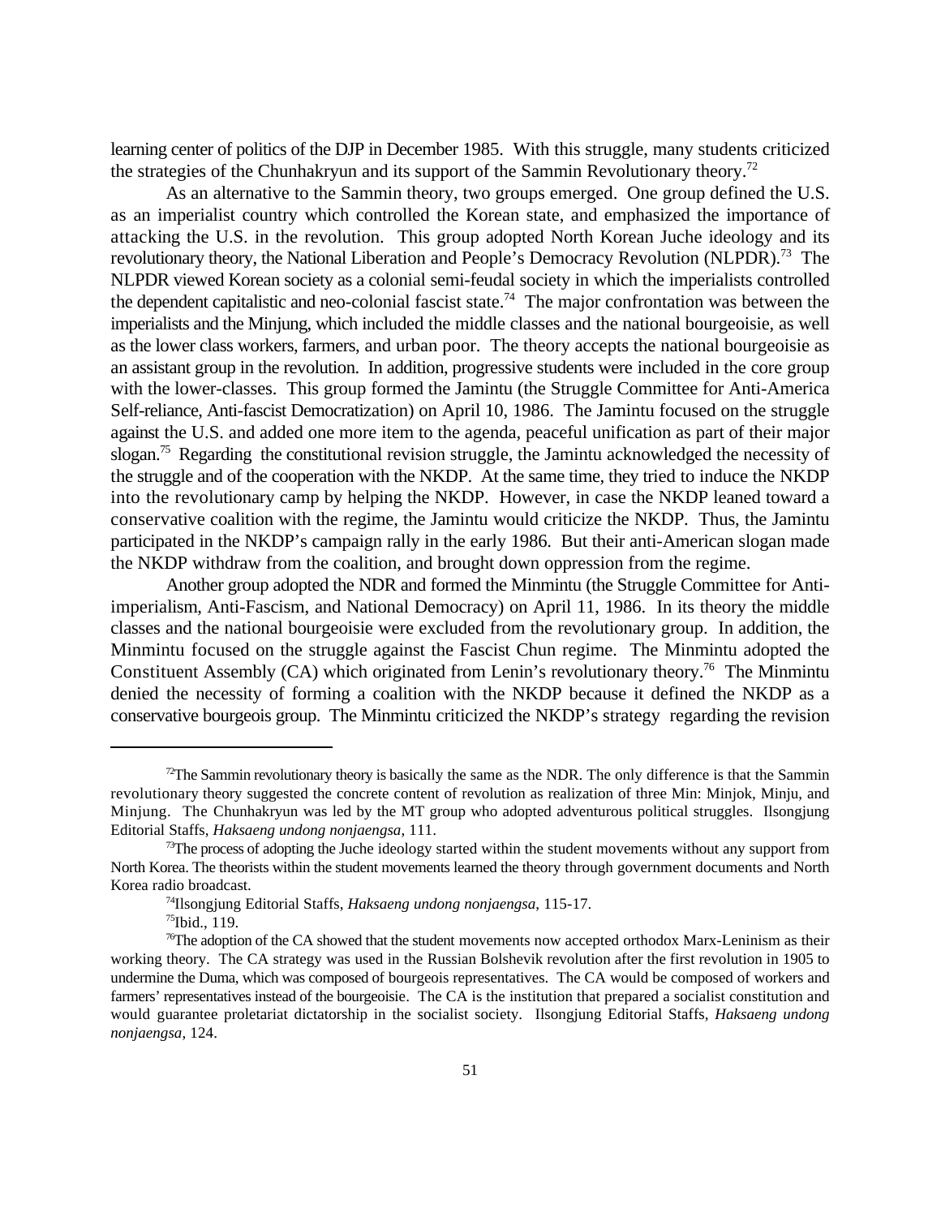learning center of politics of the DJP in December 1985. With this struggle, many students criticized the strategies of the Chunhakryun and its support of the Sammin Revolutionary theory.[72]

As an alternative to the Sammin theory, two groups emerged. One group defined the U.S. as an imperialist country which controlled the Korean state, and emphasized the importance of attacking the U.S. in the revolution. This group adopted North Korean Juche ideology and its revolutionary theory, the National Liberation and People's Democracy Revolution (NLPDR).[73] The NLPDR viewed Korean society as a colonial semi-feudal society in which the imperialists controlled the dependent capitalistic and neo-colonial fascist state.[74] The major confrontation was between the imperialists and the Minjung, which included the middle classes and the national bourgeoisie, as well as the lower class workers, farmers, and urban poor. The theory accepts the national bourgeoisie as an assistant group in the revolution. In addition, progressive students were included in the core group with the lower-classes. This group formed the Jamintu (the Struggle Committee for Anti-America Self-reliance, Anti-fascist Democratization) on April 10, 1986. The Jamintu focused on the struggle against the U.S. and added one more item to the agenda, peaceful unification as part of their major slogan.[75] Regarding the constitutional revision struggle, the Jamintu acknowledged the necessity of the struggle and of the cooperation with the NKDP. At the same time, they tried to induce the NKDP into the revolutionary camp by helping the NKDP. However, in case the NKDP leaned toward a conservative coalition with the regime, the Jamintu would criticize the NKDP. Thus, the Jamintu participated in the NKDP's campaign rally in the early 1986. But their anti-American slogan made the NKDP withdraw from the coalition, and brought down oppression from the regime.

Another group adopted the NDR and formed the Minmintu (the Struggle Committee for Anti-imperialism, Anti-Fascism, and National Democracy) on April 11, 1986. In its theory the middle classes and the national bourgeoisie were excluded from the revolutionary group. In addition, the Minmintu focused on the struggle against the Fascist Chun regime. The Minmintu adopted the Constituent Assembly (CA) which originated from Lenin's revolutionary theory.[76] The Minmintu denied the necessity of forming a coalition with the NKDP because it defined the NKDP as a conservative bourgeois group. The Minmintu criticized the NKDP's strategy regarding the revision

---

[72] The Sammin revolutionary theory is basically the same as the NDR. The only difference is that the Sammin revolutionary theory suggested the concrete content of revolution as realization of three Min: Minjok, Minju, and Minjung. The Chunhakryun was led by the MT group who adopted adventurous political struggles. Ilsongjung Editorial Staffs, *Haksaeng undong nonjaengsa*, 111.

[73] The process of adopting the Juche ideology started within the student movements without any support from North Korea. The theorists within the student movements learned the theory through government documents and North Korea radio broadcast.

[74] Ilsongjung Editorial Staffs, *Haksaeng undong nonjaengsa*, 115-17.

[75] Ibid., 119.

[76] The adoption of the CA showed that the student movements now accepted orthodox Marx-Leninism as their working theory. The CA strategy was used in the Russian Bolshevik revolution after the first revolution in 1905 to undermine the Duma, which was composed of bourgeois representatives. The CA would be composed of workers and farmers' representatives instead of the bourgeoisie. The CA is the institution that prepared a socialist constitution and would guarantee proletariat dictatorship in the socialist society. Ilsongjung Editorial Staffs, *Haksaeng undong nonjaengsa*, 124.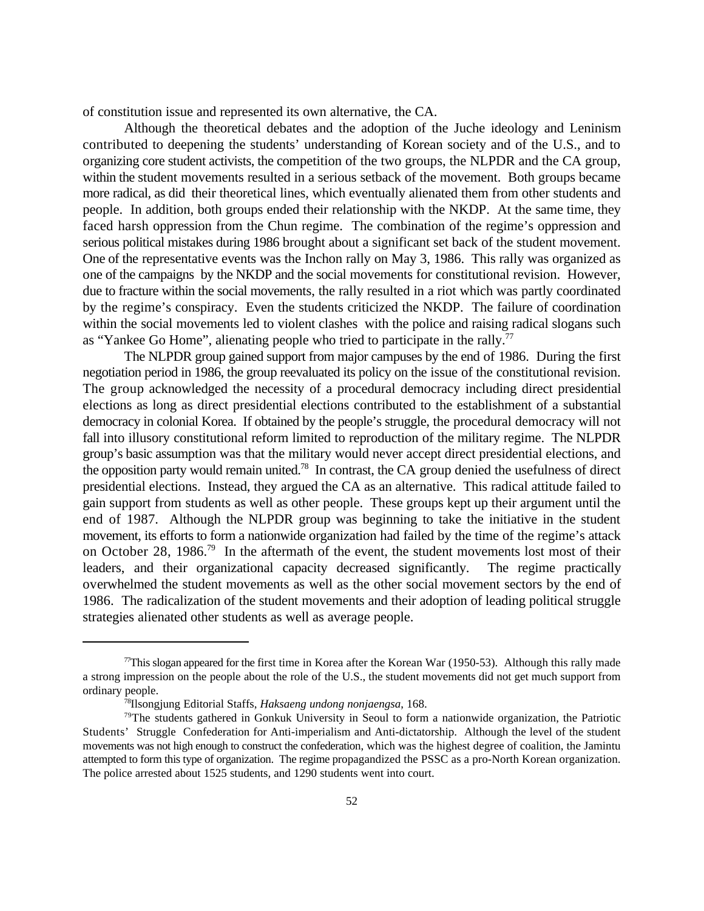of constitution issue and represented its own alternative, the CA.

Although the theoretical debates and the adoption of the Juche ideology and Leninism contributed to deepening the students' understanding of Korean society and of the U.S., and to organizing core student activists, the competition of the two groups, the NLPDR and the CA group, within the student movements resulted in a serious setback of the movement. Both groups became more radical, as did their theoretical lines, which eventually alienated them from other students and people. In addition, both groups ended their relationship with the NKDP. At the same time, they faced harsh oppression from the Chun regime. The combination of the regime's oppression and serious political mistakes during 1986 brought about a significant set back of the student movement. One of the representative events was the Inchon rally on May 3, 1986. This rally was organized as one of the campaigns by the NKDP and the social movements for constitutional revision. However, due to fracture within the social movements, the rally resulted in a riot which was partly coordinated by the regime's conspiracy. Even the students criticized the NKDP. The failure of coordination within the social movements led to violent clashes with the police and raising radical slogans such as "Yankee Go Home", alienating people who tried to participate in the rally.[77]

The NLPDR group gained support from major campuses by the end of 1986. During the first negotiation period in 1986, the group reevaluated its policy on the issue of the constitutional revision. The group acknowledged the necessity of a procedural democracy including direct presidential elections as long as direct presidential elections contributed to the establishment of a substantial democracy in colonial Korea. If obtained by the people's struggle, the procedural democracy will not fall into illusory constitutional reform limited to reproduction of the military regime. The NLPDR group's basic assumption was that the military would never accept direct presidential elections, and the opposition party would remain united.[78] In contrast, the CA group denied the usefulness of direct presidential elections. Instead, they argued the CA as an alternative. This radical attitude failed to gain support from students as well as other people. These groups kept up their argument until the end of 1987. Although the NLPDR group was beginning to take the initiative in the student movement, its efforts to form a nationwide organization had failed by the time of the regime's attack on October 28, 1986.[79] In the aftermath of the event, the student movements lost most of their leaders, and their organizational capacity decreased significantly. The regime practically overwhelmed the student movements as well as the other social movement sectors by the end of 1986. The radicalization of the student movements and their adoption of leading political struggle strategies alienated other students as well as average people.

---

[77] This slogan appeared for the first time in Korea after the Korean War (1950-53). Although this rally made a strong impression on the people about the role of the U.S., the student movements did not get much support from ordinary people.

[78] Ilsongjung Editorial Staffs, *Haksaeng undong nonjaengsa*, 168.

[79] The students gathered in Gonkuk University in Seoul to form a nationwide organization, the Patriotic Students' Struggle Confederation for Anti-imperialism and Anti-dictatorship. Although the level of the student movements was not high enough to construct the confederation, which was the highest degree of coalition, the Jamintu attempted to form this type of organization. The regime propagandized the PSSC as a pro-North Korean organization. The police arrested about 1525 students, and 1290 students went into court.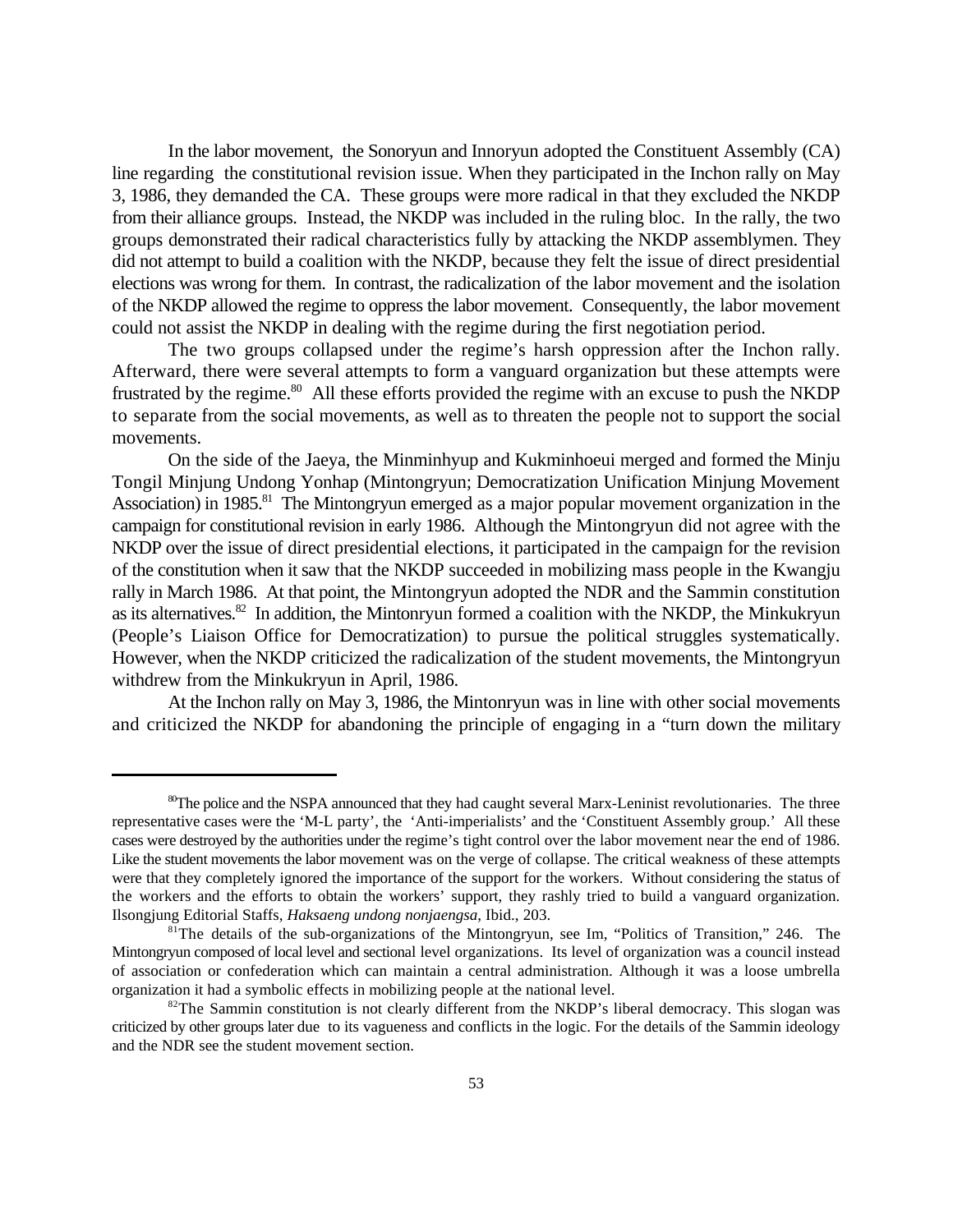In the labor movement, the Sonoryun and Innoryun adopted the Constituent Assembly (CA) line regarding the constitutional revision issue. When they participated in the Inchon rally on May 3, 1986, they demanded the CA. These groups were more radical in that they excluded the NKDP from their alliance groups. Instead, the NKDP was included in the ruling bloc. In the rally, the two groups demonstrated their radical characteristics fully by attacking the NKDP assemblymen. They did not attempt to build a coalition with the NKDP, because they felt the issue of direct presidential elections was wrong for them. In contrast, the radicalization of the labor movement and the isolation of the NKDP allowed the regime to oppress the labor movement. Consequently, the labor movement could not assist the NKDP in dealing with the regime during the first negotiation period.

The two groups collapsed under the regime's harsh oppression after the Inchon rally. Afterward, there were several attempts to form a vanguard organization but these attempts were frustrated by the regime.[80] All these efforts provided the regime with an excuse to push the NKDP to separate from the social movements, as well as to threaten the people not to support the social movements.

On the side of the Jaeya, the Minminhyup and Kukminhoeui merged and formed the Minju Tongil Minjung Undong Yonhap (Mintongryun; Democratization Unification Minjung Movement Association) in 1985.[81] The Mintongryun emerged as a major popular movement organization in the campaign for constitutional revision in early 1986. Although the Mintongryun did not agree with the NKDP over the issue of direct presidential elections, it participated in the campaign for the revision of the constitution when it saw that the NKDP succeeded in mobilizing mass people in the Kwangju rally in March 1986. At that point, the Mintongryun adopted the NDR and the Sammin constitution as its alternatives.[82] In addition, the Mintonryun formed a coalition with the NKDP, the Minkukryun (People's Liaison Office for Democratization) to pursue the political struggles systematically. However, when the NKDP criticized the radicalization of the student movements, the Mintongryun withdrew from the Minkukryun in April, 1986.

At the Inchon rally on May 3, 1986, the Mintonryun was in line with other social movements and criticized the NKDP for abandoning the principle of engaging in a "turn down the military

---

[80] The police and the NSPA announced that they had caught several Marx-Leninist revolutionaries. The three representative cases were the 'M-L party', the 'Anti-imperialists' and the 'Constituent Assembly group.' All these cases were destroyed by the authorities under the regime's tight control over the labor movement near the end of 1986. Like the student movements the labor movement was on the verge of collapse. The critical weakness of these attempts were that they completely ignored the importance of the support for the workers. Without considering the status of the workers and the efforts to obtain the workers' support, they rashly tried to build a vanguard organization. Ilsongjung Editorial Staffs, *Haksaeng undong nonjaengsa*, Ibid., 203.

[81] The details of the sub-organizations of the Mintongryun, see Im, "Politics of Transition," 246. The Mintongryun composed of local level and sectional level organizations. Its level of organization was a council instead of association or confederation which can maintain a central administration. Although it was a loose umbrella organization it had a symbolic effects in mobilizing people at the national level.

[82] The Sammin constitution is not clearly different from the NKDP's liberal democracy. This slogan was criticized by other groups later due to its vagueness and conflicts in the logic. For the details of the Sammin ideology and the NDR see the student movement section.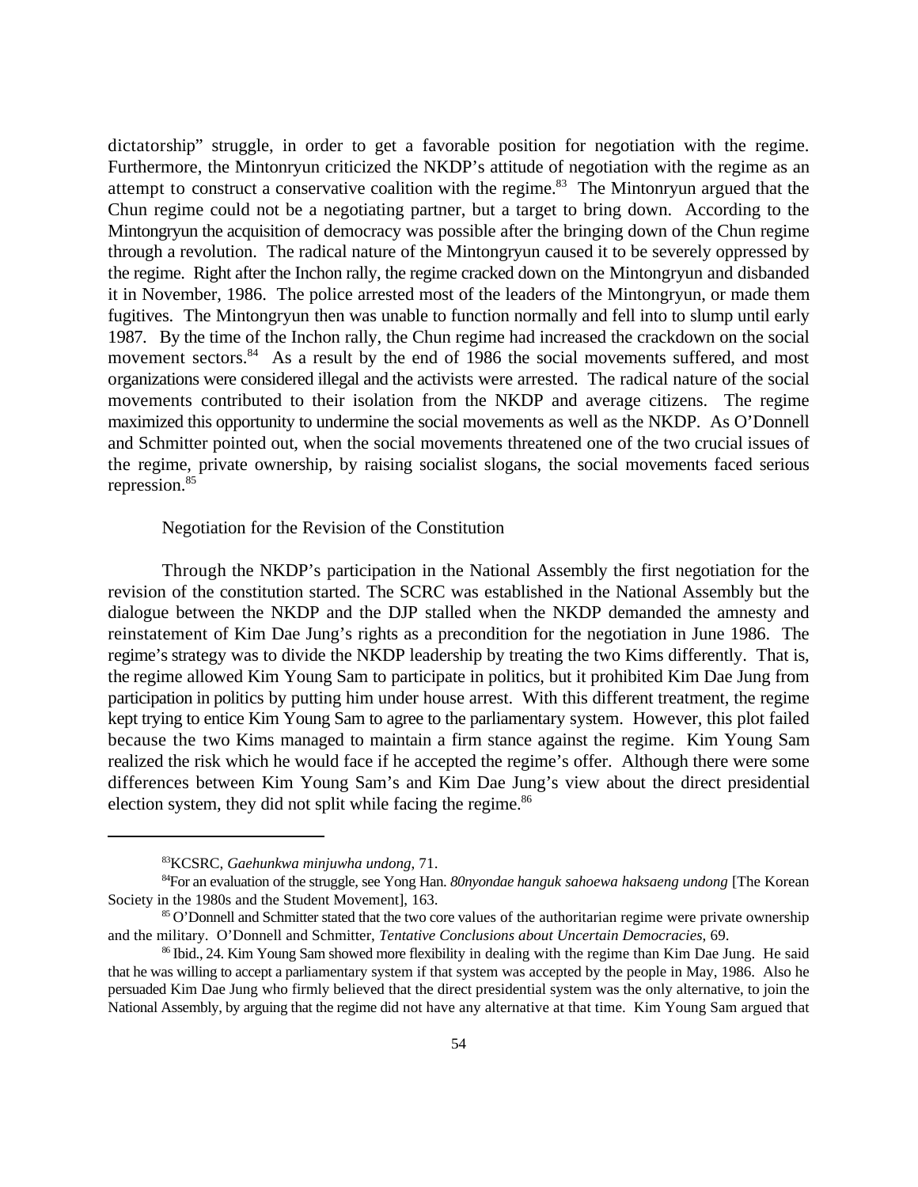dictatorship" struggle, in order to get a favorable position for negotiation with the regime. Furthermore, the Mintonryun criticized the NKDP's attitude of negotiation with the regime as an attempt to construct a conservative coalition with the regime.[83] The Mintonryun argued that the Chun regime could not be a negotiating partner, but a target to bring down. According to the Mintongryun the acquisition of democracy was possible after the bringing down of the Chun regime through a revolution. The radical nature of the Mintongryun caused it to be severely oppressed by the regime. Right after the Inchon rally, the regime cracked down on the Mintongryun and disbanded it in November, 1986. The police arrested most of the leaders of the Mintongryun, or made them fugitives. The Mintongryun then was unable to function normally and fell into to slump until early 1987. By the time of the Inchon rally, the Chun regime had increased the crackdown on the social movement sectors.[84] As a result by the end of 1986 the social movements suffered, and most organizations were considered illegal and the activists were arrested. The radical nature of the social movements contributed to their isolation from the NKDP and average citizens. The regime maximized this opportunity to undermine the social movements as well as the NKDP. As O'Donnell and Schmitter pointed out, when the social movements threatened one of the two crucial issues of the regime, private ownership, by raising socialist slogans, the social movements faced serious repression.[85]

### Negotiation for the Revision of the Constitution

Through the NKDP's participation in the National Assembly the first negotiation for the revision of the constitution started. The SCRC was established in the National Assembly but the dialogue between the NKDP and the DJP stalled when the NKDP demanded the amnesty and reinstatement of Kim Dae Jung's rights as a precondition for the negotiation in June 1986. The regime's strategy was to divide the NKDP leadership by treating the two Kims differently. That is, the regime allowed Kim Young Sam to participate in politics, but it prohibited Kim Dae Jung from participation in politics by putting him under house arrest. With this different treatment, the regime kept trying to entice Kim Young Sam to agree to the parliamentary system. However, this plot failed because the two Kims managed to maintain a firm stance against the regime. Kim Young Sam realized the risk which he would face if he accepted the regime's offer. Although there were some differences between Kim Young Sam's and Kim Dae Jung's view about the direct presidential election system, they did not split while facing the regime.[86]

---

[83] KCSRC, *Gaehunkwa minjuwha undong*, 71.

[84] For an evaluation of the struggle, see Yong Han. *80nyondae hanguk sahoewa haksaeng undong* [The Korean Society in the 1980s and the Student Movement], 163.

[85] O'Donnell and Schmitter stated that the two core values of the authoritarian regime were private ownership and the military. O'Donnell and Schmitter, *Tentative Conclusions about Uncertain Democracies*, 69.

[86] Ibid., 24. Kim Young Sam showed more flexibility in dealing with the regime than Kim Dae Jung. He said that he was willing to accept a parliamentary system if that system was accepted by the people in May, 1986. Also he persuaded Kim Dae Jung who firmly believed that the direct presidential system was the only alternative, to join the National Assembly, by arguing that the regime did not have any alternative at that time. Kim Young Sam argued that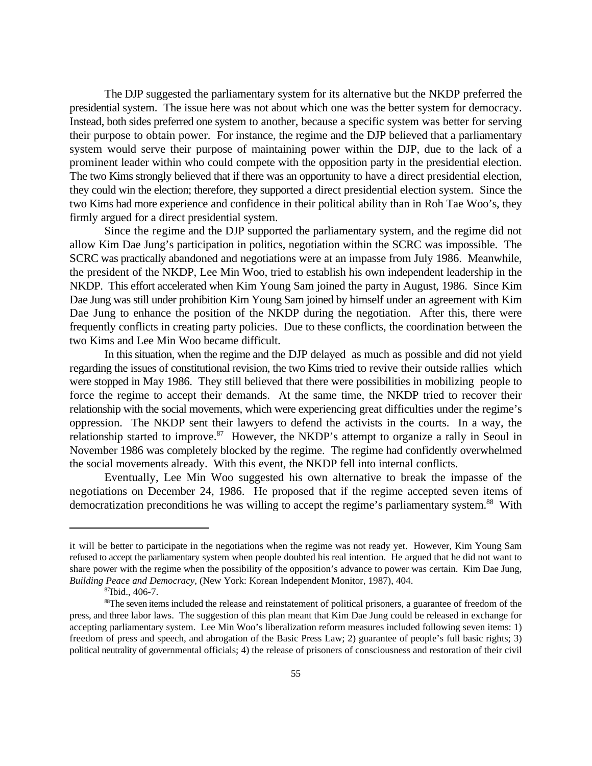The DJP suggested the parliamentary system for its alternative but the NKDP preferred the presidential system. The issue here was not about which one was the better system for democracy. Instead, both sides preferred one system to another, because a specific system was better for serving their purpose to obtain power. For instance, the regime and the DJP believed that a parliamentary system would serve their purpose of maintaining power within the DJP, due to the lack of a prominent leader within who could compete with the opposition party in the presidential election. The two Kims strongly believed that if there was an opportunity to have a direct presidential election, they could win the election; therefore, they supported a direct presidential election system. Since the two Kims had more experience and confidence in their political ability than in Roh Tae Woo's, they firmly argued for a direct presidential system.

Since the regime and the DJP supported the parliamentary system, and the regime did not allow Kim Dae Jung's participation in politics, negotiation within the SCRC was impossible. The SCRC was practically abandoned and negotiations were at an impasse from July 1986. Meanwhile, the president of the NKDP, Lee Min Woo, tried to establish his own independent leadership in the NKDP. This effort accelerated when Kim Young Sam joined the party in August, 1986. Since Kim Dae Jung was still under prohibition Kim Young Sam joined by himself under an agreement with Kim Dae Jung to enhance the position of the NKDP during the negotiation. After this, there were frequently conflicts in creating party policies. Due to these conflicts, the coordination between the two Kims and Lee Min Woo became difficult.

In this situation, when the regime and the DJP delayed as much as possible and did not yield regarding the issues of constitutional revision, the two Kims tried to revive their outside rallies which were stopped in May 1986. They still believed that there were possibilities in mobilizing people to force the regime to accept their demands. At the same time, the NKDP tried to recover their relationship with the social movements, which were experiencing great difficulties under the regime's oppression. The NKDP sent their lawyers to defend the activists in the courts. In a way, the relationship started to improve.[87] However, the NKDP's attempt to organize a rally in Seoul in November 1986 was completely blocked by the regime. The regime had confidently overwhelmed the social movements already. With this event, the NKDP fell into internal conflicts.

Eventually, Lee Min Woo suggested his own alternative to break the impasse of the negotiations on December 24, 1986. He proposed that if the regime accepted seven items of democratization preconditions he was willing to accept the regime's parliamentary system.[88] With

---

it will be better to participate in the negotiations when the regime was not ready yet. However, Kim Young Sam refused to accept the parliamentary system when people doubted his real intention. He argued that he did not want to share power with the regime when the possibility of the opposition's advance to power was certain. Kim Dae Jung, *Building Peace and Democracy*, (New York: Korean Independent Monitor, 1987), 404.

[87] Ibid., 406-7.

[88] The seven items included the release and reinstatement of political prisoners, a guarantee of freedom of the press, and three labor laws. The suggestion of this plan meant that Kim Dae Jung could be released in exchange for accepting parliamentary system. Lee Min Woo's liberalization reform measures included following seven items: 1) freedom of press and speech, and abrogation of the Basic Press Law; 2) guarantee of people's full basic rights; 3) political neutrality of governmental officials; 4) the release of prisoners of consciousness and restoration of their civil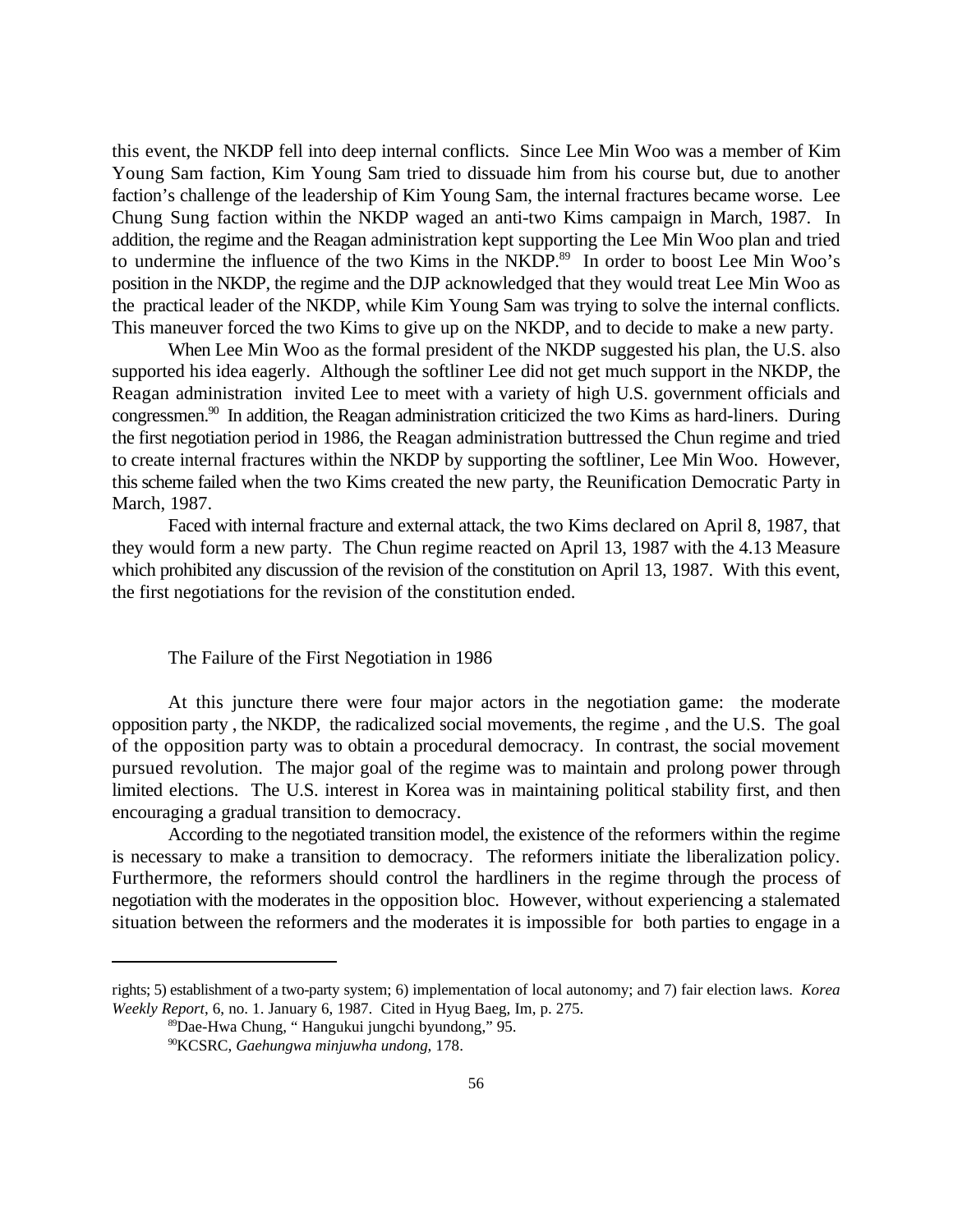this event, the NKDP fell into deep internal conflicts. Since Lee Min Woo was a member of Kim Young Sam faction, Kim Young Sam tried to dissuade him from his course but, due to another faction's challenge of the leadership of Kim Young Sam, the internal fractures became worse. Lee Chung Sung faction within the NKDP waged an anti-two Kims campaign in March, 1987. In addition, the regime and the Reagan administration kept supporting the Lee Min Woo plan and tried to undermine the influence of the two Kims in the NKDP.[89] In order to boost Lee Min Woo's position in the NKDP, the regime and the DJP acknowledged that they would treat Lee Min Woo as the practical leader of the NKDP, while Kim Young Sam was trying to solve the internal conflicts. This maneuver forced the two Kims to give up on the NKDP, and to decide to make a new party.

When Lee Min Woo as the formal president of the NKDP suggested his plan, the U.S. also supported his idea eagerly. Although the softliner Lee did not get much support in the NKDP, the Reagan administration invited Lee to meet with a variety of high U.S. government officials and congressmen.[90] In addition, the Reagan administration criticized the two Kims as hard-liners. During the first negotiation period in 1986, the Reagan administration buttressed the Chun regime and tried to create internal fractures within the NKDP by supporting the softliner, Lee Min Woo. However, this scheme failed when the two Kims created the new party, the Reunification Democratic Party in March, 1987.

Faced with internal fracture and external attack, the two Kims declared on April 8, 1987, that they would form a new party. The Chun regime reacted on April 13, 1987 with the 4.13 Measure which prohibited any discussion of the revision of the constitution on April 13, 1987. With this event, the first negotiations for the revision of the constitution ended.

### The Failure of the First Negotiation in 1986

At this juncture there were four major actors in the negotiation game: the moderate opposition party , the NKDP, the radicalized social movements, the regime , and the U.S. The goal of the opposition party was to obtain a procedural democracy. In contrast, the social movement pursued revolution. The major goal of the regime was to maintain and prolong power through limited elections. The U.S. interest in Korea was in maintaining political stability first, and then encouraging a gradual transition to democracy.

According to the negotiated transition model, the existence of the reformers within the regime is necessary to make a transition to democracy. The reformers initiate the liberalization policy. Furthermore, the reformers should control the hardliners in the regime through the process of negotiation with the moderates in the opposition bloc. However, without experiencing a stalemated situation between the reformers and the moderates it is impossible for both parties to engage in a

---

rights; 5) establishment of a two-party system; 6) implementation of local autonomy; and 7) fair election laws. *Korea Weekly Report*, 6, no. 1. January 6, 1987. Cited in Hyug Baeg, Im, p. 275.

[89] Dae-Hwa Chung, " Hangukui jungchi byundong," 95.

[90] KCSRC, *Gaehungwa minjuwha undong,* 178.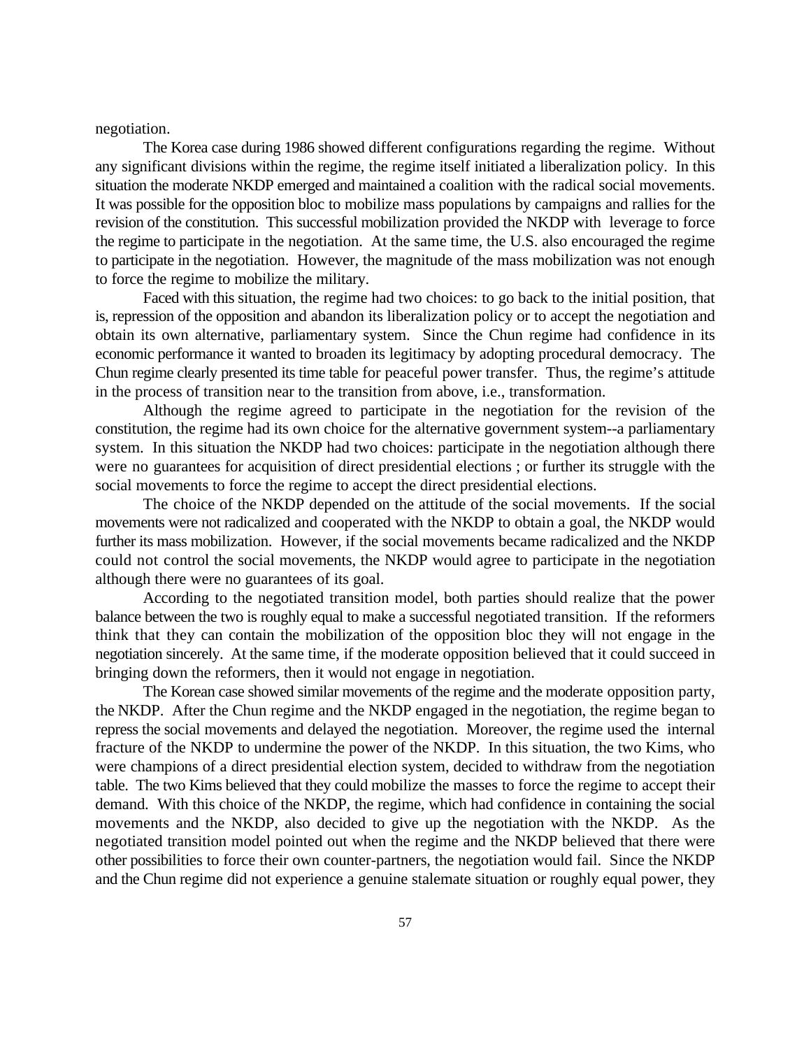negotiation.

The Korea case during 1986 showed different configurations regarding the regime. Without any significant divisions within the regime, the regime itself initiated a liberalization policy. In this situation the moderate NKDP emerged and maintained a coalition with the radical social movements. It was possible for the opposition bloc to mobilize mass populations by campaigns and rallies for the revision of the constitution. This successful mobilization provided the NKDP with leverage to force the regime to participate in the negotiation. At the same time, the U.S. also encouraged the regime to participate in the negotiation. However, the magnitude of the mass mobilization was not enough to force the regime to mobilize the military.

Faced with this situation, the regime had two choices: to go back to the initial position, that is, repression of the opposition and abandon its liberalization policy or to accept the negotiation and obtain its own alternative, parliamentary system. Since the Chun regime had confidence in its economic performance it wanted to broaden its legitimacy by adopting procedural democracy. The Chun regime clearly presented its time table for peaceful power transfer. Thus, the regime's attitude in the process of transition near to the transition from above, i.e., transformation.

Although the regime agreed to participate in the negotiation for the revision of the constitution, the regime had its own choice for the alternative government system--a parliamentary system. In this situation the NKDP had two choices: participate in the negotiation although there were no guarantees for acquisition of direct presidential elections ; or further its struggle with the social movements to force the regime to accept the direct presidential elections.

The choice of the NKDP depended on the attitude of the social movements. If the social movements were not radicalized and cooperated with the NKDP to obtain a goal, the NKDP would further its mass mobilization. However, if the social movements became radicalized and the NKDP could not control the social movements, the NKDP would agree to participate in the negotiation although there were no guarantees of its goal.

According to the negotiated transition model, both parties should realize that the power balance between the two is roughly equal to make a successful negotiated transition. If the reformers think that they can contain the mobilization of the opposition bloc they will not engage in the negotiation sincerely. At the same time, if the moderate opposition believed that it could succeed in bringing down the reformers, then it would not engage in negotiation.

The Korean case showed similar movements of the regime and the moderate opposition party, the NKDP. After the Chun regime and the NKDP engaged in the negotiation, the regime began to repress the social movements and delayed the negotiation. Moreover, the regime used the internal fracture of the NKDP to undermine the power of the NKDP. In this situation, the two Kims, who were champions of a direct presidential election system, decided to withdraw from the negotiation table. The two Kims believed that they could mobilize the masses to force the regime to accept their demand. With this choice of the NKDP, the regime, which had confidence in containing the social movements and the NKDP, also decided to give up the negotiation with the NKDP. As the negotiated transition model pointed out when the regime and the NKDP believed that there were other possibilities to force their own counter-partners, the negotiation would fail. Since the NKDP and the Chun regime did not experience a genuine stalemate situation or roughly equal power, they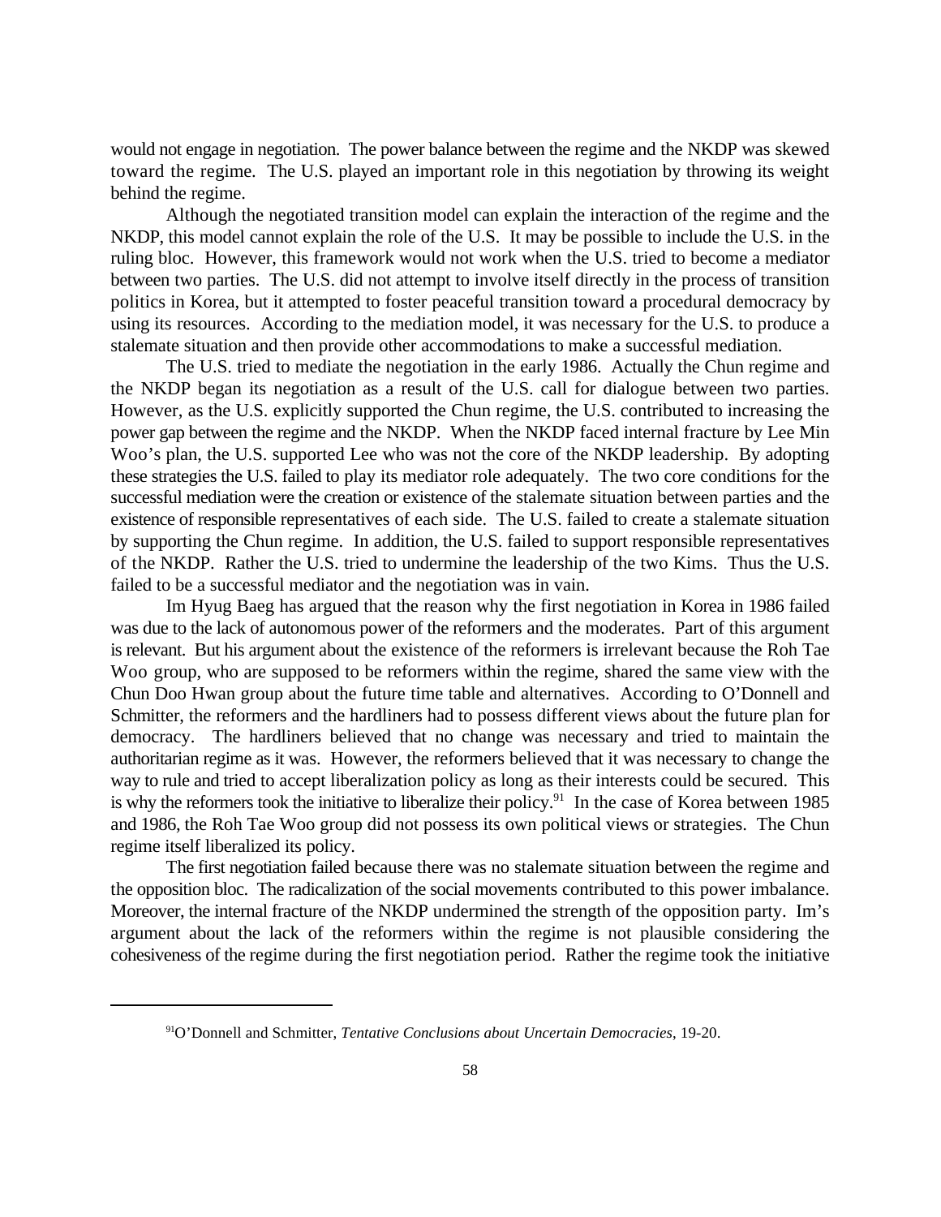would not engage in negotiation. The power balance between the regime and the NKDP was skewed toward the regime. The U.S. played an important role in this negotiation by throwing its weight behind the regime.

Although the negotiated transition model can explain the interaction of the regime and the NKDP, this model cannot explain the role of the U.S. It may be possible to include the U.S. in the ruling bloc. However, this framework would not work when the U.S. tried to become a mediator between two parties. The U.S. did not attempt to involve itself directly in the process of transition politics in Korea, but it attempted to foster peaceful transition toward a procedural democracy by using its resources. According to the mediation model, it was necessary for the U.S. to produce a stalemate situation and then provide other accommodations to make a successful mediation.

The U.S. tried to mediate the negotiation in the early 1986. Actually the Chun regime and the NKDP began its negotiation as a result of the U.S. call for dialogue between two parties. However, as the U.S. explicitly supported the Chun regime, the U.S. contributed to increasing the power gap between the regime and the NKDP. When the NKDP faced internal fracture by Lee Min Woo's plan, the U.S. supported Lee who was not the core of the NKDP leadership. By adopting these strategies the U.S. failed to play its mediator role adequately. The two core conditions for the successful mediation were the creation or existence of the stalemate situation between parties and the existence of responsible representatives of each side. The U.S. failed to create a stalemate situation by supporting the Chun regime. In addition, the U.S. failed to support responsible representatives of the NKDP. Rather the U.S. tried to undermine the leadership of the two Kims. Thus the U.S. failed to be a successful mediator and the negotiation was in vain.

Im Hyug Baeg has argued that the reason why the first negotiation in Korea in 1986 failed was due to the lack of autonomous power of the reformers and the moderates. Part of this argument is relevant. But his argument about the existence of the reformers is irrelevant because the Roh Tae Woo group, who are supposed to be reformers within the regime, shared the same view with the Chun Doo Hwan group about the future time table and alternatives. According to O'Donnell and Schmitter, the reformers and the hardliners had to possess different views about the future plan for democracy. The hardliners believed that no change was necessary and tried to maintain the authoritarian regime as it was. However, the reformers believed that it was necessary to change the way to rule and tried to accept liberalization policy as long as their interests could be secured. This is why the reformers took the initiative to liberalize their policy.[91] In the case of Korea between 1985 and 1986, the Roh Tae Woo group did not possess its own political views or strategies. The Chun regime itself liberalized its policy.

The first negotiation failed because there was no stalemate situation between the regime and the opposition bloc. The radicalization of the social movements contributed to this power imbalance. Moreover, the internal fracture of the NKDP undermined the strength of the opposition party. Im's argument about the lack of the reformers within the regime is not plausible considering the cohesiveness of the regime during the first negotiation period. Rather the regime took the initiative

---

[91] O'Donnell and Schmitter, *Tentative Conclusions about Uncertain Democracies*, 19-20.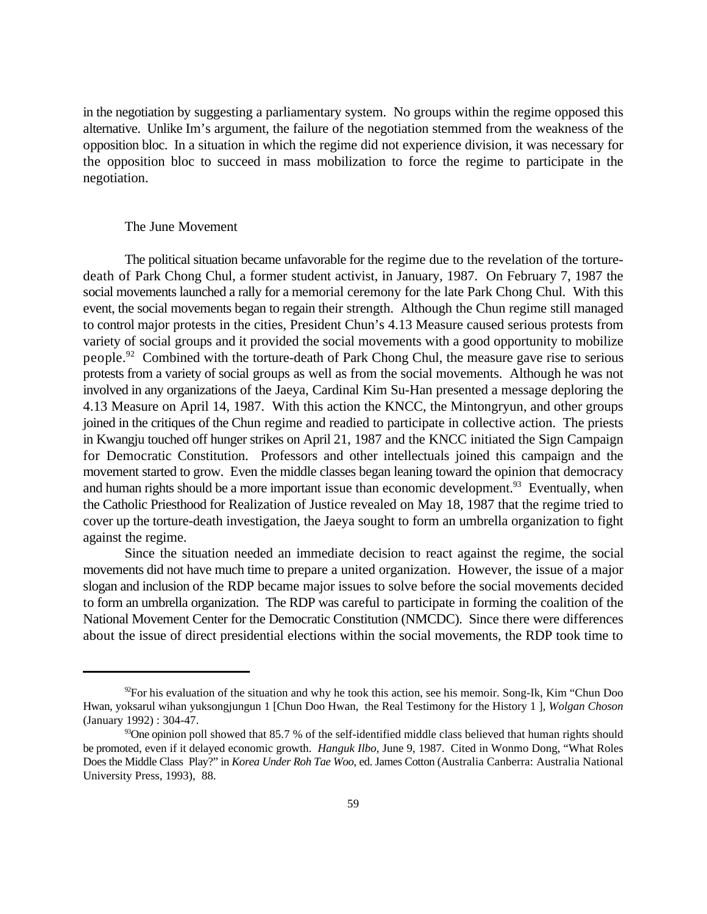in the negotiation by suggesting a parliamentary system. No groups within the regime opposed this alternative. Unlike Im's argument, the failure of the negotiation stemmed from the weakness of the opposition bloc. In a situation in which the regime did not experience division, it was necessary for the opposition bloc to succeed in mass mobilization to force the regime to participate in the negotiation.

### The June Movement

The political situation became unfavorable for the regime due to the revelation of the torture-death of Park Chong Chul, a former student activist, in January, 1987. On February 7, 1987 the social movements launched a rally for a memorial ceremony for the late Park Chong Chul. With this event, the social movements began to regain their strength. Although the Chun regime still managed to control major protests in the cities, President Chun's 4.13 Measure caused serious protests from variety of social groups and it provided the social movements with a good opportunity to mobilize people.[92] Combined with the torture-death of Park Chong Chul, the measure gave rise to serious protests from a variety of social groups as well as from the social movements. Although he was not involved in any organizations of the Jaeya, Cardinal Kim Su-Han presented a message deploring the 4.13 Measure on April 14, 1987. With this action the KNCC, the Mintongryun, and other groups joined in the critiques of the Chun regime and readied to participate in collective action. The priests in Kwangju touched off hunger strikes on April 21, 1987 and the KNCC initiated the Sign Campaign for Democratic Constitution. Professors and other intellectuals joined this campaign and the movement started to grow. Even the middle classes began leaning toward the opinion that democracy and human rights should be a more important issue than economic development.[93] Eventually, when the Catholic Priesthood for Realization of Justice revealed on May 18, 1987 that the regime tried to cover up the torture-death investigation, the Jaeya sought to form an umbrella organization to fight against the regime.

Since the situation needed an immediate decision to react against the regime, the social movements did not have much time to prepare a united organization. However, the issue of a major slogan and inclusion of the RDP became major issues to solve before the social movements decided to form an umbrella organization. The RDP was careful to participate in forming the coalition of the National Movement Center for the Democratic Constitution (NMCDC). Since there were differences about the issue of direct presidential elections within the social movements, the RDP took time to

---

[92] For his evaluation of the situation and why he took this action, see his memoir. Song-Ik, Kim "Chun Doo Hwan, yoksarul wihan yuksongjungun 1 [Chun Doo Hwan, the Real Testimony for the History 1 ], *Wolgan Choson* (January 1992) : 304-47.

[93] One opinion poll showed that 85.7 % of the self-identified middle class believed that human rights should be promoted, even if it delayed economic growth. *Hanguk Ilbo*, June 9, 1987. Cited in Wonmo Dong, "What Roles Does the Middle Class Play?" in *Korea Under Roh Tae Woo*, ed. James Cotton (Australia Canberra: Australia National University Press, 1993), 88.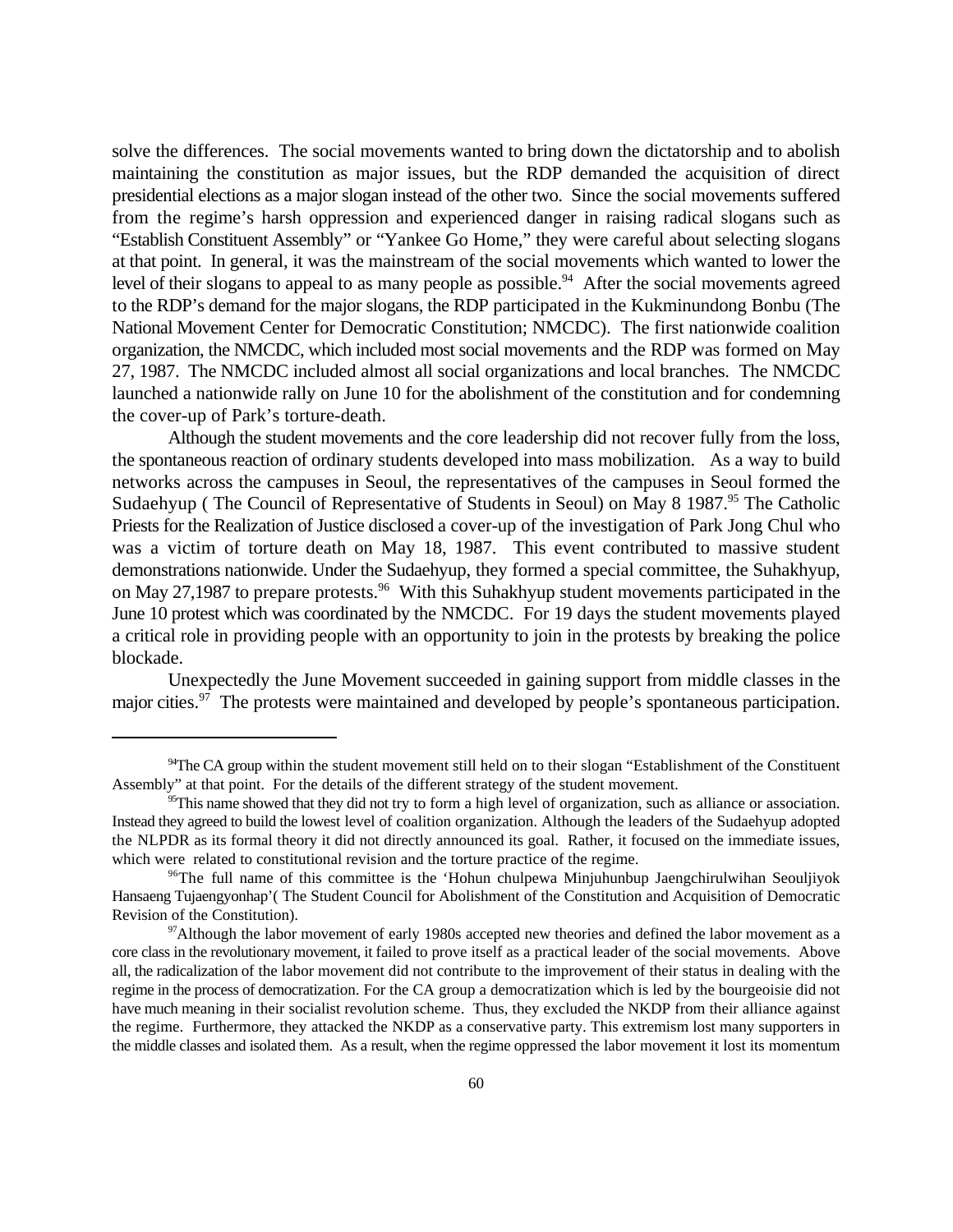solve the differences. The social movements wanted to bring down the dictatorship and to abolish maintaining the constitution as major issues, but the RDP demanded the acquisition of direct presidential elections as a major slogan instead of the other two. Since the social movements suffered from the regime's harsh oppression and experienced danger in raising radical slogans such as "Establish Constituent Assembly" or "Yankee Go Home," they were careful about selecting slogans at that point. In general, it was the mainstream of the social movements which wanted to lower the level of their slogans to appeal to as many people as possible.[94] After the social movements agreed to the RDP's demand for the major slogans, the RDP participated in the Kukminundong Bonbu (The National Movement Center for Democratic Constitution; NMCDC). The first nationwide coalition organization, the NMCDC, which included most social movements and the RDP was formed on May 27, 1987. The NMCDC included almost all social organizations and local branches. The NMCDC launched a nationwide rally on June 10 for the abolishment of the constitution and for condemning the cover-up of Park's torture-death.

Although the student movements and the core leadership did not recover fully from the loss, the spontaneous reaction of ordinary students developed into mass mobilization. As a way to build networks across the campuses in Seoul, the representatives of the campuses in Seoul formed the Sudaehyup ( The Council of Representative of Students in Seoul) on May 8 1987.[95] The Catholic Priests for the Realization of Justice disclosed a cover-up of the investigation of Park Jong Chul who was a victim of torture death on May 18, 1987. This event contributed to massive student demonstrations nationwide. Under the Sudaehyup, they formed a special committee, the Suhakhyup, on May 27,1987 to prepare protests.[96] With this Suhakhyup student movements participated in the June 10 protest which was coordinated by the NMCDC. For 19 days the student movements played a critical role in providing people with an opportunity to join in the protests by breaking the police blockade.

Unexpectedly the June Movement succeeded in gaining support from middle classes in the major cities.[97] The protests were maintained and developed by people's spontaneous participation.

---

[94]The CA group within the student movement still held on to their slogan "Establishment of the Constituent Assembly" at that point. For the details of the different strategy of the student movement.

[95]This name showed that they did not try to form a high level of organization, such as alliance or association. Instead they agreed to build the lowest level of coalition organization. Although the leaders of the Sudaehyup adopted the NLPDR as its formal theory it did not directly announced its goal. Rather, it focused on the immediate issues, which were related to constitutional revision and the torture practice of the regime.

[96]The full name of this committee is the 'Hohun chulpewa Minjuhunbup Jaengchirulwihan Seouljiyok Hansaeng Tujaengyonhap'( The Student Council for Abolishment of the Constitution and Acquisition of Democratic Revision of the Constitution).

[97]Although the labor movement of early 1980s accepted new theories and defined the labor movement as a core class in the revolutionary movement, it failed to prove itself as a practical leader of the social movements. Above all, the radicalization of the labor movement did not contribute to the improvement of their status in dealing with the regime in the process of democratization. For the CA group a democratization which is led by the bourgeoisie did not have much meaning in their socialist revolution scheme. Thus, they excluded the NKDP from their alliance against the regime. Furthermore, they attacked the NKDP as a conservative party. This extremism lost many supporters in the middle classes and isolated them. As a result, when the regime oppressed the labor movement it lost its momentum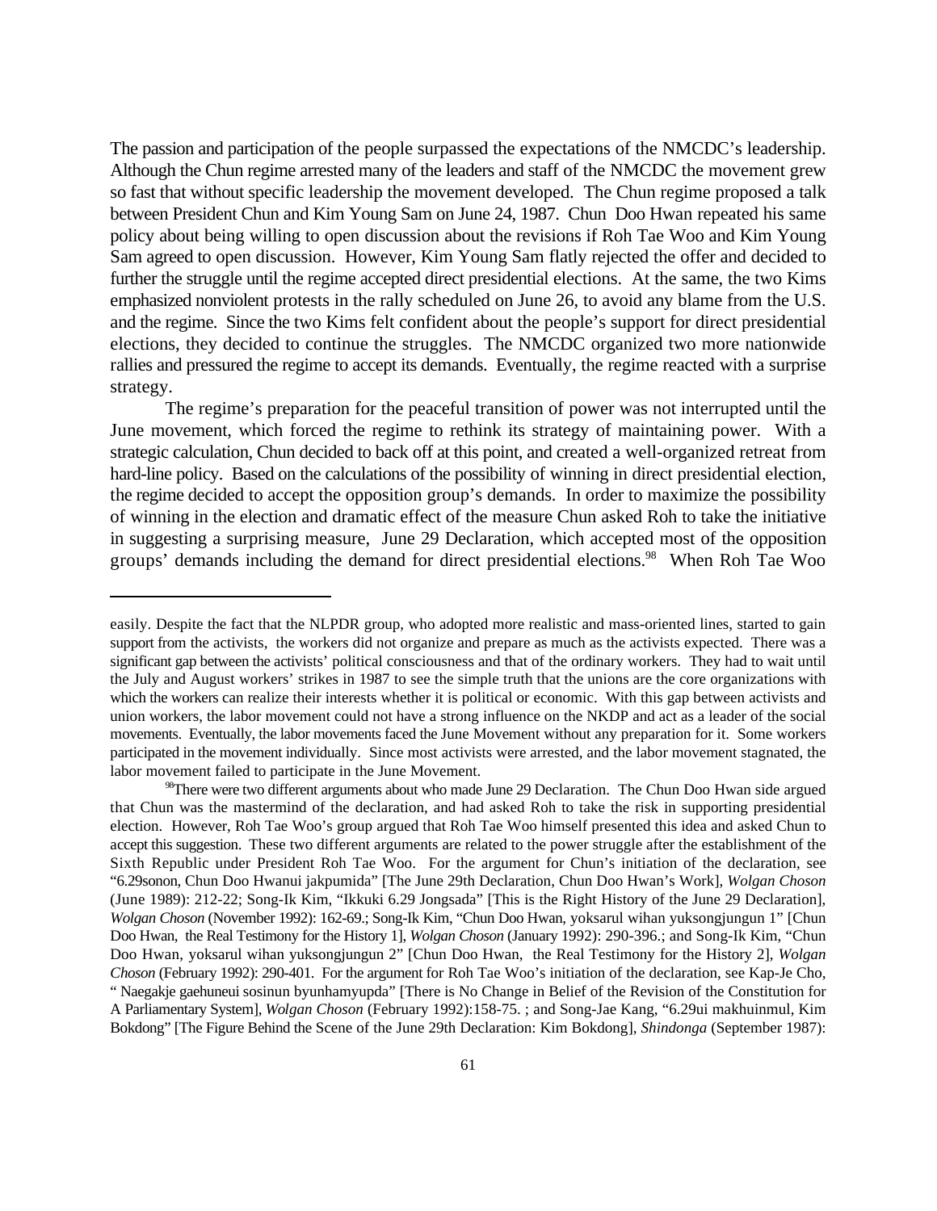The passion and participation of the people surpassed the expectations of the NMCDC's leadership. Although the Chun regime arrested many of the leaders and staff of the NMCDC the movement grew so fast that without specific leadership the movement developed. The Chun regime proposed a talk between President Chun and Kim Young Sam on June 24, 1987. Chun Doo Hwan repeated his same policy about being willing to open discussion about the revisions if Roh Tae Woo and Kim Young Sam agreed to open discussion. However, Kim Young Sam flatly rejected the offer and decided to further the struggle until the regime accepted direct presidential elections. At the same, the two Kims emphasized nonviolent protests in the rally scheduled on June 26, to avoid any blame from the U.S. and the regime. Since the two Kims felt confident about the people's support for direct presidential elections, they decided to continue the struggles. The NMCDC organized two more nationwide rallies and pressured the regime to accept its demands. Eventually, the regime reacted with a surprise strategy.

The regime's preparation for the peaceful transition of power was not interrupted until the June movement, which forced the regime to rethink its strategy of maintaining power. With a strategic calculation, Chun decided to back off at this point, and created a well-organized retreat from hard-line policy. Based on the calculations of the possibility of winning in direct presidential election, the regime decided to accept the opposition group's demands. In order to maximize the possibility of winning in the election and dramatic effect of the measure Chun asked Roh to take the initiative in suggesting a surprising measure, June 29 Declaration, which accepted most of the opposition groups' demands including the demand for direct presidential elections.[98] When Roh Tae Woo

---

easily. Despite the fact that the NLPDR group, who adopted more realistic and mass-oriented lines, started to gain support from the activists, the workers did not organize and prepare as much as the activists expected. There was a significant gap between the activists' political consciousness and that of the ordinary workers. They had to wait until the July and August workers' strikes in 1987 to see the simple truth that the unions are the core organizations with which the workers can realize their interests whether it is political or economic. With this gap between activists and union workers, the labor movement could not have a strong influence on the NKDP and act as a leader of the social movements. Eventually, the labor movements faced the June Movement without any preparation for it. Some workers participated in the movement individually. Since most activists were arrested, and the labor movement stagnated, the labor movement failed to participate in the June Movement.

[98] There were two different arguments about who made June 29 Declaration. The Chun Doo Hwan side argued that Chun was the mastermind of the declaration, and had asked Roh to take the risk in supporting presidential election. However, Roh Tae Woo's group argued that Roh Tae Woo himself presented this idea and asked Chun to accept this suggestion. These two different arguments are related to the power struggle after the establishment of the Sixth Republic under President Roh Tae Woo. For the argument for Chun's initiation of the declaration, see "6.29sonon, Chun Doo Hwanui jakpumida" [The June 29th Declaration, Chun Doo Hwan's Work], *Wolgan Choson* (June 1989): 212-22; Song-Ik Kim, "Ikkuki 6.29 Jongsada" [This is the Right History of the June 29 Declaration], *Wolgan Choson* (November 1992): 162-69.; Song-Ik Kim, "Chun Doo Hwan, yoksarul wihan yuksongjungun 1" [Chun Doo Hwan, the Real Testimony for the History 1], *Wolgan Choson* (January 1992): 290-396.; and Song-Ik Kim, "Chun Doo Hwan, yoksarul wihan yuksongjungun 2" [Chun Doo Hwan, the Real Testimony for the History 2], *Wolgan Choson* (February 1992): 290-401. For the argument for Roh Tae Woo's initiation of the declaration, see Kap-Je Cho, " Naegakje gaehuneui sosinun byunhamyupda" [There is No Change in Belief of the Revision of the Constitution for A Parliamentary System], *Wolgan Choson* (February 1992):158-75. ; and Song-Jae Kang, "6.29ui makhuinmul, Kim Bokdong" [The Figure Behind the Scene of the June 29th Declaration: Kim Bokdong], *Shindonga* (September 1987):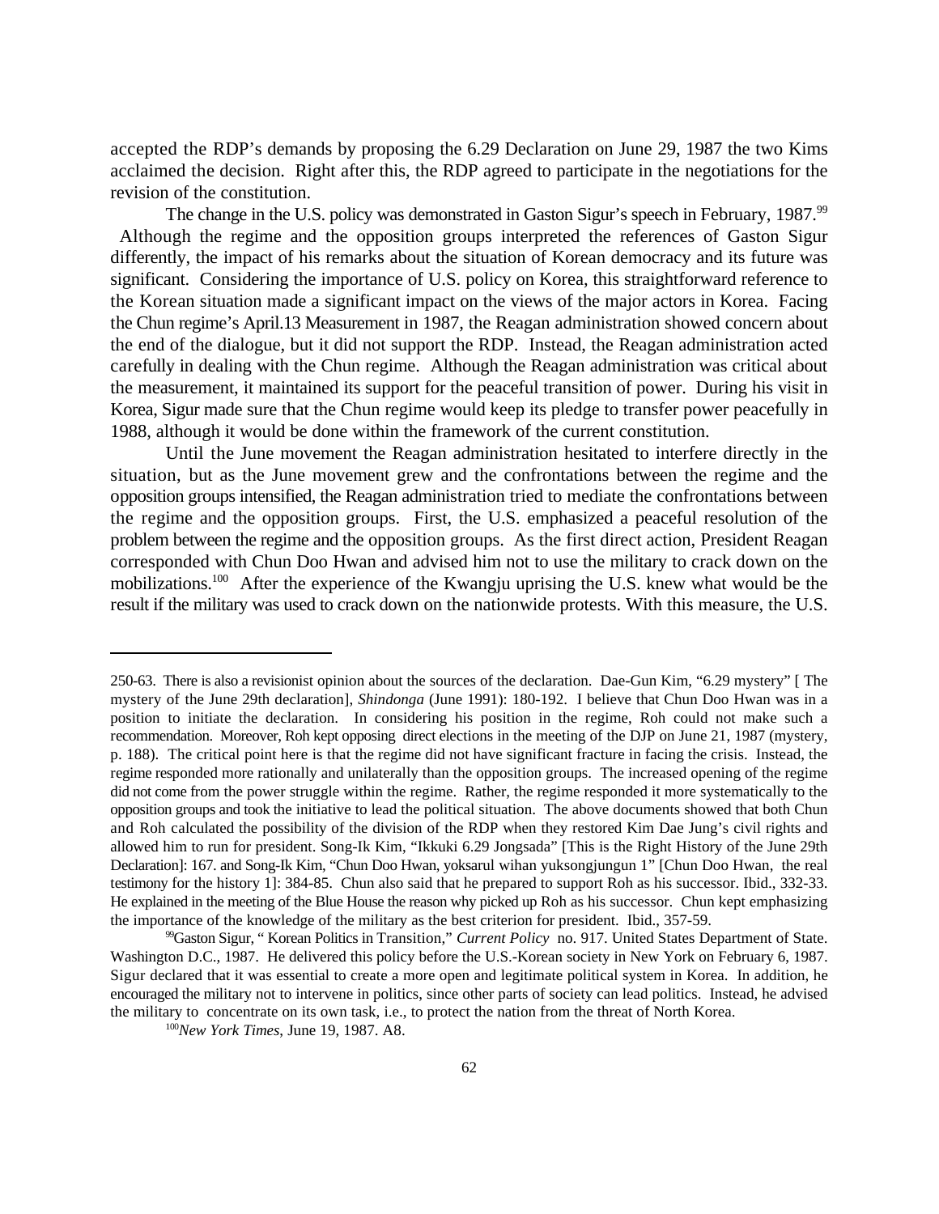accepted the RDP's demands by proposing the 6.29 Declaration on June 29, 1987 the two Kims acclaimed the decision. Right after this, the RDP agreed to participate in the negotiations for the revision of the constitution.

The change in the U.S. policy was demonstrated in Gaston Sigur's speech in February, 1987.[99] Although the regime and the opposition groups interpreted the references of Gaston Sigur differently, the impact of his remarks about the situation of Korean democracy and its future was significant. Considering the importance of U.S. policy on Korea, this straightforward reference to the Korean situation made a significant impact on the views of the major actors in Korea. Facing the Chun regime's April.13 Measurement in 1987, the Reagan administration showed concern about the end of the dialogue, but it did not support the RDP. Instead, the Reagan administration acted carefully in dealing with the Chun regime. Although the Reagan administration was critical about the measurement, it maintained its support for the peaceful transition of power. During his visit in Korea, Sigur made sure that the Chun regime would keep its pledge to transfer power peacefully in 1988, although it would be done within the framework of the current constitution.

Until the June movement the Reagan administration hesitated to interfere directly in the situation, but as the June movement grew and the confrontations between the regime and the opposition groups intensified, the Reagan administration tried to mediate the confrontations between the regime and the opposition groups. First, the U.S. emphasized a peaceful resolution of the problem between the regime and the opposition groups. As the first direct action, President Reagan corresponded with Chun Doo Hwan and advised him not to use the military to crack down on the mobilizations.[100] After the experience of the Kwangju uprising the U.S. knew what would be the result if the military was used to crack down on the nationwide protests. With this measure, the U.S.

---

250-63. There is also a revisionist opinion about the sources of the declaration. Dae-Gun Kim, "6.29 mystery" [ The mystery of the June 29th declaration], *Shindonga* (June 1991): 180-192. I believe that Chun Doo Hwan was in a position to initiate the declaration. In considering his position in the regime, Roh could not make such a recommendation. Moreover, Roh kept opposing direct elections in the meeting of the DJP on June 21, 1987 (mystery, p. 188). The critical point here is that the regime did not have significant fracture in facing the crisis. Instead, the regime responded more rationally and unilaterally than the opposition groups. The increased opening of the regime did not come from the power struggle within the regime. Rather, the regime responded it more systematically to the opposition groups and took the initiative to lead the political situation. The above documents showed that both Chun and Roh calculated the possibility of the division of the RDP when they restored Kim Dae Jung's civil rights and allowed him to run for president. Song-Ik Kim, "Ikkuki 6.29 Jongsada" [This is the Right History of the June 29th Declaration]: 167. and Song-Ik Kim, "Chun Doo Hwan, yoksarul wihan yuksongjungun 1" [Chun Doo Hwan, the real testimony for the history 1]: 384-85. Chun also said that he prepared to support Roh as his successor. Ibid., 332-33. He explained in the meeting of the Blue House the reason why picked up Roh as his successor. Chun kept emphasizing the importance of the knowledge of the military as the best criterion for president. Ibid., 357-59.

[99] Gaston Sigur, " Korean Politics in Transition," *Current Policy* no. 917. United States Department of State. Washington D.C., 1987. He delivered this policy before the U.S.-Korean society in New York on February 6, 1987. Sigur declared that it was essential to create a more open and legitimate political system in Korea. In addition, he encouraged the military not to intervene in politics, since other parts of society can lead politics. Instead, he advised the military to concentrate on its own task, i.e., to protect the nation from the threat of North Korea.

[100] *New York Times*, June 19, 1987. A8.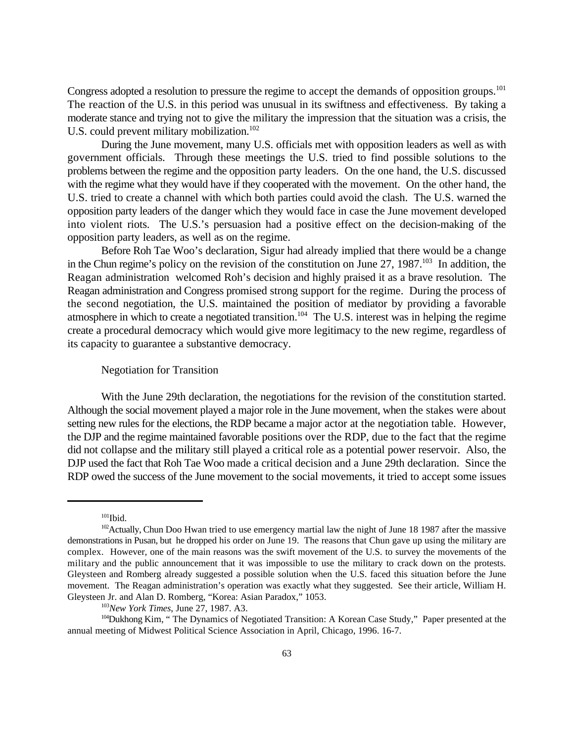Congress adopted a resolution to pressure the regime to accept the demands of opposition groups.[101] The reaction of the U.S. in this period was unusual in its swiftness and effectiveness. By taking a moderate stance and trying not to give the military the impression that the situation was a crisis, the U.S. could prevent military mobilization.[102]

During the June movement, many U.S. officials met with opposition leaders as well as with government officials. Through these meetings the U.S. tried to find possible solutions to the problems between the regime and the opposition party leaders. On the one hand, the U.S. discussed with the regime what they would have if they cooperated with the movement. On the other hand, the U.S. tried to create a channel with which both parties could avoid the clash. The U.S. warned the opposition party leaders of the danger which they would face in case the June movement developed into violent riots. The U.S.'s persuasion had a positive effect on the decision-making of the opposition party leaders, as well as on the regime.

Before Roh Tae Woo's declaration, Sigur had already implied that there would be a change in the Chun regime's policy on the revision of the constitution on June 27, 1987.[103] In addition, the Reagan administration welcomed Roh's decision and highly praised it as a brave resolution. The Reagan administration and Congress promised strong support for the regime. During the process of the second negotiation, the U.S. maintained the position of mediator by providing a favorable atmosphere in which to create a negotiated transition.[104] The U.S. interest was in helping the regime create a procedural democracy which would give more legitimacy to the new regime, regardless of its capacity to guarantee a substantive democracy.

### Negotiation for Transition

With the June 29th declaration, the negotiations for the revision of the constitution started. Although the social movement played a major role in the June movement, when the stakes were about setting new rules for the elections, the RDP became a major actor at the negotiation table. However, the DJP and the regime maintained favorable positions over the RDP, due to the fact that the regime did not collapse and the military still played a critical role as a potential power reservoir. Also, the DJP used the fact that Roh Tae Woo made a critical decision and a June 29th declaration. Since the RDP owed the success of the June movement to the social movements, it tried to accept some issues

---

[101] Ibid.

[102] Actually, Chun Doo Hwan tried to use emergency martial law the night of June 18 1987 after the massive demonstrations in Pusan, but he dropped his order on June 19. The reasons that Chun gave up using the military are complex. However, one of the main reasons was the swift movement of the U.S. to survey the movements of the military and the public announcement that it was impossible to use the military to crack down on the protests. Gleysteen and Romberg already suggested a possible solution when the U.S. faced this situation before the June movement. The Reagan administration's operation was exactly what they suggested. See their article, William H. Gleysteen Jr. and Alan D. Romberg, "Korea: Asian Paradox," 1053.

[103] *New York Times*, June 27, 1987. A3.

[104] Dukhong Kim, " The Dynamics of Negotiated Transition: A Korean Case Study," Paper presented at the annual meeting of Midwest Political Science Association in April, Chicago, 1996. 16-7.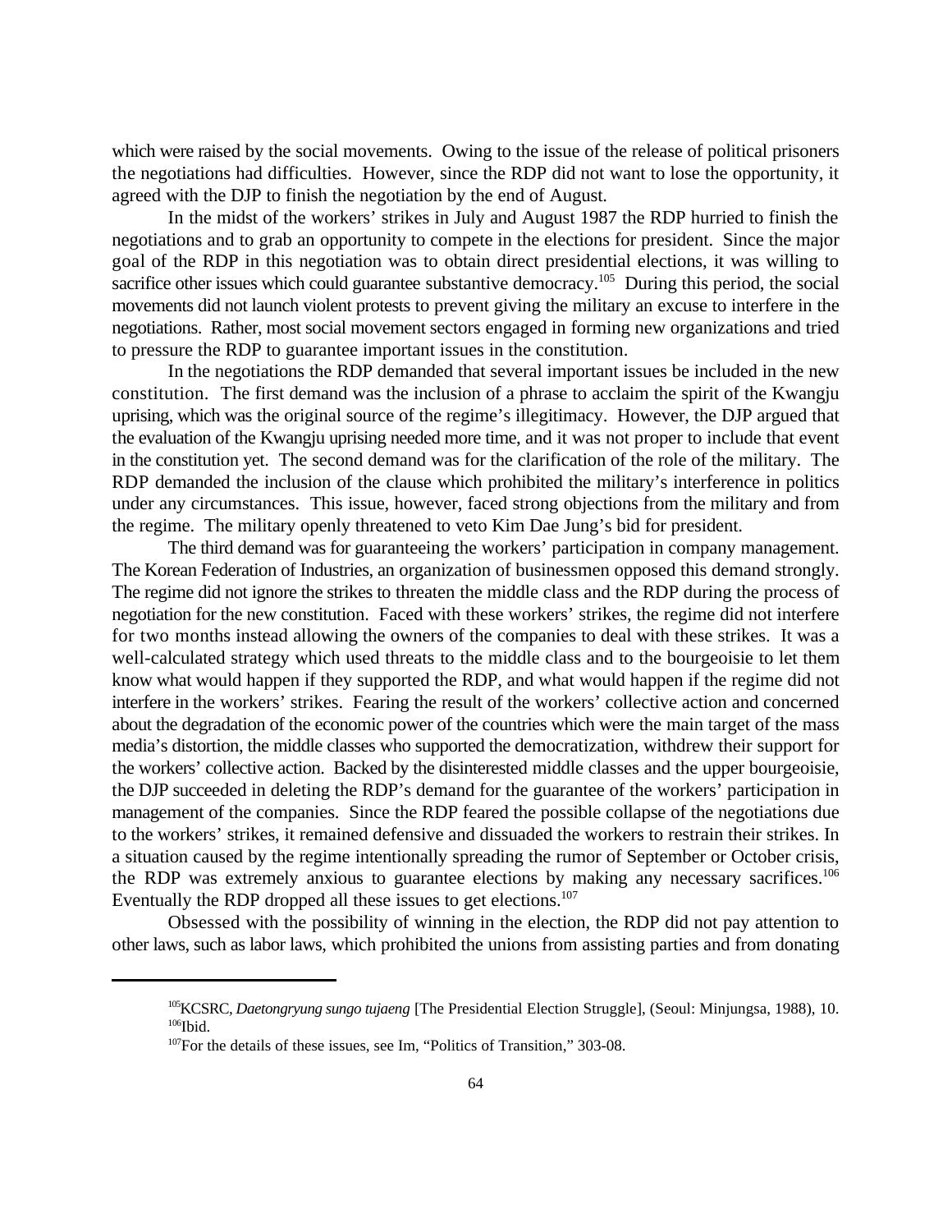which were raised by the social movements. Owing to the issue of the release of political prisoners the negotiations had difficulties. However, since the RDP did not want to lose the opportunity, it agreed with the DJP to finish the negotiation by the end of August.

In the midst of the workers' strikes in July and August 1987 the RDP hurried to finish the negotiations and to grab an opportunity to compete in the elections for president. Since the major goal of the RDP in this negotiation was to obtain direct presidential elections, it was willing to sacrifice other issues which could guarantee substantive democracy.[105] During this period, the social movements did not launch violent protests to prevent giving the military an excuse to interfere in the negotiations. Rather, most social movement sectors engaged in forming new organizations and tried to pressure the RDP to guarantee important issues in the constitution.

In the negotiations the RDP demanded that several important issues be included in the new constitution. The first demand was the inclusion of a phrase to acclaim the spirit of the Kwangju uprising, which was the original source of the regime's illegitimacy. However, the DJP argued that the evaluation of the Kwangju uprising needed more time, and it was not proper to include that event in the constitution yet. The second demand was for the clarification of the role of the military. The RDP demanded the inclusion of the clause which prohibited the military's interference in politics under any circumstances. This issue, however, faced strong objections from the military and from the regime. The military openly threatened to veto Kim Dae Jung's bid for president.

The third demand was for guaranteeing the workers' participation in company management. The Korean Federation of Industries, an organization of businessmen opposed this demand strongly. The regime did not ignore the strikes to threaten the middle class and the RDP during the process of negotiation for the new constitution. Faced with these workers' strikes, the regime did not interfere for two months instead allowing the owners of the companies to deal with these strikes. It was a well-calculated strategy which used threats to the middle class and to the bourgeoisie to let them know what would happen if they supported the RDP, and what would happen if the regime did not interfere in the workers' strikes. Fearing the result of the workers' collective action and concerned about the degradation of the economic power of the countries which were the main target of the mass media's distortion, the middle classes who supported the democratization, withdrew their support for the workers' collective action. Backed by the disinterested middle classes and the upper bourgeoisie, the DJP succeeded in deleting the RDP's demand for the guarantee of the workers' participation in management of the companies. Since the RDP feared the possible collapse of the negotiations due to the workers' strikes, it remained defensive and dissuaded the workers to restrain their strikes. In a situation caused by the regime intentionally spreading the rumor of September or October crisis, the RDP was extremely anxious to guarantee elections by making any necessary sacrifices.[106] Eventually the RDP dropped all these issues to get elections.[107]

Obsessed with the possibility of winning in the election, the RDP did not pay attention to other laws, such as labor laws, which prohibited the unions from assisting parties and from donating

---

[105] KCSRC, *Daetongryung sungo tujaeng* [The Presidential Election Struggle], (Seoul: Minjungsa, 1988), 10.

[106] Ibid.

[107] For the details of these issues, see Im, "Politics of Transition," 303-08.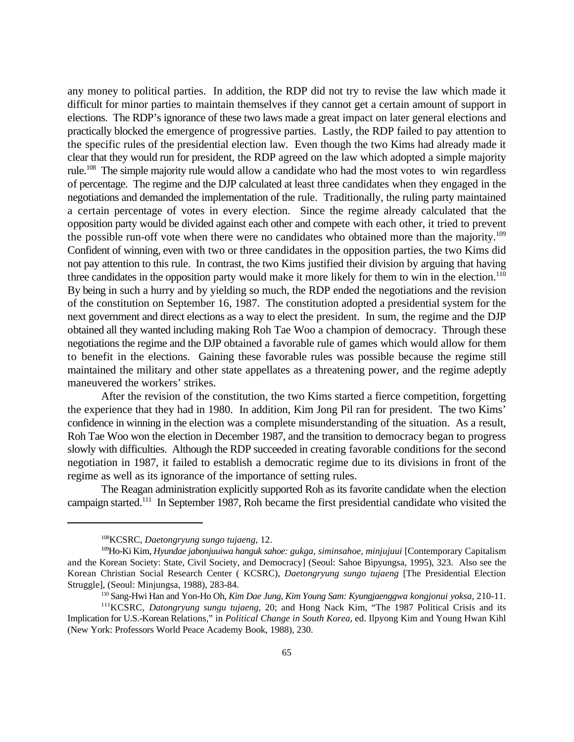any money to political parties. In addition, the RDP did not try to revise the law which made it difficult for minor parties to maintain themselves if they cannot get a certain amount of support in elections. The RDP's ignorance of these two laws made a great impact on later general elections and practically blocked the emergence of progressive parties. Lastly, the RDP failed to pay attention to the specific rules of the presidential election law. Even though the two Kims had already made it clear that they would run for president, the RDP agreed on the law which adopted a simple majority rule.[108] The simple majority rule would allow a candidate who had the most votes to win regardless of percentage. The regime and the DJP calculated at least three candidates when they engaged in the negotiations and demanded the implementation of the rule. Traditionally, the ruling party maintained a certain percentage of votes in every election. Since the regime already calculated that the opposition party would be divided against each other and compete with each other, it tried to prevent the possible run-off vote when there were no candidates who obtained more than the majority.[109] Confident of winning, even with two or three candidates in the opposition parties, the two Kims did not pay attention to this rule. In contrast, the two Kims justified their division by arguing that having three candidates in the opposition party would make it more likely for them to win in the election.[110] By being in such a hurry and by yielding so much, the RDP ended the negotiations and the revision of the constitution on September 16, 1987. The constitution adopted a presidential system for the next government and direct elections as a way to elect the president. In sum, the regime and the DJP obtained all they wanted including making Roh Tae Woo a champion of democracy. Through these negotiations the regime and the DJP obtained a favorable rule of games which would allow for them to benefit in the elections. Gaining these favorable rules was possible because the regime still maintained the military and other state appellates as a threatening power, and the regime adeptly maneuvered the workers' strikes.

After the revision of the constitution, the two Kims started a fierce competition, forgetting the experience that they had in 1980. In addition, Kim Jong Pil ran for president. The two Kims' confidence in winning in the election was a complete misunderstanding of the situation. As a result, Roh Tae Woo won the election in December 1987, and the transition to democracy began to progress slowly with difficulties. Although the RDP succeeded in creating favorable conditions for the second negotiation in 1987, it failed to establish a democratic regime due to its divisions in front of the regime as well as its ignorance of the importance of setting rules.

The Reagan administration explicitly supported Roh as its favorite candidate when the election campaign started.[111] In September 1987, Roh became the first presidential candidate who visited the

---

[108] KCSRC, *Daetongryung sungo tujaeng*, 12.

[109] Ho-Ki Kim, *Hyundae jabonjuuiwa hanguk sahoe: gukga, siminsahoe, minjujuui* [Contemporary Capitalism and the Korean Society: State, Civil Society, and Democracy] (Seoul: Sahoe Bipyungsa, 1995), 323. Also see the Korean Christian Social Research Center ( KCSRC), *Daetongryung sungo tujaeng* [The Presidential Election Struggle], (Seoul: Minjungsa, 1988), 283-84.

[110] Sang-Hwi Han and Yon-Ho Oh, *Kim Dae Jung, Kim Young Sam: Kyungjaenggwa kongjonui yoksa*, 210-11.

[111] KCSRC, *Datongryung sungu tujaeng*, 20; and Hong Nack Kim, "The 1987 Political Crisis and its Implication for U.S.-Korean Relations," in *Political Change in South Korea*, ed. Ilpyong Kim and Young Hwan Kihl (New York: Professors World Peace Academy Book, 1988), 230.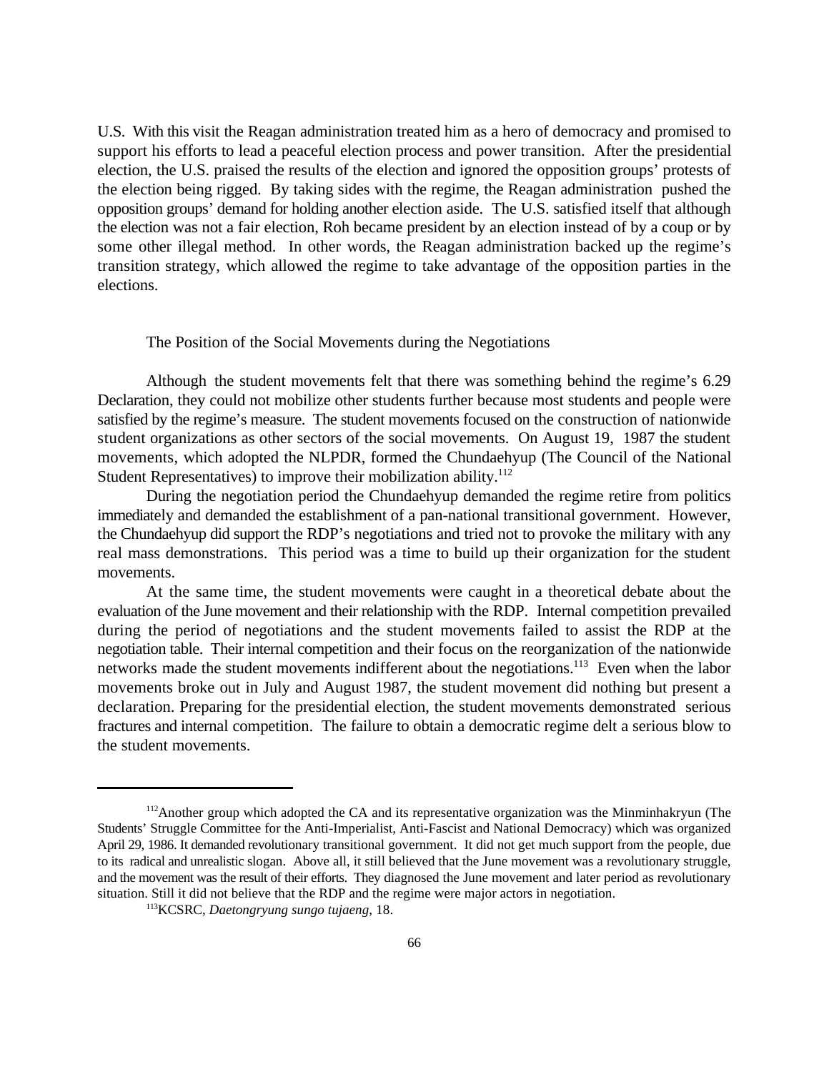U.S. With this visit the Reagan administration treated him as a hero of democracy and promised to support his efforts to lead a peaceful election process and power transition. After the presidential election, the U.S. praised the results of the election and ignored the opposition groups' protests of the election being rigged. By taking sides with the regime, the Reagan administration pushed the opposition groups' demand for holding another election aside. The U.S. satisfied itself that although the election was not a fair election, Roh became president by an election instead of by a coup or by some other illegal method. In other words, the Reagan administration backed up the regime's transition strategy, which allowed the regime to take advantage of the opposition parties in the elections.

### The Position of the Social Movements during the Negotiations

Although the student movements felt that there was something behind the regime's 6.29 Declaration, they could not mobilize other students further because most students and people were satisfied by the regime's measure. The student movements focused on the construction of nationwide student organizations as other sectors of the social movements. On August 19, 1987 the student movements, which adopted the NLPDR, formed the Chundaehyup (The Council of the National Student Representatives) to improve their mobilization ability.[112]

During the negotiation period the Chundaehyup demanded the regime retire from politics immediately and demanded the establishment of a pan-national transitional government. However, the Chundaehyup did support the RDP's negotiations and tried not to provoke the military with any real mass demonstrations. This period was a time to build up their organization for the student movements.

At the same time, the student movements were caught in a theoretical debate about the evaluation of the June movement and their relationship with the RDP. Internal competition prevailed during the period of negotiations and the student movements failed to assist the RDP at the negotiation table. Their internal competition and their focus on the reorganization of the nationwide networks made the student movements indifferent about the negotiations.[113] Even when the labor movements broke out in July and August 1987, the student movement did nothing but present a declaration. Preparing for the presidential election, the student movements demonstrated serious fractures and internal competition. The failure to obtain a democratic regime delt a serious blow to the student movements.

---

[112]Another group which adopted the CA and its representative organization was the Minminhakryun (The Students' Struggle Committee for the Anti-Imperialist, Anti-Fascist and National Democracy) which was organized April 29, 1986. It demanded revolutionary transitional government. It did not get much support from the people, due to its radical and unrealistic slogan. Above all, it still believed that the June movement was a revolutionary struggle, and the movement was the result of their efforts. They diagnosed the June movement and later period as revolutionary situation. Still it did not believe that the RDP and the regime were major actors in negotiation.

[113]KCSRC, *Daetongryung sungo tujaeng*, 18.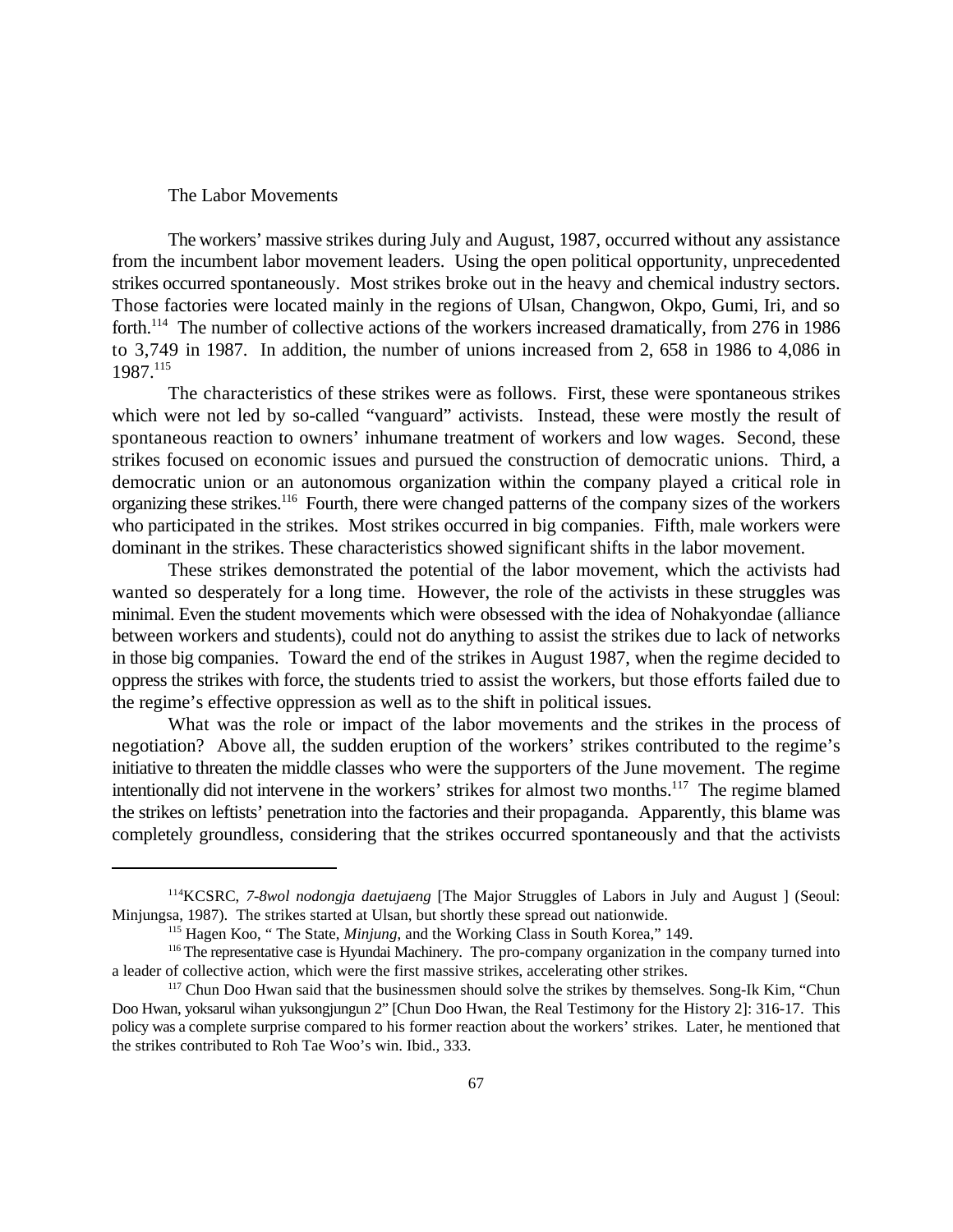## The Labor Movements

The workers' massive strikes during July and August, 1987, occurred without any assistance from the incumbent labor movement leaders. Using the open political opportunity, unprecedented strikes occurred spontaneously. Most strikes broke out in the heavy and chemical industry sectors. Those factories were located mainly in the regions of Ulsan, Changwon, Okpo, Gumi, Iri, and so forth.[114] The number of collective actions of the workers increased dramatically, from 276 in 1986 to 3,749 in 1987. In addition, the number of unions increased from 2, 658 in 1986 to 4,086 in 1987.[115]

The characteristics of these strikes were as follows. First, these were spontaneous strikes which were not led by so-called "vanguard" activists. Instead, these were mostly the result of spontaneous reaction to owners' inhumane treatment of workers and low wages. Second, these strikes focused on economic issues and pursued the construction of democratic unions. Third, a democratic union or an autonomous organization within the company played a critical role in organizing these strikes.[116] Fourth, there were changed patterns of the company sizes of the workers who participated in the strikes. Most strikes occurred in big companies. Fifth, male workers were dominant in the strikes. These characteristics showed significant shifts in the labor movement.

These strikes demonstrated the potential of the labor movement, which the activists had wanted so desperately for a long time. However, the role of the activists in these struggles was minimal. Even the student movements which were obsessed with the idea of Nohakyondae (alliance between workers and students), could not do anything to assist the strikes due to lack of networks in those big companies. Toward the end of the strikes in August 1987, when the regime decided to oppress the strikes with force, the students tried to assist the workers, but those efforts failed due to the regime's effective oppression as well as to the shift in political issues.

What was the role or impact of the labor movements and the strikes in the process of negotiation? Above all, the sudden eruption of the workers' strikes contributed to the regime's initiative to threaten the middle classes who were the supporters of the June movement. The regime intentionally did not intervene in the workers' strikes for almost two months.[117] The regime blamed the strikes on leftists' penetration into the factories and their propaganda. Apparently, this blame was completely groundless, considering that the strikes occurred spontaneously and that the activists

---

[114] KCSRC, *7-8wol nodongja daetujaeng* [The Major Struggles of Labors in July and August ] (Seoul: Minjungsa, 1987). The strikes started at Ulsan, but shortly these spread out nationwide.

[115] Hagen Koo, " The State, *Minjung*, and the Working Class in South Korea," 149.

[116] The representative case is Hyundai Machinery. The pro-company organization in the company turned into a leader of collective action, which were the first massive strikes, accelerating other strikes.

[117] Chun Doo Hwan said that the businessmen should solve the strikes by themselves. Song-Ik Kim, "Chun Doo Hwan, yoksarul wihan yuksongjungun 2" [Chun Doo Hwan, the Real Testimony for the History 2]: 316-17. This policy was a complete surprise compared to his former reaction about the workers' strikes. Later, he mentioned that the strikes contributed to Roh Tae Woo's win. Ibid., 333.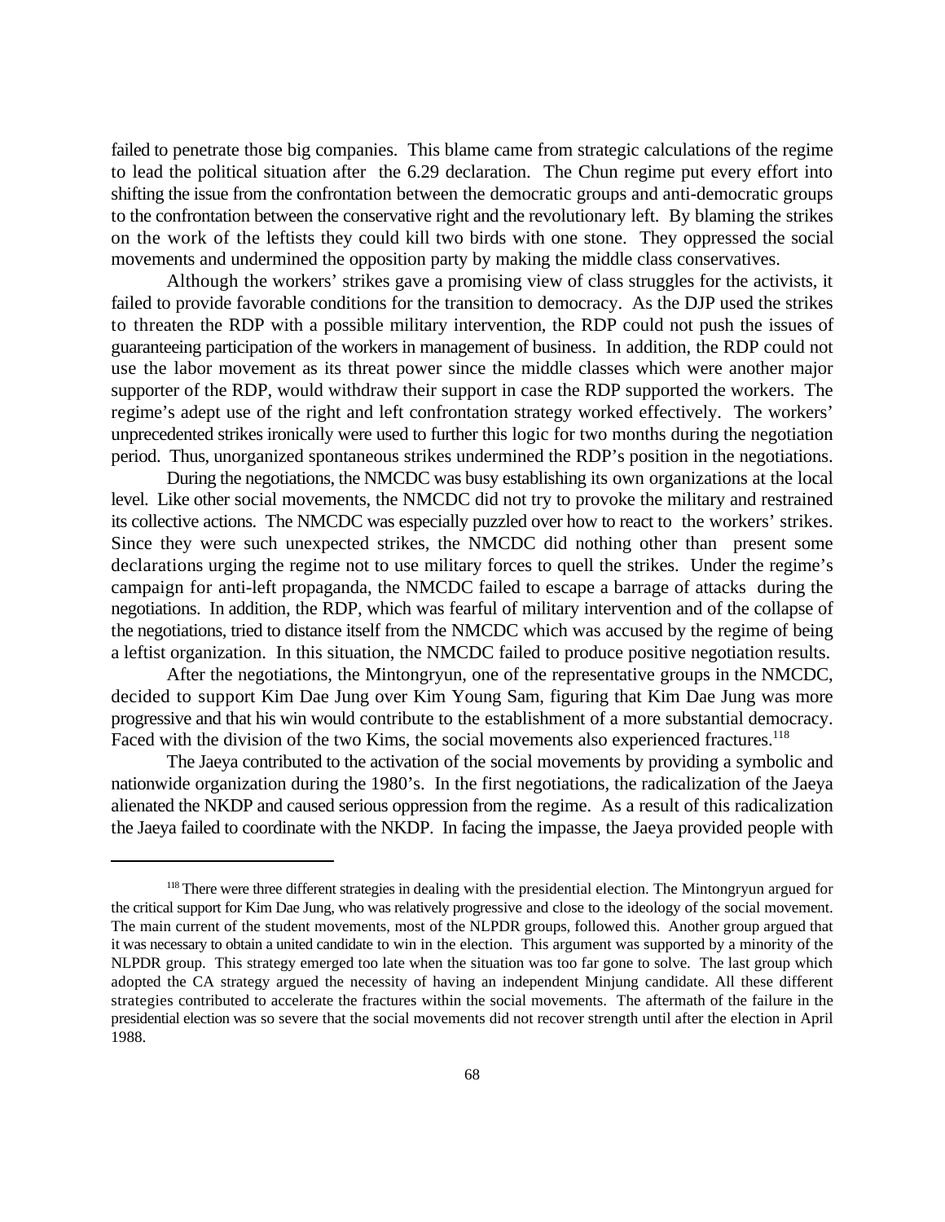failed to penetrate those big companies. This blame came from strategic calculations of the regime to lead the political situation after the 6.29 declaration. The Chun regime put every effort into shifting the issue from the confrontation between the democratic groups and anti-democratic groups to the confrontation between the conservative right and the revolutionary left. By blaming the strikes on the work of the leftists they could kill two birds with one stone. They oppressed the social movements and undermined the opposition party by making the middle class conservatives.

Although the workers' strikes gave a promising view of class struggles for the activists, it failed to provide favorable conditions for the transition to democracy. As the DJP used the strikes to threaten the RDP with a possible military intervention, the RDP could not push the issues of guaranteeing participation of the workers in management of business. In addition, the RDP could not use the labor movement as its threat power since the middle classes which were another major supporter of the RDP, would withdraw their support in case the RDP supported the workers. The regime's adept use of the right and left confrontation strategy worked effectively. The workers' unprecedented strikes ironically were used to further this logic for two months during the negotiation period. Thus, unorganized spontaneous strikes undermined the RDP's position in the negotiations.

During the negotiations, the NMCDC was busy establishing its own organizations at the local level. Like other social movements, the NMCDC did not try to provoke the military and restrained its collective actions. The NMCDC was especially puzzled over how to react to the workers' strikes. Since they were such unexpected strikes, the NMCDC did nothing other than present some declarations urging the regime not to use military forces to quell the strikes. Under the regime's campaign for anti-left propaganda, the NMCDC failed to escape a barrage of attacks during the negotiations. In addition, the RDP, which was fearful of military intervention and of the collapse of the negotiations, tried to distance itself from the NMCDC which was accused by the regime of being a leftist organization. In this situation, the NMCDC failed to produce positive negotiation results.

After the negotiations, the Mintongryun, one of the representative groups in the NMCDC, decided to support Kim Dae Jung over Kim Young Sam, figuring that Kim Dae Jung was more progressive and that his win would contribute to the establishment of a more substantial democracy. Faced with the division of the two Kims, the social movements also experienced fractures.[118]

The Jaeya contributed to the activation of the social movements by providing a symbolic and nationwide organization during the 1980's. In the first negotiations, the radicalization of the Jaeya alienated the NKDP and caused serious oppression from the regime. As a result of this radicalization the Jaeya failed to coordinate with the NKDP. In facing the impasse, the Jaeya provided people with

---

[118] There were three different strategies in dealing with the presidential election. The Mintongryun argued for the critical support for Kim Dae Jung, who was relatively progressive and close to the ideology of the social movement. The main current of the student movements, most of the NLPDR groups, followed this. Another group argued that it was necessary to obtain a united candidate to win in the election. This argument was supported by a minority of the NLPDR group. This strategy emerged too late when the situation was too far gone to solve. The last group which adopted the CA strategy argued the necessity of having an independent Minjung candidate. All these different strategies contributed to accelerate the fractures within the social movements. The aftermath of the failure in the presidential election was so severe that the social movements did not recover strength until after the election in April 1988.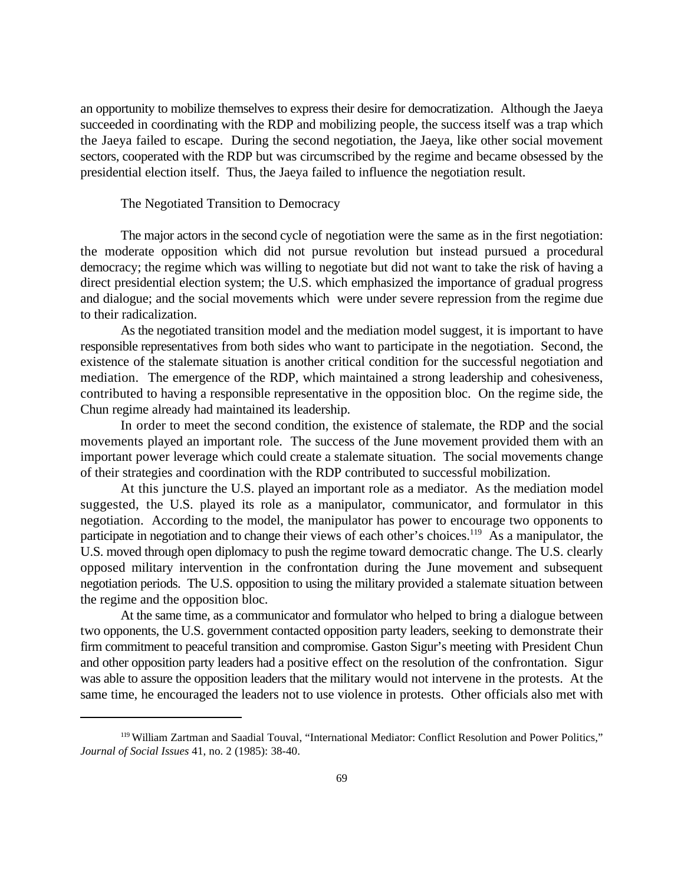an opportunity to mobilize themselves to express their desire for democratization. Although the Jaeya succeeded in coordinating with the RDP and mobilizing people, the success itself was a trap which the Jaeya failed to escape. During the second negotiation, the Jaeya, like other social movement sectors, cooperated with the RDP but was circumscribed by the regime and became obsessed by the presidential election itself. Thus, the Jaeya failed to influence the negotiation result.

### The Negotiated Transition to Democracy

The major actors in the second cycle of negotiation were the same as in the first negotiation: the moderate opposition which did not pursue revolution but instead pursued a procedural democracy; the regime which was willing to negotiate but did not want to take the risk of having a direct presidential election system; the U.S. which emphasized the importance of gradual progress and dialogue; and the social movements which were under severe repression from the regime due to their radicalization.

As the negotiated transition model and the mediation model suggest, it is important to have responsible representatives from both sides who want to participate in the negotiation. Second, the existence of the stalemate situation is another critical condition for the successful negotiation and mediation. The emergence of the RDP, which maintained a strong leadership and cohesiveness, contributed to having a responsible representative in the opposition bloc. On the regime side, the Chun regime already had maintained its leadership.

In order to meet the second condition, the existence of stalemate, the RDP and the social movements played an important role. The success of the June movement provided them with an important power leverage which could create a stalemate situation. The social movements change of their strategies and coordination with the RDP contributed to successful mobilization.

At this juncture the U.S. played an important role as a mediator. As the mediation model suggested, the U.S. played its role as a manipulator, communicator, and formulator in this negotiation. According to the model, the manipulator has power to encourage two opponents to participate in negotiation and to change their views of each other's choices.[119] As a manipulator, the U.S. moved through open diplomacy to push the regime toward democratic change. The U.S. clearly opposed military intervention in the confrontation during the June movement and subsequent negotiation periods. The U.S. opposition to using the military provided a stalemate situation between the regime and the opposition bloc.

At the same time, as a communicator and formulator who helped to bring a dialogue between two opponents, the U.S. government contacted opposition party leaders, seeking to demonstrate their firm commitment to peaceful transition and compromise. Gaston Sigur's meeting with President Chun and other opposition party leaders had a positive effect on the resolution of the confrontation. Sigur was able to assure the opposition leaders that the military would not intervene in the protests. At the same time, he encouraged the leaders not to use violence in protests. Other officials also met with

---

[119] William Zartman and Saadial Touval, "International Mediator: Conflict Resolution and Power Politics," *Journal of Social Issues* 41, no. 2 (1985): 38-40.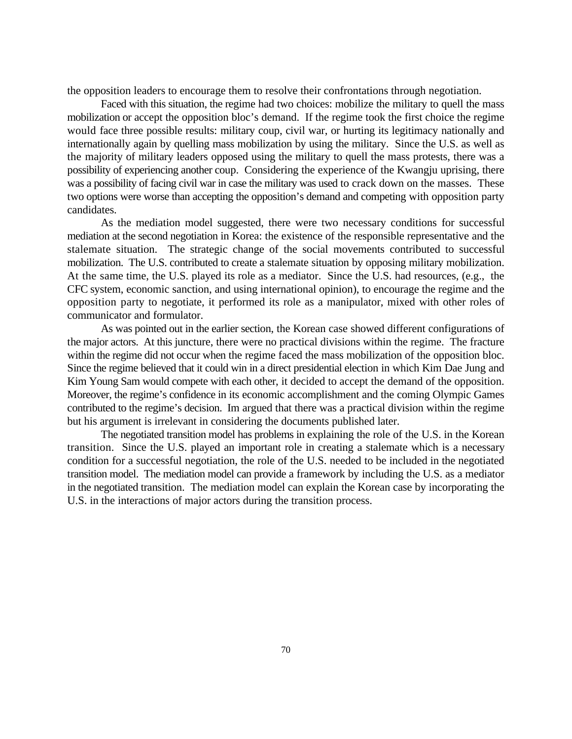the opposition leaders to encourage them to resolve their confrontations through negotiation.

Faced with this situation, the regime had two choices: mobilize the military to quell the mass mobilization or accept the opposition bloc's demand. If the regime took the first choice the regime would face three possible results: military coup, civil war, or hurting its legitimacy nationally and internationally again by quelling mass mobilization by using the military. Since the U.S. as well as the majority of military leaders opposed using the military to quell the mass protests, there was a possibility of experiencing another coup. Considering the experience of the Kwangju uprising, there was a possibility of facing civil war in case the military was used to crack down on the masses. These two options were worse than accepting the opposition's demand and competing with opposition party candidates.

As the mediation model suggested, there were two necessary conditions for successful mediation at the second negotiation in Korea: the existence of the responsible representative and the stalemate situation. The strategic change of the social movements contributed to successful mobilization. The U.S. contributed to create a stalemate situation by opposing military mobilization. At the same time, the U.S. played its role as a mediator. Since the U.S. had resources, (e.g., the CFC system, economic sanction, and using international opinion), to encourage the regime and the opposition party to negotiate, it performed its role as a manipulator, mixed with other roles of communicator and formulator.

As was pointed out in the earlier section, the Korean case showed different configurations of the major actors. At this juncture, there were no practical divisions within the regime. The fracture within the regime did not occur when the regime faced the mass mobilization of the opposition bloc. Since the regime believed that it could win in a direct presidential election in which Kim Dae Jung and Kim Young Sam would compete with each other, it decided to accept the demand of the opposition. Moreover, the regime's confidence in its economic accomplishment and the coming Olympic Games contributed to the regime's decision. Im argued that there was a practical division within the regime but his argument is irrelevant in considering the documents published later.

The negotiated transition model has problems in explaining the role of the U.S. in the Korean transition. Since the U.S. played an important role in creating a stalemate which is a necessary condition for a successful negotiation, the role of the U.S. needed to be included in the negotiated transition model. The mediation model can provide a framework by including the U.S. as a mediator in the negotiated transition. The mediation model can explain the Korean case by incorporating the U.S. in the interactions of major actors during the transition process.